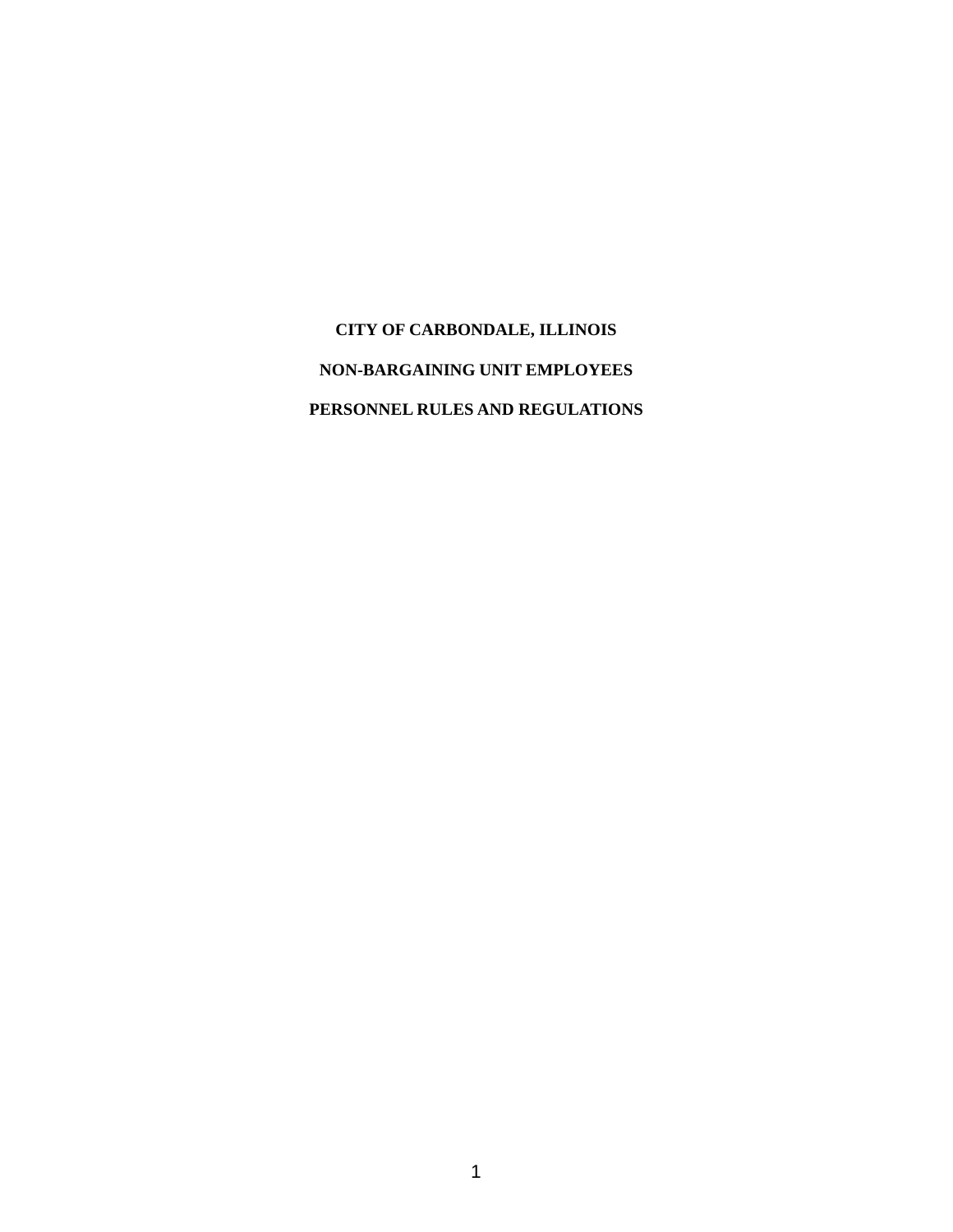# CITY OF CARBONDALE, ILLINOIS

# NON-BARGAINING UNIT EMPLOYEES

# PERSONNEL RULES AND REGULATIONS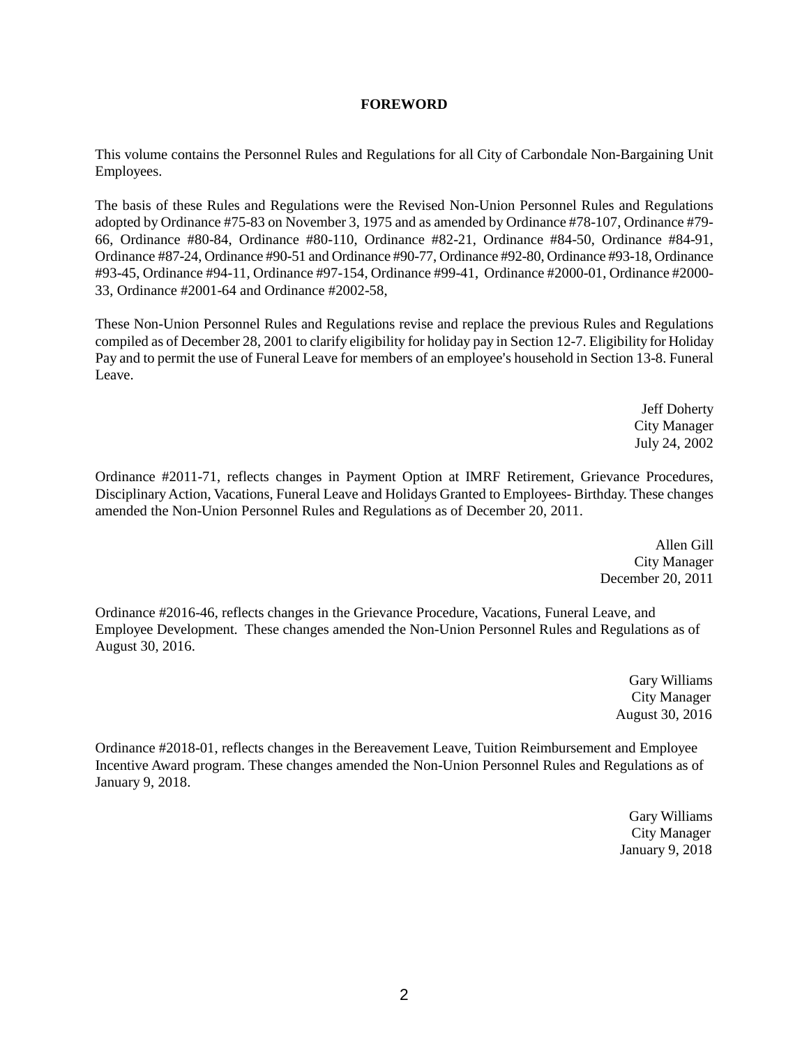# FOREWORD

This volume contains the Personnel Rules and Regulations for all City of Carbondale Non-Bargaining Unit Employees.

The basis of these Rules and Regulations were the Revised Non-Union Personnel Rules and Regulations adopted by Ordinance #75-83 on November 3, 1975 and as amended by Ordinance #78-107, Ordinance #79-66, Ordinance #80-84, Ordinance #80-110, Ordinance #82-21, Ordinance #84-50, Ordinance #84-91, Ordinance #87-24, Ordinance #90-51 and Ordinance #90-77, Ordinance #92-80, Ordinance #93-18, Ordinance #93-45, Ordinance #94-11, Ordinance #97-154, Ordinance #99-41, Ordinance #2000-01, Ordinance #2000-33, Ordinance #2001-64 and Ordinance #2002-58,

These Non-Union Personnel Rules and Regulations revise and replace the previous Rules and Regulations compiled as of December 28, 2001 to clarify eligibility for holiday pay in Section 12-7. Eligibility for Holiday Pay and to permit the use of Funeral Leave for members of an employee's household in Section 13-8. Funeral Leave.

Jeff Doherty
City Manager
July 24, 2002

Ordinance #2011-71, reflects changes in Payment Option at IMRF Retirement, Grievance Procedures, Disciplinary Action, Vacations, Funeral Leave and Holidays Granted to Employees- Birthday. These changes amended the Non-Union Personnel Rules and Regulations as of December 20, 2011.

Allen Gill
City Manager
December 20, 2011

Ordinance #2016-46, reflects changes in the Grievance Procedure, Vacations, Funeral Leave, and Employee Development. These changes amended the Non-Union Personnel Rules and Regulations as of August 30, 2016.

Gary Williams
City Manager
August 30, 2016

Ordinance #2018-01, reflects changes in the Bereavement Leave, Tuition Reimbursement and Employee Incentive Award program. These changes amended the Non-Union Personnel Rules and Regulations as of January 9, 2018.

Gary Williams
City Manager
January 9, 2018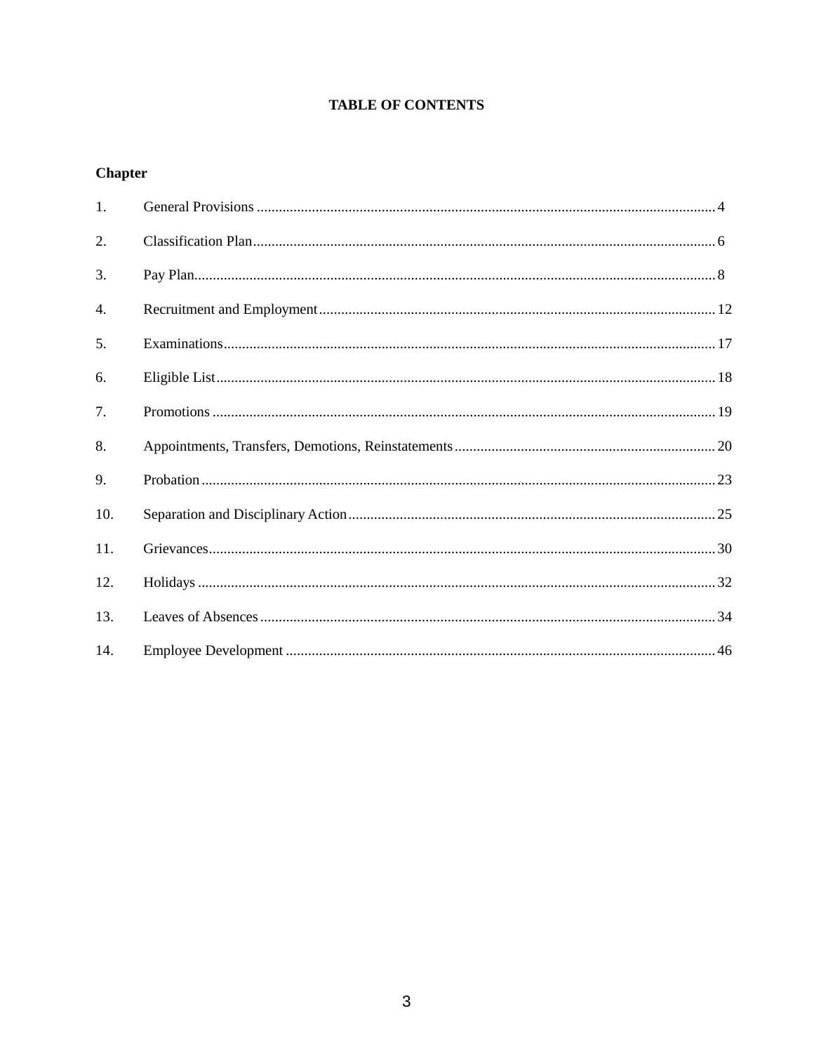# TABLE OF CONTENTS

**Chapter**

| Chapter | Title | Page |
| --- | --- | --- |
| 1. | General Provisions | 4 |
| 2. | Classification Plan | 6 |
| 3. | Pay Plan | 8 |
| 4. | Recruitment and Employment | 12 |
| 5. | Examinations | 17 |
| 6. | Eligible List | 18 |
| 7. | Promotions | 19 |
| 8. | Appointments, Transfers, Demotions, Reinstatements | 20 |
| 9. | Probation | 23 |
| 10. | Separation and Disciplinary Action | 25 |
| 11. | Grievances | 30 |
| 12. | Holidays | 32 |
| 13. | Leaves of Absences | 34 |
| 14. | Employee Development | 46 |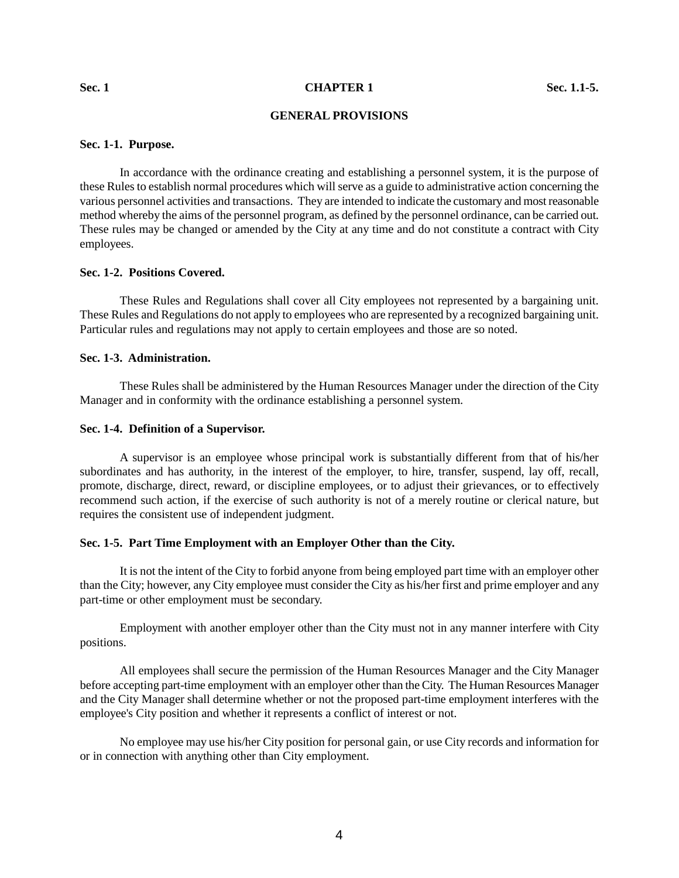# CHAPTER 1

## GENERAL PROVISIONS

### Sec. 1-1. Purpose.

In accordance with the ordinance creating and establishing a personnel system, it is the purpose of these Rules to establish normal procedures which will serve as a guide to administrative action concerning the various personnel activities and transactions. They are intended to indicate the customary and most reasonable method whereby the aims of the personnel program, as defined by the personnel ordinance, can be carried out. These rules may be changed or amended by the City at any time and do not constitute a contract with City employees.

### Sec. 1-2. Positions Covered.

These Rules and Regulations shall cover all City employees not represented by a bargaining unit. These Rules and Regulations do not apply to employees who are represented by a recognized bargaining unit. Particular rules and regulations may not apply to certain employees and those are so noted.

### Sec. 1-3. Administration.

These Rules shall be administered by the Human Resources Manager under the direction of the City Manager and in conformity with the ordinance establishing a personnel system.

### Sec. 1-4. Definition of a Supervisor.

A supervisor is an employee whose principal work is substantially different from that of his/her subordinates and has authority, in the interest of the employer, to hire, transfer, suspend, lay off, recall, promote, discharge, direct, reward, or discipline employees, or to adjust their grievances, or to effectively recommend such action, if the exercise of such authority is not of a merely routine or clerical nature, but requires the consistent use of independent judgment.

### Sec. 1-5. Part Time Employment with an Employer Other than the City.

It is not the intent of the City to forbid anyone from being employed part time with an employer other than the City; however, any City employee must consider the City as his/her first and prime employer and any part-time or other employment must be secondary.

Employment with another employer other than the City must not in any manner interfere with City positions.

All employees shall secure the permission of the Human Resources Manager and the City Manager before accepting part-time employment with an employer other than the City. The Human Resources Manager and the City Manager shall determine whether or not the proposed part-time employment interferes with the employee's City position and whether it represents a conflict of interest or not.

No employee may use his/her City position for personal gain, or use City records and information for or in connection with anything other than City employment.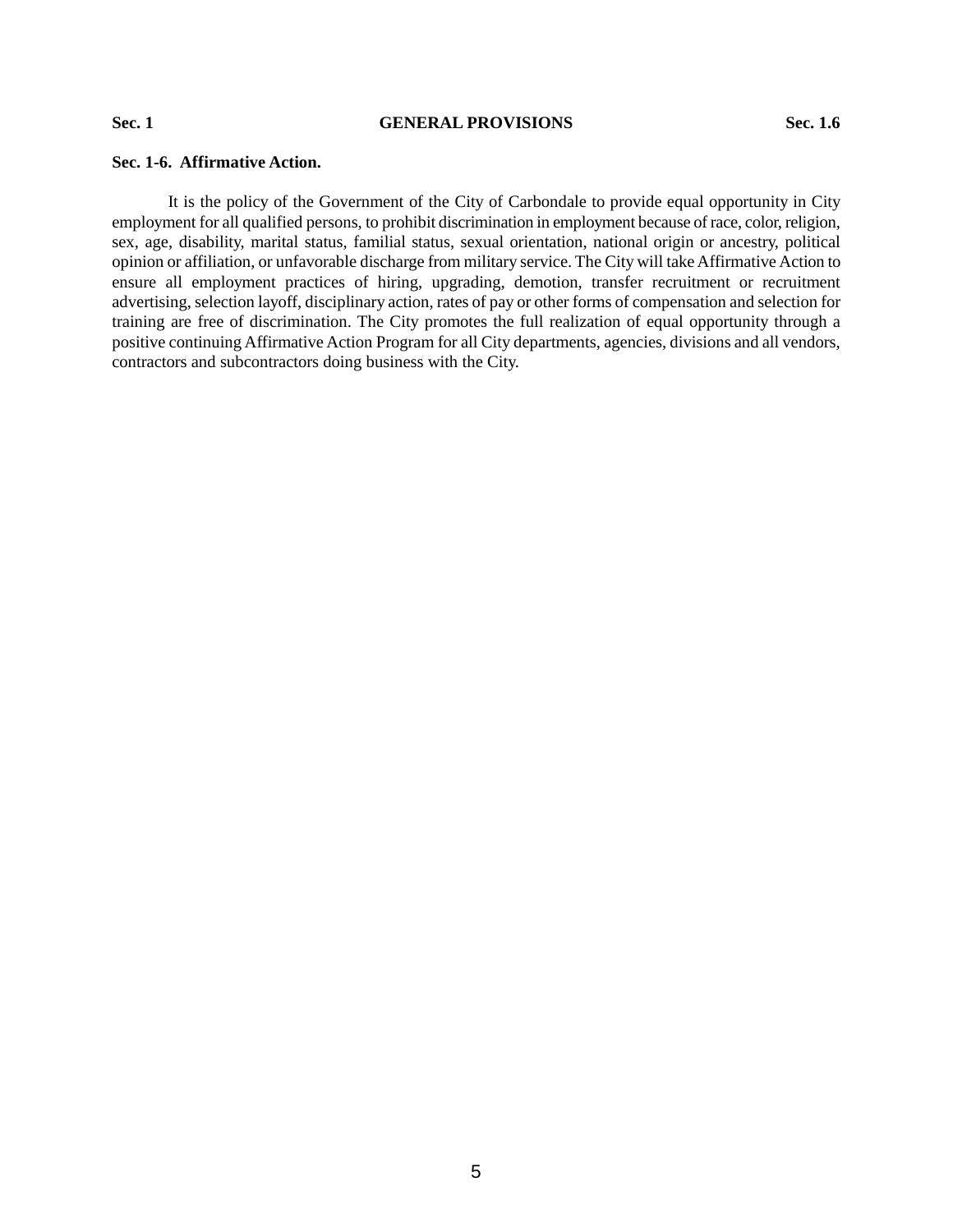**Sec. 1-6. Affirmative Action.**

It is the policy of the Government of the City of Carbondale to provide equal opportunity in City employment for all qualified persons, to prohibit discrimination in employment because of race, color, religion, sex, age, disability, marital status, familial status, sexual orientation, national origin or ancestry, political opinion or affiliation, or unfavorable discharge from military service. The City will take Affirmative Action to ensure all employment practices of hiring, upgrading, demotion, transfer recruitment or recruitment advertising, selection layoff, disciplinary action, rates of pay or other forms of compensation and selection for training are free of discrimination. The City promotes the full realization of equal opportunity through a positive continuing Affirmative Action Program for all City departments, agencies, divisions and all vendors, contractors and subcontractors doing business with the City.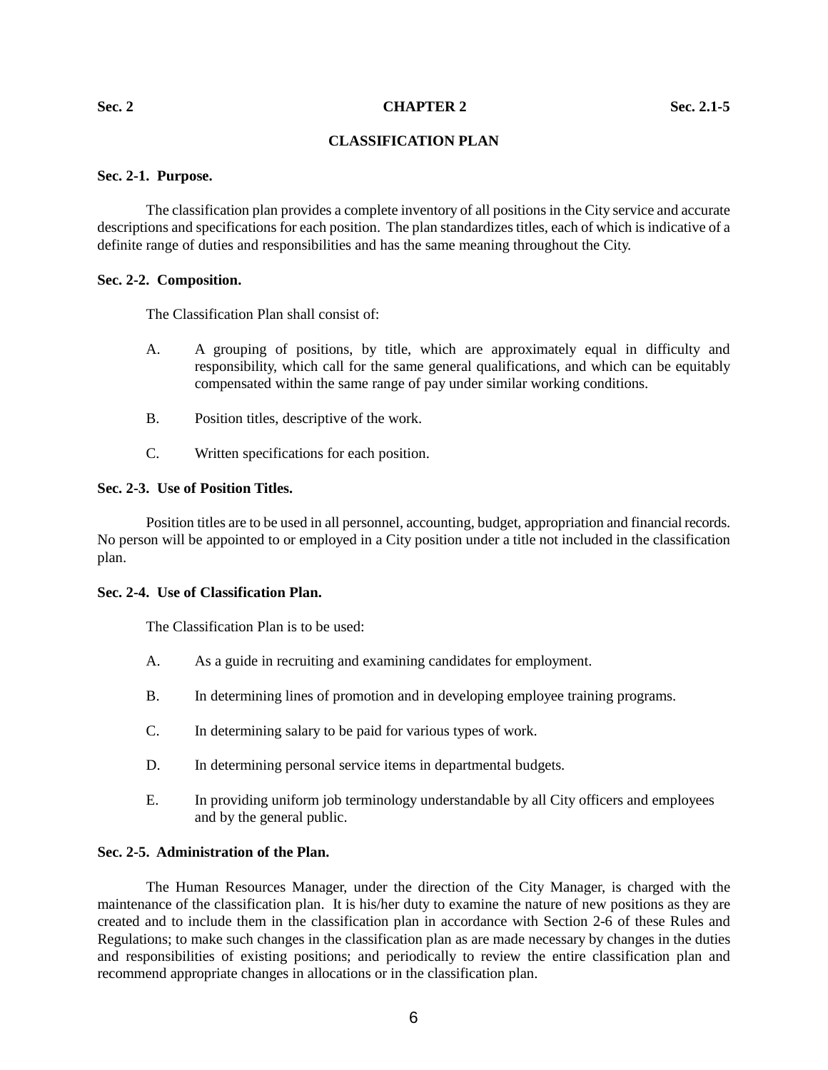## CHAPTER 2

## CLASSIFICATION PLAN

**Sec. 2-1. Purpose.**

The classification plan provides a complete inventory of all positions in the City service and accurate descriptions and specifications for each position. The plan standardizes titles, each of which is indicative of a definite range of duties and responsibilities and has the same meaning throughout the City.

**Sec. 2-2. Composition.**

The Classification Plan shall consist of:

A. A grouping of positions, by title, which are approximately equal in difficulty and responsibility, which call for the same general qualifications, and which can be equitably compensated within the same range of pay under similar working conditions.

B. Position titles, descriptive of the work.

C. Written specifications for each position.

**Sec. 2-3. Use of Position Titles.**

Position titles are to be used in all personnel, accounting, budget, appropriation and financial records. No person will be appointed to or employed in a City position under a title not included in the classification plan.

**Sec. 2-4. Use of Classification Plan.**

The Classification Plan is to be used:

A. As a guide in recruiting and examining candidates for employment.

B. In determining lines of promotion and in developing employee training programs.

C. In determining salary to be paid for various types of work.

D. In determining personal service items in departmental budgets.

E. In providing uniform job terminology understandable by all City officers and employees and by the general public.

**Sec. 2-5. Administration of the Plan.**

The Human Resources Manager, under the direction of the City Manager, is charged with the maintenance of the classification plan. It is his/her duty to examine the nature of new positions as they are created and to include them in the classification plan in accordance with Section 2-6 of these Rules and Regulations; to make such changes in the classification plan as are made necessary by changes in the duties and responsibilities of existing positions; and periodically to review the entire classification plan and recommend appropriate changes in allocations or in the classification plan.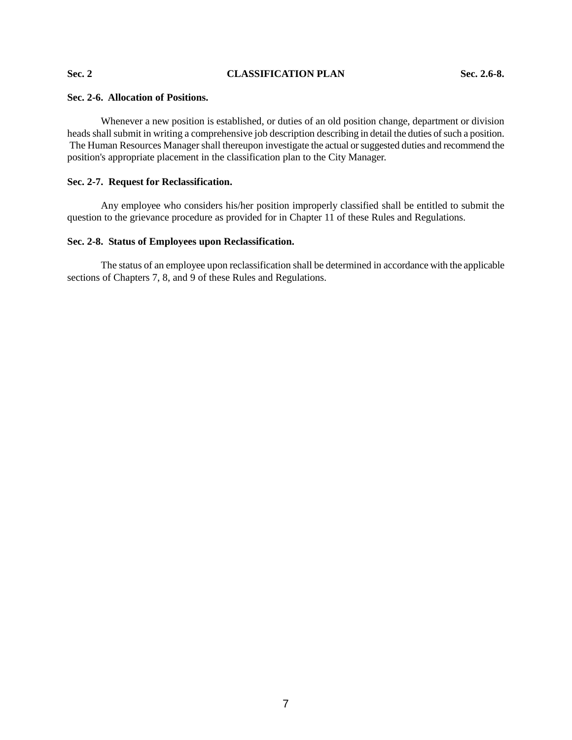### Sec. 2-6. Allocation of Positions.

Whenever a new position is established, or duties of an old position change, department or division heads shall submit in writing a comprehensive job description describing in detail the duties of such a position. The Human Resources Manager shall thereupon investigate the actual or suggested duties and recommend the position's appropriate placement in the classification plan to the City Manager.

### Sec. 2-7. Request for Reclassification.

Any employee who considers his/her position improperly classified shall be entitled to submit the question to the grievance procedure as provided for in Chapter 11 of these Rules and Regulations.

### Sec. 2-8. Status of Employees upon Reclassification.

The status of an employee upon reclassification shall be determined in accordance with the applicable sections of Chapters 7, 8, and 9 of these Rules and Regulations.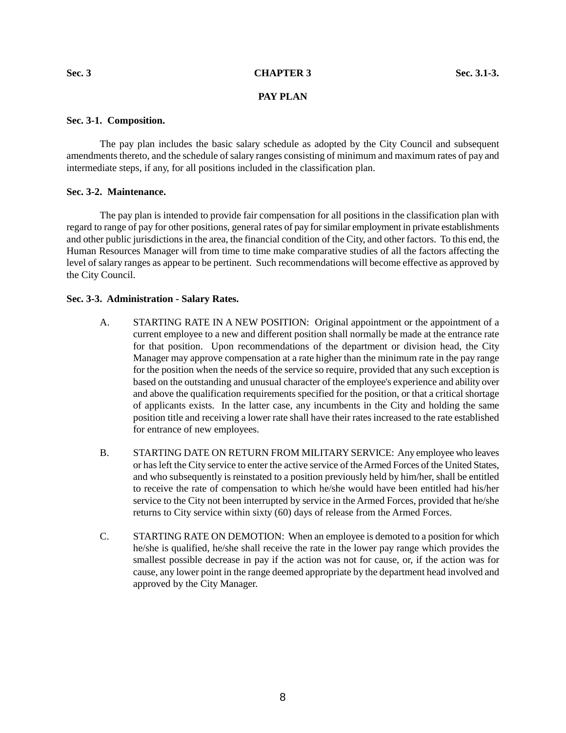# CHAPTER 3

## PAY PLAN

### Sec. 3-1. Composition.

The pay plan includes the basic salary schedule as adopted by the City Council and subsequent amendments thereto, and the schedule of salary ranges consisting of minimum and maximum rates of pay and intermediate steps, if any, for all positions included in the classification plan.

### Sec. 3-2. Maintenance.

The pay plan is intended to provide fair compensation for all positions in the classification plan with regard to range of pay for other positions, general rates of pay for similar employment in private establishments and other public jurisdictions in the area, the financial condition of the City, and other factors. To this end, the Human Resources Manager will from time to time make comparative studies of all the factors affecting the level of salary ranges as appear to be pertinent. Such recommendations will become effective as approved by the City Council.

### Sec. 3-3. Administration - Salary Rates.

A. STARTING RATE IN A NEW POSITION: Original appointment or the appointment of a current employee to a new and different position shall normally be made at the entrance rate for that position. Upon recommendations of the department or division head, the City Manager may approve compensation at a rate higher than the minimum rate in the pay range for the position when the needs of the service so require, provided that any such exception is based on the outstanding and unusual character of the employee's experience and ability over and above the qualification requirements specified for the position, or that a critical shortage of applicants exists. In the latter case, any incumbents in the City and holding the same position title and receiving a lower rate shall have their rates increased to the rate established for entrance of new employees.

B. STARTING DATE ON RETURN FROM MILITARY SERVICE: Any employee who leaves or has left the City service to enter the active service of the Armed Forces of the United States, and who subsequently is reinstated to a position previously held by him/her, shall be entitled to receive the rate of compensation to which he/she would have been entitled had his/her service to the City not been interrupted by service in the Armed Forces, provided that he/she returns to City service within sixty (60) days of release from the Armed Forces.

C. STARTING RATE ON DEMOTION: When an employee is demoted to a position for which he/she is qualified, he/she shall receive the rate in the lower pay range which provides the smallest possible decrease in pay if the action was not for cause, or, if the action was for cause, any lower point in the range deemed appropriate by the department head involved and approved by the City Manager.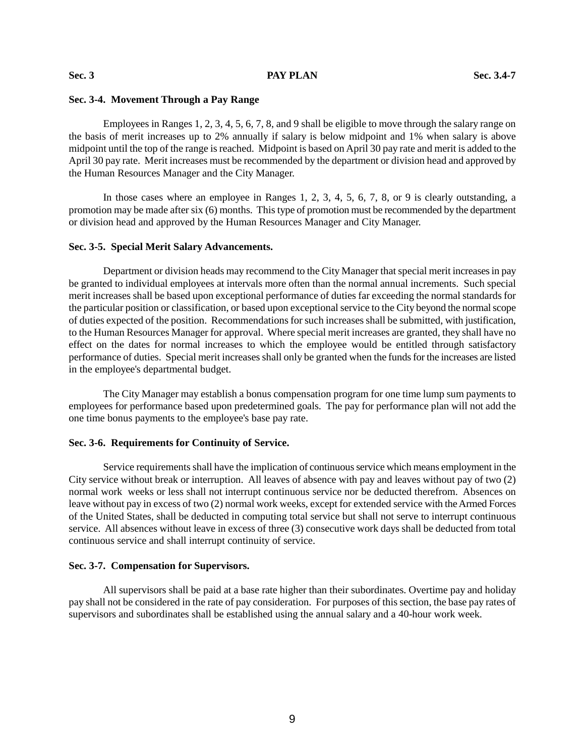### Sec. 3-4. Movement Through a Pay Range

Employees in Ranges 1, 2, 3, 4, 5, 6, 7, 8, and 9 shall be eligible to move through the salary range on the basis of merit increases up to 2% annually if salary is below midpoint and 1% when salary is above midpoint until the top of the range is reached. Midpoint is based on April 30 pay rate and merit is added to the April 30 pay rate. Merit increases must be recommended by the department or division head and approved by the Human Resources Manager and the City Manager.

In those cases where an employee in Ranges 1, 2, 3, 4, 5, 6, 7, 8, or 9 is clearly outstanding, a promotion may be made after six (6) months. This type of promotion must be recommended by the department or division head and approved by the Human Resources Manager and City Manager.

### Sec. 3-5. Special Merit Salary Advancements.

Department or division heads may recommend to the City Manager that special merit increases in pay be granted to individual employees at intervals more often than the normal annual increments. Such special merit increases shall be based upon exceptional performance of duties far exceeding the normal standards for the particular position or classification, or based upon exceptional service to the City beyond the normal scope of duties expected of the position. Recommendations for such increases shall be submitted, with justification, to the Human Resources Manager for approval. Where special merit increases are granted, they shall have no effect on the dates for normal increases to which the employee would be entitled through satisfactory performance of duties. Special merit increases shall only be granted when the funds for the increases are listed in the employee's departmental budget.

The City Manager may establish a bonus compensation program for one time lump sum payments to employees for performance based upon predetermined goals. The pay for performance plan will not add the one time bonus payments to the employee's base pay rate.

### Sec. 3-6. Requirements for Continuity of Service.

Service requirements shall have the implication of continuous service which means employment in the City service without break or interruption. All leaves of absence with pay and leaves without pay of two (2) normal work weeks or less shall not interrupt continuous service nor be deducted therefrom. Absences on leave without pay in excess of two (2) normal work weeks, except for extended service with the Armed Forces of the United States, shall be deducted in computing total service but shall not serve to interrupt continuous service. All absences without leave in excess of three (3) consecutive work days shall be deducted from total continuous service and shall interrupt continuity of service.

### Sec. 3-7. Compensation for Supervisors.

All supervisors shall be paid at a base rate higher than their subordinates. Overtime pay and holiday pay shall not be considered in the rate of pay consideration. For purposes of this section, the base pay rates of supervisors and subordinates shall be established using the annual salary and a 40-hour work week.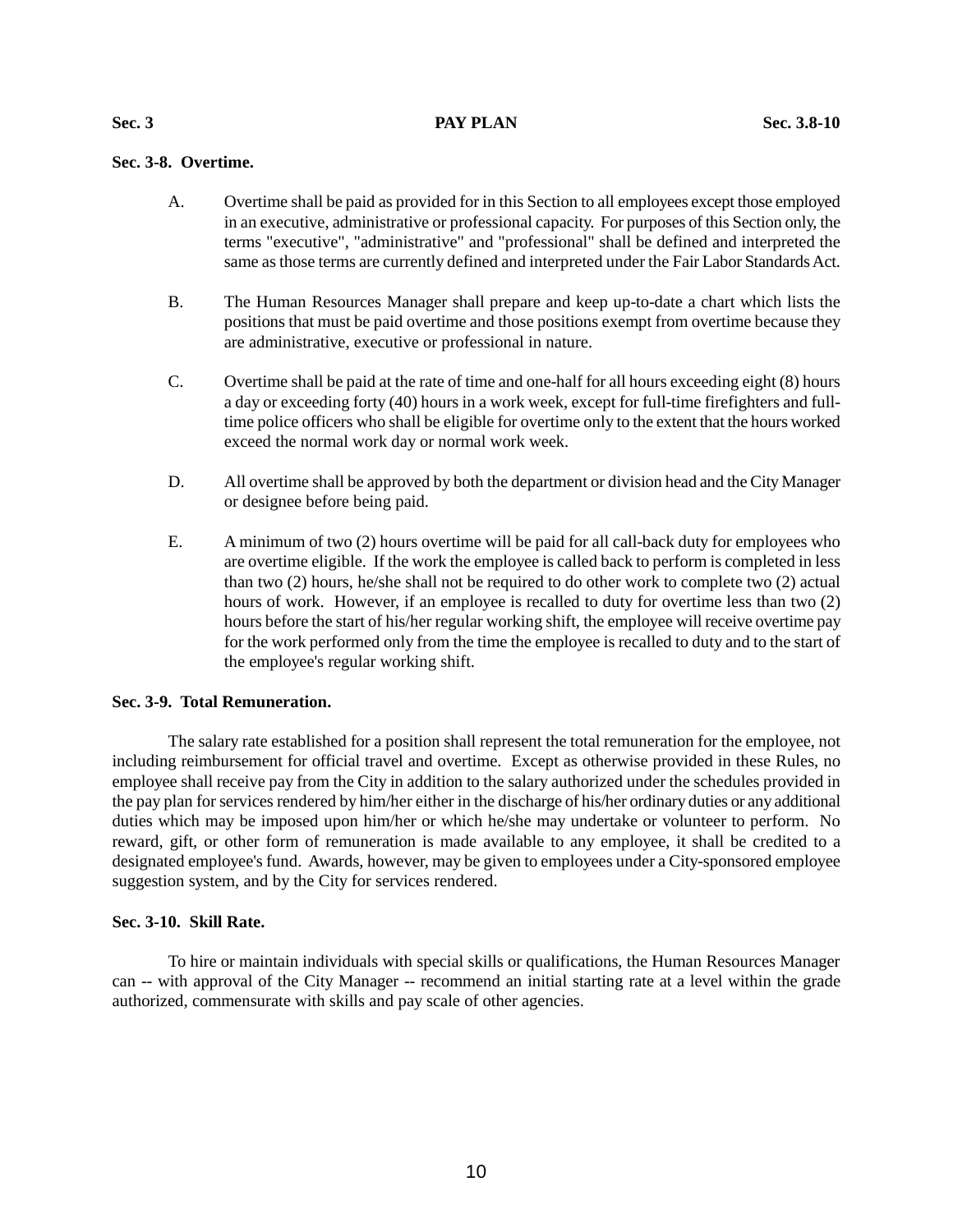### Sec. 3-8. Overtime.

A. Overtime shall be paid as provided for in this Section to all employees except those employed in an executive, administrative or professional capacity. For purposes of this Section only, the terms "executive", "administrative" and "professional" shall be defined and interpreted the same as those terms are currently defined and interpreted under the Fair Labor Standards Act.

B. The Human Resources Manager shall prepare and keep up-to-date a chart which lists the positions that must be paid overtime and those positions exempt from overtime because they are administrative, executive or professional in nature.

C. Overtime shall be paid at the rate of time and one-half for all hours exceeding eight (8) hours a day or exceeding forty (40) hours in a work week, except for full-time firefighters and full-time police officers who shall be eligible for overtime only to the extent that the hours worked exceed the normal work day or normal work week.

D. All overtime shall be approved by both the department or division head and the City Manager or designee before being paid.

E. A minimum of two (2) hours overtime will be paid for all call-back duty for employees who are overtime eligible. If the work the employee is called back to perform is completed in less than two (2) hours, he/she shall not be required to do other work to complete two (2) actual hours of work. However, if an employee is recalled to duty for overtime less than two (2) hours before the start of his/her regular working shift, the employee will receive overtime pay for the work performed only from the time the employee is recalled to duty and to the start of the employee's regular working shift.

### Sec. 3-9. Total Remuneration.

The salary rate established for a position shall represent the total remuneration for the employee, not including reimbursement for official travel and overtime. Except as otherwise provided in these Rules, no employee shall receive pay from the City in addition to the salary authorized under the schedules provided in the pay plan for services rendered by him/her either in the discharge of his/her ordinary duties or any additional duties which may be imposed upon him/her or which he/she may undertake or volunteer to perform. No reward, gift, or other form of remuneration is made available to any employee, it shall be credited to a designated employee's fund. Awards, however, may be given to employees under a City-sponsored employee suggestion system, and by the City for services rendered.

### Sec. 3-10. Skill Rate.

To hire or maintain individuals with special skills or qualifications, the Human Resources Manager can -- with approval of the City Manager -- recommend an initial starting rate at a level within the grade authorized, commensurate with skills and pay scale of other agencies.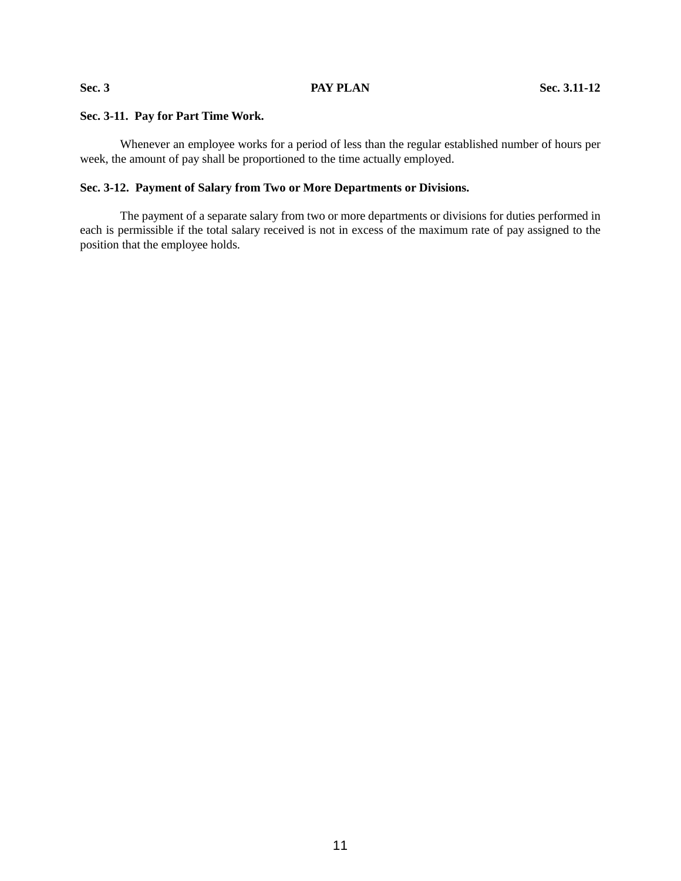## Sec. 3-11. Pay for Part Time Work.

Whenever an employee works for a period of less than the regular established number of hours per week, the amount of pay shall be proportioned to the time actually employed.

## Sec. 3-12. Payment of Salary from Two or More Departments or Divisions.

The payment of a separate salary from two or more departments or divisions for duties performed in each is permissible if the total salary received is not in excess of the maximum rate of pay assigned to the position that the employee holds.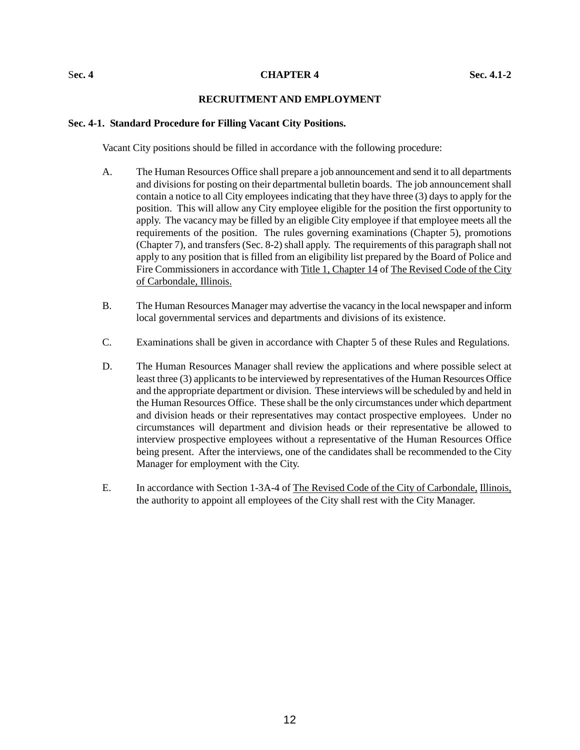# CHAPTER 4

## RECRUITMENT AND EMPLOYMENT

### Sec. 4-1. Standard Procedure for Filling Vacant City Positions.

Vacant City positions should be filled in accordance with the following procedure:

A. The Human Resources Office shall prepare a job announcement and send it to all departments and divisions for posting on their departmental bulletin boards. The job announcement shall contain a notice to all City employees indicating that they have three (3) days to apply for the position. This will allow any City employee eligible for the position the first opportunity to apply. The vacancy may be filled by an eligible City employee if that employee meets all the requirements of the position. The rules governing examinations (Chapter 5), promotions (Chapter 7), and transfers (Sec. 8-2) shall apply. The requirements of this paragraph shall not apply to any position that is filled from an eligibility list prepared by the Board of Police and Fire Commissioners in accordance with Title 1, Chapter 14 of The Revised Code of the City of Carbondale, Illinois.

B. The Human Resources Manager may advertise the vacancy in the local newspaper and inform local governmental services and departments and divisions of its existence.

C. Examinations shall be given in accordance with Chapter 5 of these Rules and Regulations.

D. The Human Resources Manager shall review the applications and where possible select at least three (3) applicants to be interviewed by representatives of the Human Resources Office and the appropriate department or division. These interviews will be scheduled by and held in the Human Resources Office. These shall be the only circumstances under which department and division heads or their representatives may contact prospective employees. Under no circumstances will department and division heads or their representative be allowed to interview prospective employees without a representative of the Human Resources Office being present. After the interviews, one of the candidates shall be recommended to the City Manager for employment with the City.

E. In accordance with Section 1-3A-4 of The Revised Code of the City of Carbondale, Illinois, the authority to appoint all employees of the City shall rest with the City Manager.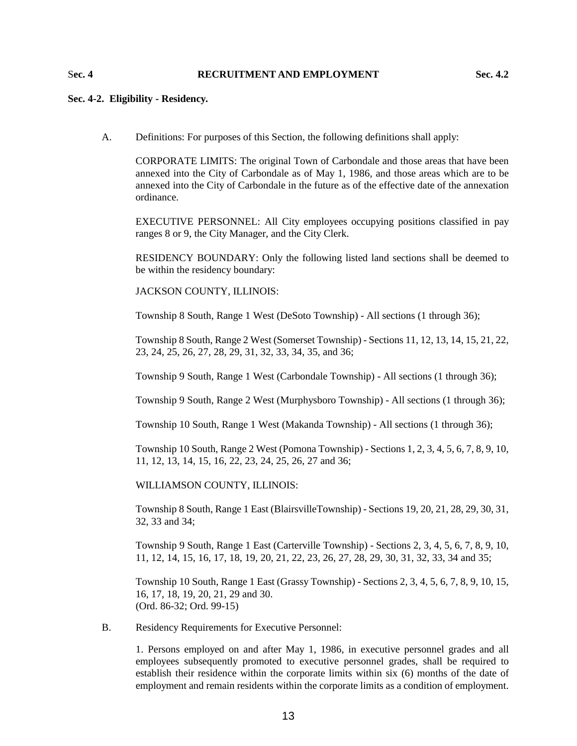## Sec. 4-2. Eligibility - Residency.

A. Definitions: For purposes of this Section, the following definitions shall apply:

CORPORATE LIMITS: The original Town of Carbondale and those areas that have been annexed into the City of Carbondale as of May 1, 1986, and those areas which are to be annexed into the City of Carbondale in the future as of the effective date of the annexation ordinance.

EXECUTIVE PERSONNEL: All City employees occupying positions classified in pay ranges 8 or 9, the City Manager, and the City Clerk.

RESIDENCY BOUNDARY: Only the following listed land sections shall be deemed to be within the residency boundary:

JACKSON COUNTY, ILLINOIS:

Township 8 South, Range 1 West (DeSoto Township) - All sections (1 through 36);

Township 8 South, Range 2 West (Somerset Township) - Sections 11, 12, 13, 14, 15, 21, 22, 23, 24, 25, 26, 27, 28, 29, 31, 32, 33, 34, 35, and 36;

Township 9 South, Range 1 West (Carbondale Township) - All sections (1 through 36);

Township 9 South, Range 2 West (Murphysboro Township) - All sections (1 through 36);

Township 10 South, Range 1 West (Makanda Township) - All sections (1 through 36);

Township 10 South, Range 2 West (Pomona Township) - Sections 1, 2, 3, 4, 5, 6, 7, 8, 9, 10, 11, 12, 13, 14, 15, 16, 22, 23, 24, 25, 26, 27 and 36;

WILLIAMSON COUNTY, ILLINOIS:

Township 8 South, Range 1 East (BlairsvilleTownship) - Sections 19, 20, 21, 28, 29, 30, 31, 32, 33 and 34;

Township 9 South, Range 1 East (Carterville Township) - Sections 2, 3, 4, 5, 6, 7, 8, 9, 10, 11, 12, 14, 15, 16, 17, 18, 19, 20, 21, 22, 23, 26, 27, 28, 29, 30, 31, 32, 33, 34 and 35;

Township 10 South, Range 1 East (Grassy Township) - Sections 2, 3, 4, 5, 6, 7, 8, 9, 10, 15, 16, 17, 18, 19, 20, 21, 29 and 30.
(Ord. 86-32; Ord. 99-15)

B. Residency Requirements for Executive Personnel:

1. Persons employed on and after May 1, 1986, in executive personnel grades and all employees subsequently promoted to executive personnel grades, shall be required to establish their residence within the corporate limits within six (6) months of the date of employment and remain residents within the corporate limits as a condition of employment.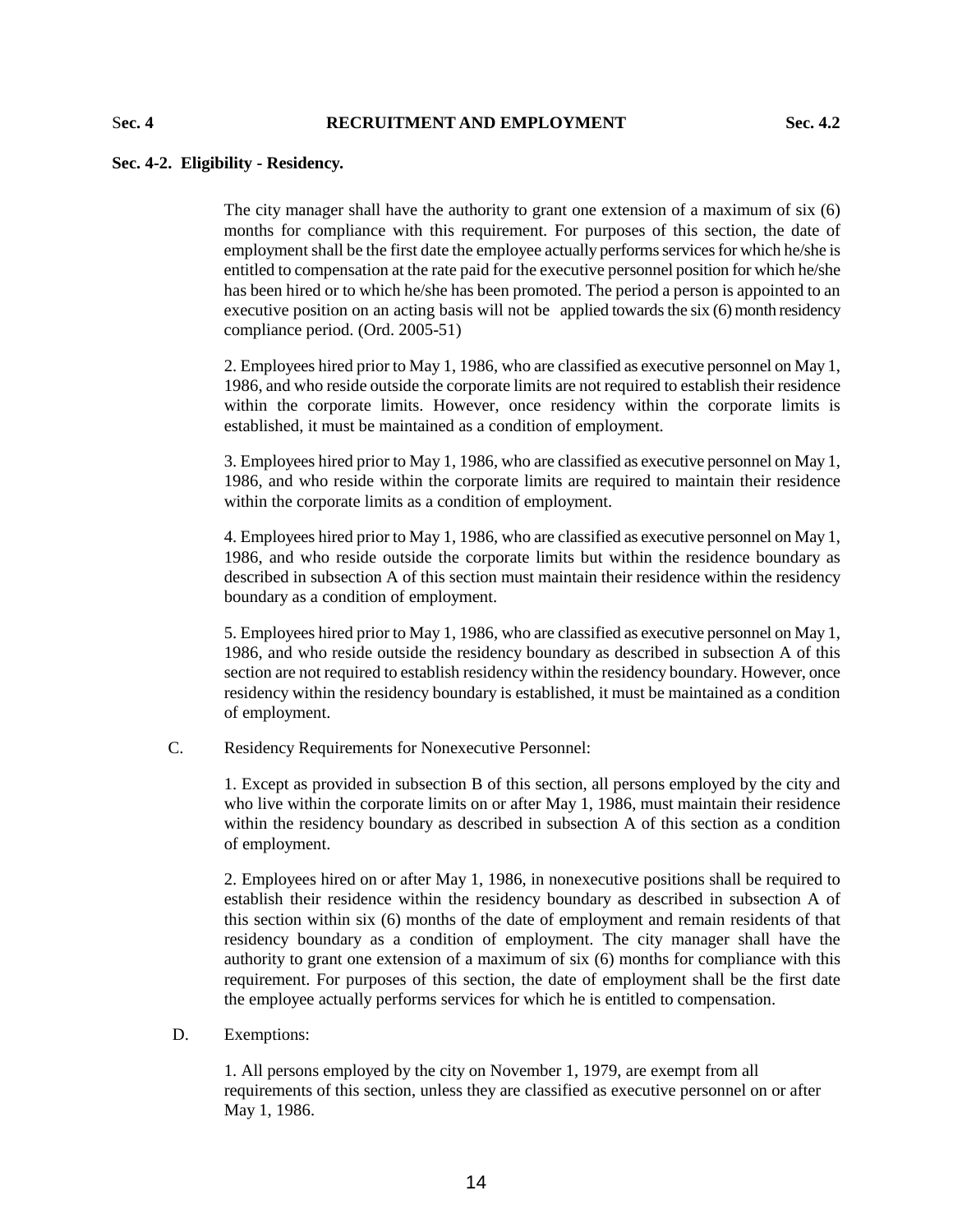### Sec. 4-2. Eligibility - Residency.

The city manager shall have the authority to grant one extension of a maximum of six (6) months for compliance with this requirement. For purposes of this section, the date of employment shall be the first date the employee actually performs services for which he/she is entitled to compensation at the rate paid for the executive personnel position for which he/she has been hired or to which he/she has been promoted. The period a person is appointed to an executive position on an acting basis will not be applied towards the six (6) month residency compliance period. (Ord. 2005-51)

2. Employees hired prior to May 1, 1986, who are classified as executive personnel on May 1, 1986, and who reside outside the corporate limits are not required to establish their residence within the corporate limits. However, once residency within the corporate limits is established, it must be maintained as a condition of employment.

3. Employees hired prior to May 1, 1986, who are classified as executive personnel on May 1, 1986, and who reside within the corporate limits are required to maintain their residence within the corporate limits as a condition of employment.

4. Employees hired prior to May 1, 1986, who are classified as executive personnel on May 1, 1986, and who reside outside the corporate limits but within the residence boundary as described in subsection A of this section must maintain their residence within the residency boundary as a condition of employment.

5. Employees hired prior to May 1, 1986, who are classified as executive personnel on May 1, 1986, and who reside outside the residency boundary as described in subsection A of this section are not required to establish residency within the residency boundary. However, once residency within the residency boundary is established, it must be maintained as a condition of employment.

C. Residency Requirements for Nonexecutive Personnel:

1. Except as provided in subsection B of this section, all persons employed by the city and who live within the corporate limits on or after May 1, 1986, must maintain their residence within the residency boundary as described in subsection A of this section as a condition of employment.

2. Employees hired on or after May 1, 1986, in nonexecutive positions shall be required to establish their residence within the residency boundary as described in subsection A of this section within six (6) months of the date of employment and remain residents of that residency boundary as a condition of employment. The city manager shall have the authority to grant one extension of a maximum of six (6) months for compliance with this requirement. For purposes of this section, the date of employment shall be the first date the employee actually performs services for which he is entitled to compensation.

D. Exemptions:

1. All persons employed by the city on November 1, 1979, are exempt from all requirements of this section, unless they are classified as executive personnel on or after May 1, 1986.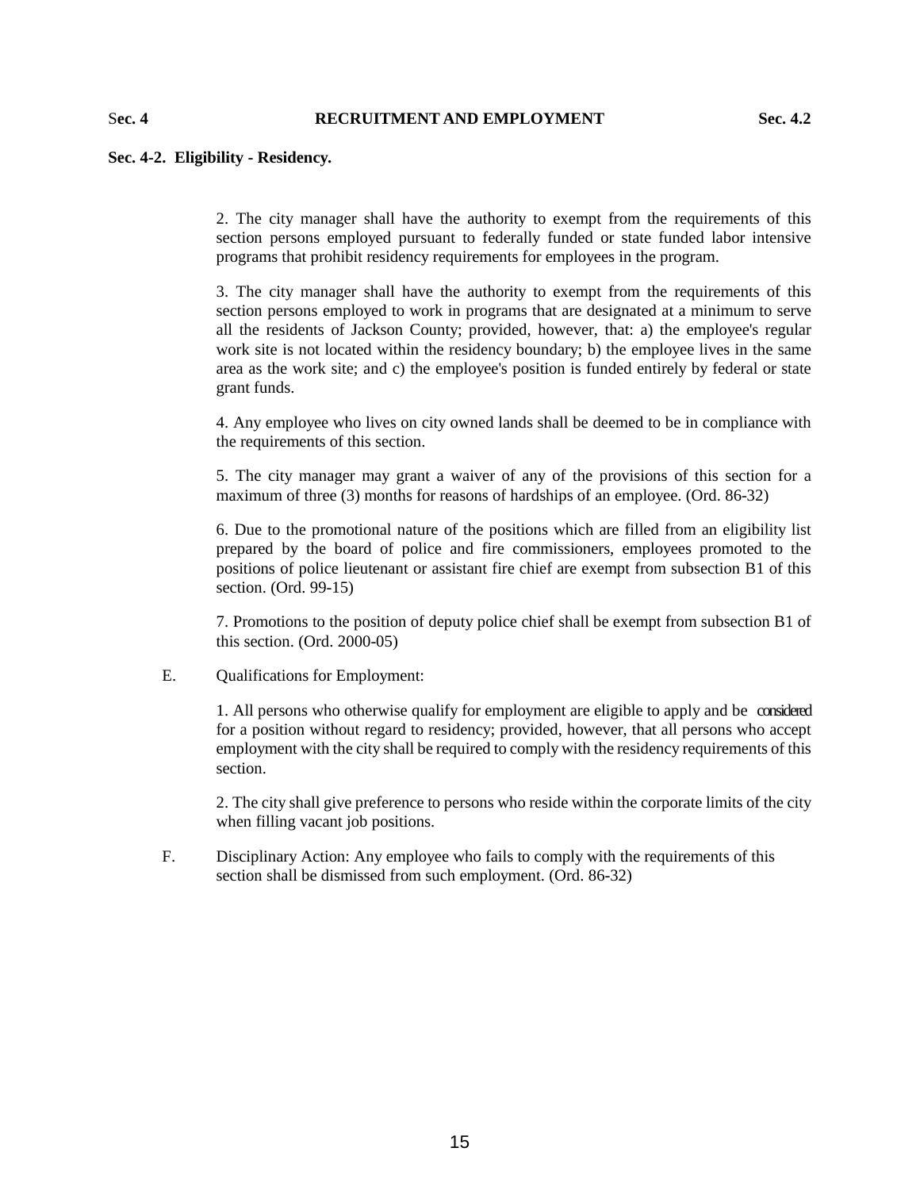**Sec. 4-2. Eligibility - Residency.**

2. The city manager shall have the authority to exempt from the requirements of this section persons employed pursuant to federally funded or state funded labor intensive programs that prohibit residency requirements for employees in the program.

3. The city manager shall have the authority to exempt from the requirements of this section persons employed to work in programs that are designated at a minimum to serve all the residents of Jackson County; provided, however, that: a) the employee's regular work site is not located within the residency boundary; b) the employee lives in the same area as the work site; and c) the employee's position is funded entirely by federal or state grant funds.

4. Any employee who lives on city owned lands shall be deemed to be in compliance with the requirements of this section.

5. The city manager may grant a waiver of any of the provisions of this section for a maximum of three (3) months for reasons of hardships of an employee. (Ord. 86-32)

6. Due to the promotional nature of the positions which are filled from an eligibility list prepared by the board of police and fire commissioners, employees promoted to the positions of police lieutenant or assistant fire chief are exempt from subsection B1 of this section. (Ord. 99-15)

7. Promotions to the position of deputy police chief shall be exempt from subsection B1 of this section. (Ord. 2000-05)

E. Qualifications for Employment:

1. All persons who otherwise qualify for employment are eligible to apply and be considered for a position without regard to residency; provided, however, that all persons who accept employment with the city shall be required to comply with the residency requirements of this section.

2. The city shall give preference to persons who reside within the corporate limits of the city when filling vacant job positions.

F. Disciplinary Action: Any employee who fails to comply with the requirements of this section shall be dismissed from such employment. (Ord. 86-32)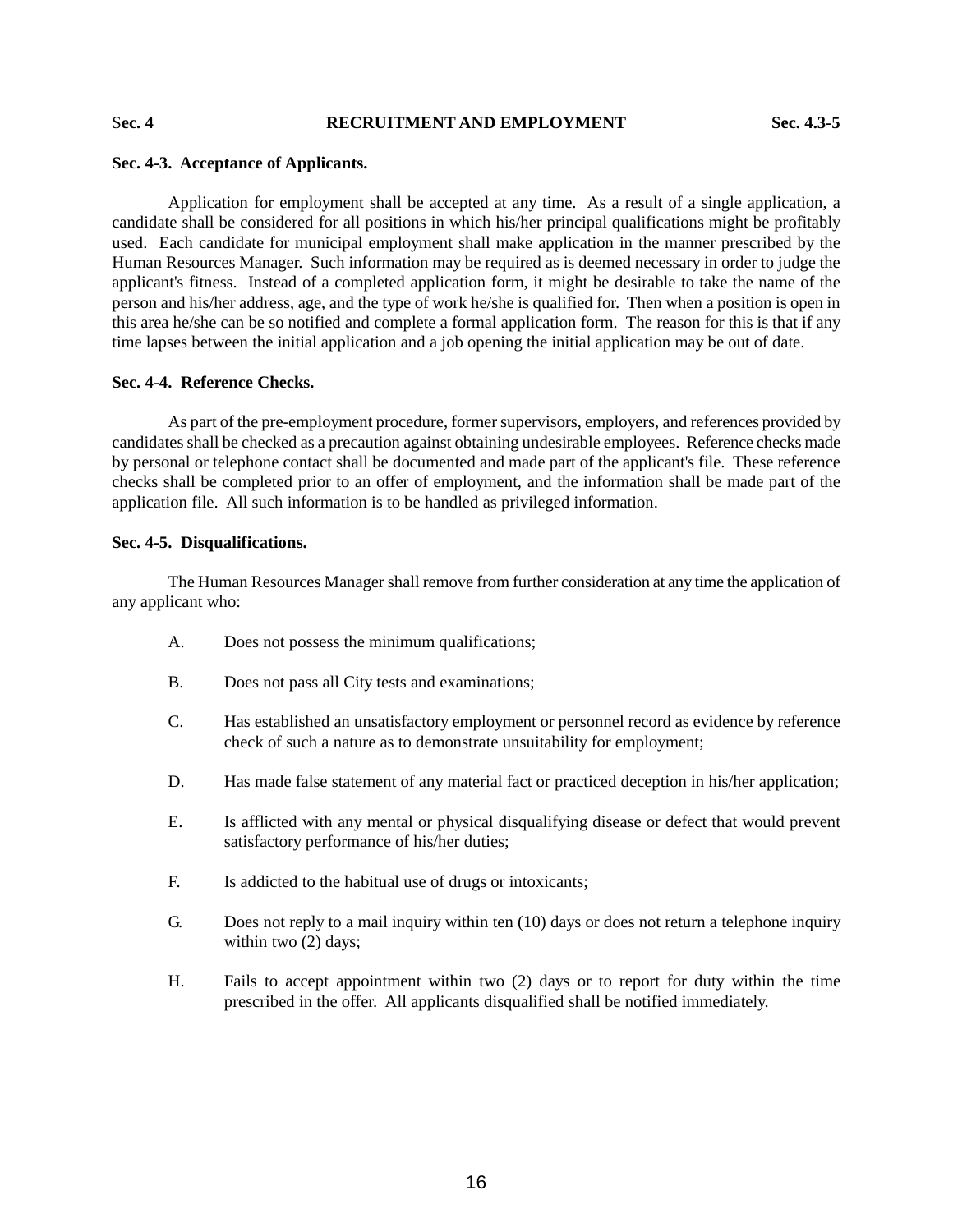### Sec. 4-3. Acceptance of Applicants.

Application for employment shall be accepted at any time. As a result of a single application, a candidate shall be considered for all positions in which his/her principal qualifications might be profitably used. Each candidate for municipal employment shall make application in the manner prescribed by the Human Resources Manager. Such information may be required as is deemed necessary in order to judge the applicant's fitness. Instead of a completed application form, it might be desirable to take the name of the person and his/her address, age, and the type of work he/she is qualified for. Then when a position is open in this area he/she can be so notified and complete a formal application form. The reason for this is that if any time lapses between the initial application and a job opening the initial application may be out of date.

### Sec. 4-4. Reference Checks.

As part of the pre-employment procedure, former supervisors, employers, and references provided by candidates shall be checked as a precaution against obtaining undesirable employees. Reference checks made by personal or telephone contact shall be documented and made part of the applicant's file. These reference checks shall be completed prior to an offer of employment, and the information shall be made part of the application file. All such information is to be handled as privileged information.

### Sec. 4-5. Disqualifications.

The Human Resources Manager shall remove from further consideration at any time the application of any applicant who:

A. Does not possess the minimum qualifications;

B. Does not pass all City tests and examinations;

C. Has established an unsatisfactory employment or personnel record as evidence by reference check of such a nature as to demonstrate unsuitability for employment;

D. Has made false statement of any material fact or practiced deception in his/her application;

E. Is afflicted with any mental or physical disqualifying disease or defect that would prevent satisfactory performance of his/her duties;

F. Is addicted to the habitual use of drugs or intoxicants;

G. Does not reply to a mail inquiry within ten (10) days or does not return a telephone inquiry within two (2) days;

H. Fails to accept appointment within two (2) days or to report for duty within the time prescribed in the offer. All applicants disqualified shall be notified immediately.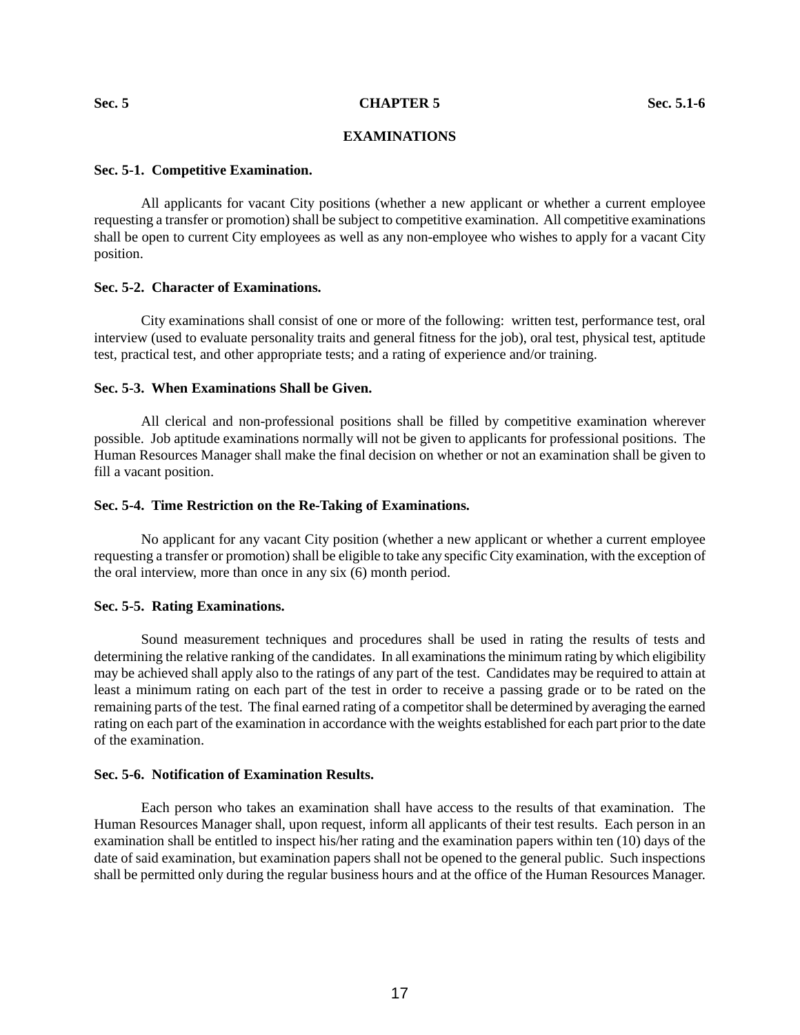# CHAPTER 5

## EXAMINATIONS

### Sec. 5-1. Competitive Examination.

All applicants for vacant City positions (whether a new applicant or whether a current employee requesting a transfer or promotion) shall be subject to competitive examination. All competitive examinations shall be open to current City employees as well as any non-employee who wishes to apply for a vacant City position.

### Sec. 5-2. Character of Examinations.

City examinations shall consist of one or more of the following: written test, performance test, oral interview (used to evaluate personality traits and general fitness for the job), oral test, physical test, aptitude test, practical test, and other appropriate tests; and a rating of experience and/or training.

### Sec. 5-3. When Examinations Shall be Given.

All clerical and non-professional positions shall be filled by competitive examination wherever possible. Job aptitude examinations normally will not be given to applicants for professional positions. The Human Resources Manager shall make the final decision on whether or not an examination shall be given to fill a vacant position.

### Sec. 5-4. Time Restriction on the Re-Taking of Examinations.

No applicant for any vacant City position (whether a new applicant or whether a current employee requesting a transfer or promotion) shall be eligible to take any specific City examination, with the exception of the oral interview, more than once in any six (6) month period.

### Sec. 5-5. Rating Examinations.

Sound measurement techniques and procedures shall be used in rating the results of tests and determining the relative ranking of the candidates. In all examinations the minimum rating by which eligibility may be achieved shall apply also to the ratings of any part of the test. Candidates may be required to attain at least a minimum rating on each part of the test in order to receive a passing grade or to be rated on the remaining parts of the test. The final earned rating of a competitor shall be determined by averaging the earned rating on each part of the examination in accordance with the weights established for each part prior to the date of the examination.

### Sec. 5-6. Notification of Examination Results.

Each person who takes an examination shall have access to the results of that examination. The Human Resources Manager shall, upon request, inform all applicants of their test results. Each person in an examination shall be entitled to inspect his/her rating and the examination papers within ten (10) days of the date of said examination, but examination papers shall not be opened to the general public. Such inspections shall be permitted only during the regular business hours and at the office of the Human Resources Manager.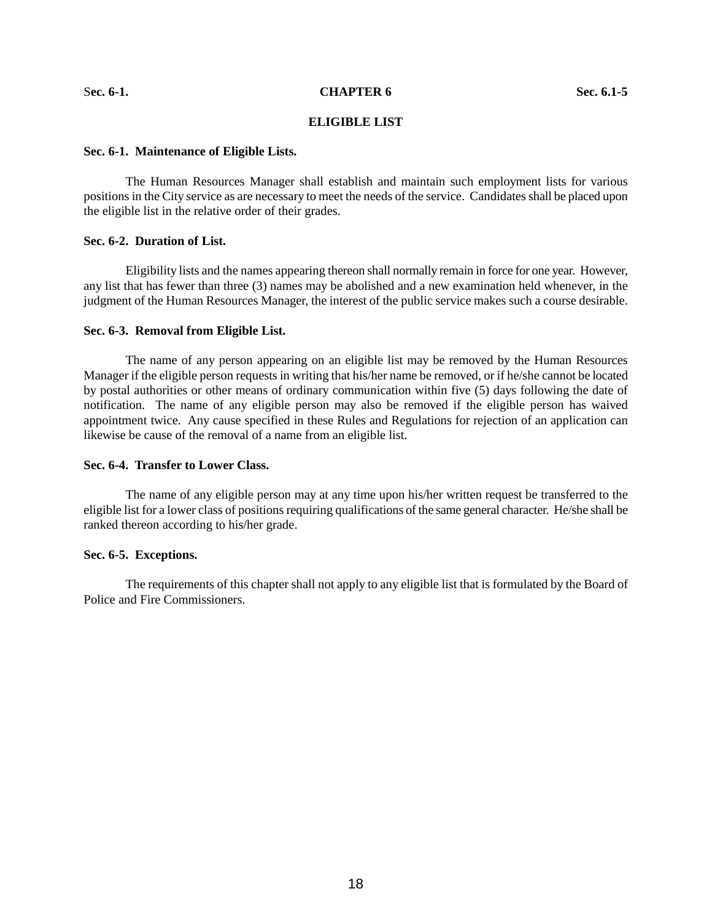# CHAPTER 6

## ELIGIBLE LIST

### Sec. 6-1. Maintenance of Eligible Lists.

The Human Resources Manager shall establish and maintain such employment lists for various positions in the City service as are necessary to meet the needs of the service. Candidates shall be placed upon the eligible list in the relative order of their grades.

### Sec. 6-2. Duration of List.

Eligibility lists and the names appearing thereon shall normally remain in force for one year. However, any list that has fewer than three (3) names may be abolished and a new examination held whenever, in the judgment of the Human Resources Manager, the interest of the public service makes such a course desirable.

### Sec. 6-3. Removal from Eligible List.

The name of any person appearing on an eligible list may be removed by the Human Resources Manager if the eligible person requests in writing that his/her name be removed, or if he/she cannot be located by postal authorities or other means of ordinary communication within five (5) days following the date of notification. The name of any eligible person may also be removed if the eligible person has waived appointment twice. Any cause specified in these Rules and Regulations for rejection of an application can likewise be cause of the removal of a name from an eligible list.

### Sec. 6-4. Transfer to Lower Class.

The name of any eligible person may at any time upon his/her written request be transferred to the eligible list for a lower class of positions requiring qualifications of the same general character. He/she shall be ranked thereon according to his/her grade.

### Sec. 6-5. Exceptions.

The requirements of this chapter shall not apply to any eligible list that is formulated by the Board of Police and Fire Commissioners.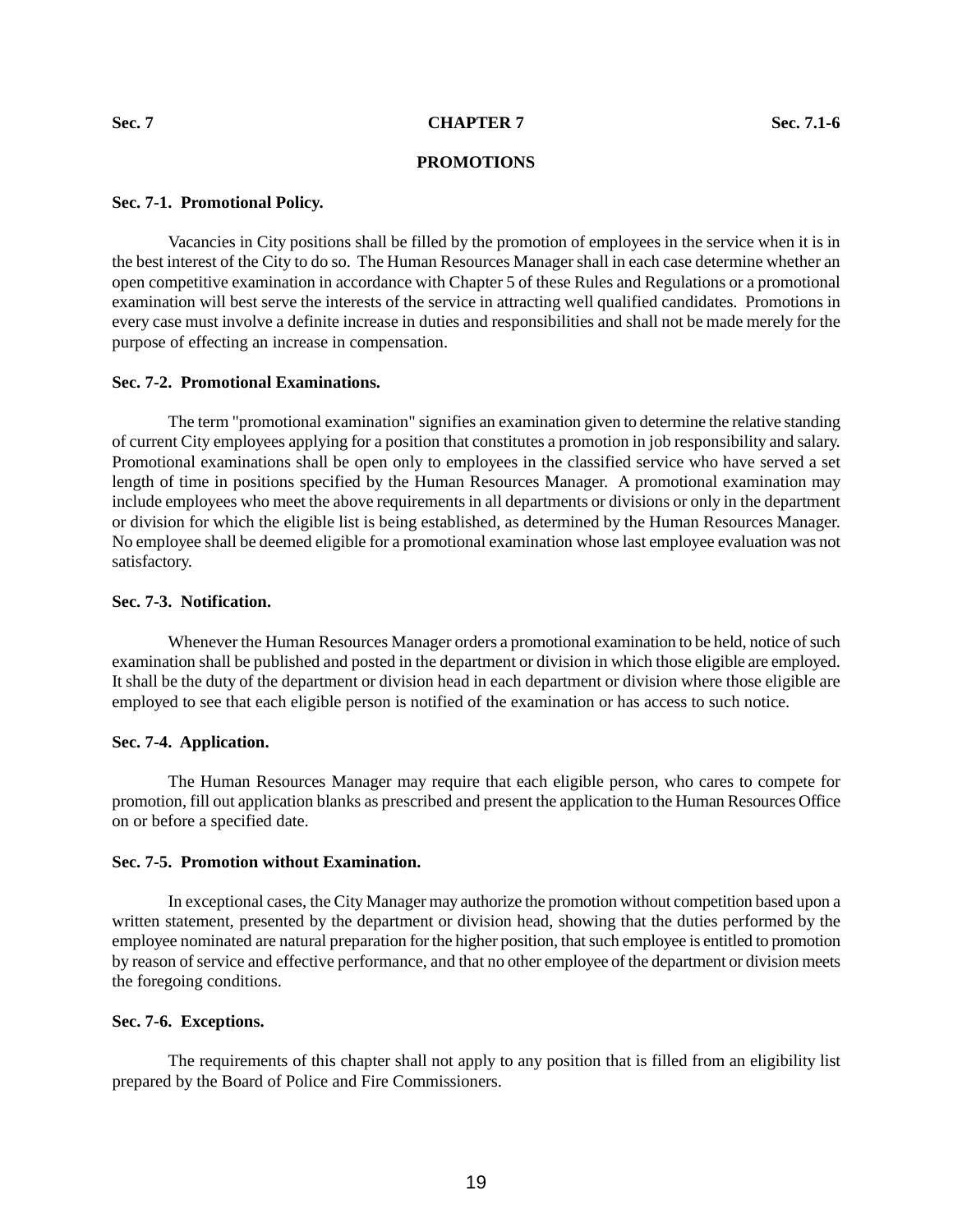# CHAPTER 7

## PROMOTIONS

### Sec. 7-1. Promotional Policy.

Vacancies in City positions shall be filled by the promotion of employees in the service when it is in the best interest of the City to do so. The Human Resources Manager shall in each case determine whether an open competitive examination in accordance with Chapter 5 of these Rules and Regulations or a promotional examination will best serve the interests of the service in attracting well qualified candidates. Promotions in every case must involve a definite increase in duties and responsibilities and shall not be made merely for the purpose of effecting an increase in compensation.

### Sec. 7-2. Promotional Examinations.

The term "promotional examination" signifies an examination given to determine the relative standing of current City employees applying for a position that constitutes a promotion in job responsibility and salary. Promotional examinations shall be open only to employees in the classified service who have served a set length of time in positions specified by the Human Resources Manager. A promotional examination may include employees who meet the above requirements in all departments or divisions or only in the department or division for which the eligible list is being established, as determined by the Human Resources Manager. No employee shall be deemed eligible for a promotional examination whose last employee evaluation was not satisfactory.

### Sec. 7-3. Notification.

Whenever the Human Resources Manager orders a promotional examination to be held, notice of such examination shall be published and posted in the department or division in which those eligible are employed. It shall be the duty of the department or division head in each department or division where those eligible are employed to see that each eligible person is notified of the examination or has access to such notice.

### Sec. 7-4. Application.

The Human Resources Manager may require that each eligible person, who cares to compete for promotion, fill out application blanks as prescribed and present the application to the Human Resources Office on or before a specified date.

### Sec. 7-5. Promotion without Examination.

In exceptional cases, the City Manager may authorize the promotion without competition based upon a written statement, presented by the department or division head, showing that the duties performed by the employee nominated are natural preparation for the higher position, that such employee is entitled to promotion by reason of service and effective performance, and that no other employee of the department or division meets the foregoing conditions.

### Sec. 7-6. Exceptions.

The requirements of this chapter shall not apply to any position that is filled from an eligibility list prepared by the Board of Police and Fire Commissioners.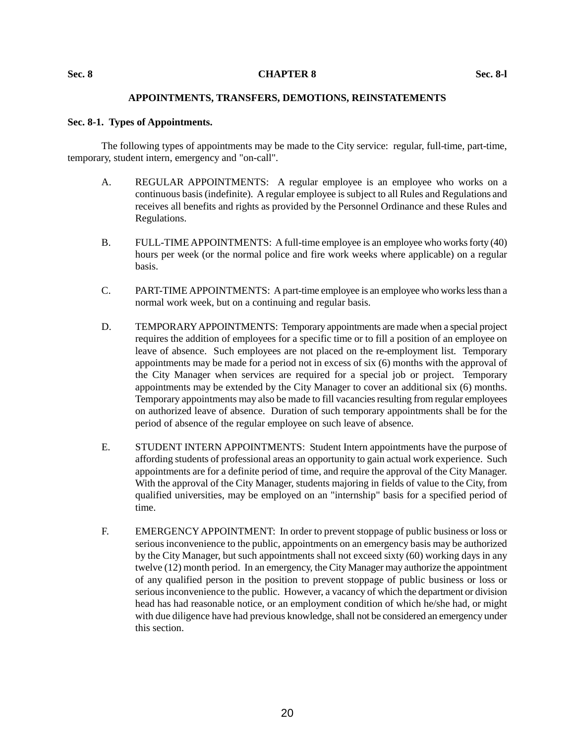# CHAPTER 8

## APPOINTMENTS, TRANSFERS, DEMOTIONS, REINSTATEMENTS

### Sec. 8-1. Types of Appointments.

The following types of appointments may be made to the City service: regular, full-time, part-time, temporary, student intern, emergency and "on-call".

A. REGULAR APPOINTMENTS: A regular employee is an employee who works on a continuous basis (indefinite). A regular employee is subject to all Rules and Regulations and receives all benefits and rights as provided by the Personnel Ordinance and these Rules and Regulations.

B. FULL-TIME APPOINTMENTS: A full-time employee is an employee who works forty (40) hours per week (or the normal police and fire work weeks where applicable) on a regular basis.

C. PART-TIME APPOINTMENTS: A part-time employee is an employee who works less than a normal work week, but on a continuing and regular basis.

D. TEMPORARY APPOINTMENTS: Temporary appointments are made when a special project requires the addition of employees for a specific time or to fill a position of an employee on leave of absence. Such employees are not placed on the re-employment list. Temporary appointments may be made for a period not in excess of six (6) months with the approval of the City Manager when services are required for a special job or project. Temporary appointments may be extended by the City Manager to cover an additional six (6) months. Temporary appointments may also be made to fill vacancies resulting from regular employees on authorized leave of absence. Duration of such temporary appointments shall be for the period of absence of the regular employee on such leave of absence.

E. STUDENT INTERN APPOINTMENTS: Student Intern appointments have the purpose of affording students of professional areas an opportunity to gain actual work experience. Such appointments are for a definite period of time, and require the approval of the City Manager. With the approval of the City Manager, students majoring in fields of value to the City, from qualified universities, may be employed on an "internship" basis for a specified period of time.

F. EMERGENCY APPOINTMENT: In order to prevent stoppage of public business or loss or serious inconvenience to the public, appointments on an emergency basis may be authorized by the City Manager, but such appointments shall not exceed sixty (60) working days in any twelve (12) month period. In an emergency, the City Manager may authorize the appointment of any qualified person in the position to prevent stoppage of public business or loss or serious inconvenience to the public. However, a vacancy of which the department or division head has had reasonable notice, or an employment condition of which he/she had, or might with due diligence have had previous knowledge, shall not be considered an emergency under this section.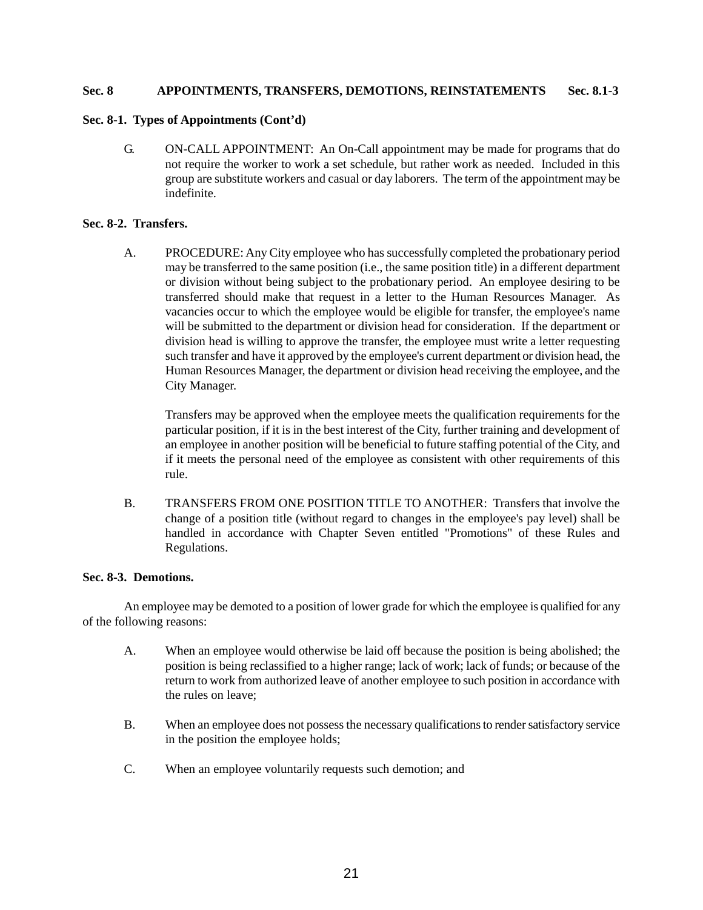**Sec. 8-1. Types of Appointments (Cont'd)**

G. ON-CALL APPOINTMENT: An On-Call appointment may be made for programs that do not require the worker to work a set schedule, but rather work as needed. Included in this group are substitute workers and casual or day laborers. The term of the appointment may be indefinite.

**Sec. 8-2. Transfers.**

A. PROCEDURE: Any City employee who has successfully completed the probationary period may be transferred to the same position (i.e., the same position title) in a different department or division without being subject to the probationary period. An employee desiring to be transferred should make that request in a letter to the Human Resources Manager. As vacancies occur to which the employee would be eligible for transfer, the employee's name will be submitted to the department or division head for consideration. If the department or division head is willing to approve the transfer, the employee must write a letter requesting such transfer and have it approved by the employee's current department or division head, the Human Resources Manager, the department or division head receiving the employee, and the City Manager.

Transfers may be approved when the employee meets the qualification requirements for the particular position, if it is in the best interest of the City, further training and development of an employee in another position will be beneficial to future staffing potential of the City, and if it meets the personal need of the employee as consistent with other requirements of this rule.

B. TRANSFERS FROM ONE POSITION TITLE TO ANOTHER: Transfers that involve the change of a position title (without regard to changes in the employee's pay level) shall be handled in accordance with Chapter Seven entitled "Promotions" of these Rules and Regulations.

**Sec. 8-3. Demotions.**

An employee may be demoted to a position of lower grade for which the employee is qualified for any of the following reasons:

A. When an employee would otherwise be laid off because the position is being abolished; the position is being reclassified to a higher range; lack of work; lack of funds; or because of the return to work from authorized leave of another employee to such position in accordance with the rules on leave;

B. When an employee does not possess the necessary qualifications to render satisfactory service in the position the employee holds;

C. When an employee voluntarily requests such demotion; and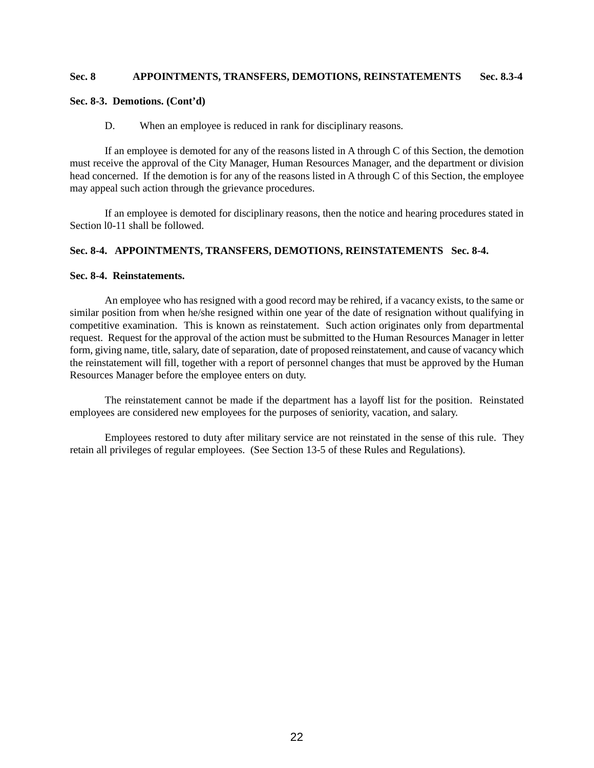## Sec. 8-3. Demotions. (Cont'd)

D. When an employee is reduced in rank for disciplinary reasons.

If an employee is demoted for any of the reasons listed in A through C of this Section, the demotion must receive the approval of the City Manager, Human Resources Manager, and the department or division head concerned. If the demotion is for any of the reasons listed in A through C of this Section, the employee may appeal such action through the grievance procedures.

If an employee is demoted for disciplinary reasons, then the notice and hearing procedures stated in Section l0-11 shall be followed.

**Sec. 8-4. APPOINTMENTS, TRANSFERS, DEMOTIONS, REINSTATEMENTS Sec. 8-4.**

## Sec. 8-4. Reinstatements.

An employee who has resigned with a good record may be rehired, if a vacancy exists, to the same or similar position from when he/she resigned within one year of the date of resignation without qualifying in competitive examination. This is known as reinstatement. Such action originates only from departmental request. Request for the approval of the action must be submitted to the Human Resources Manager in letter form, giving name, title, salary, date of separation, date of proposed reinstatement, and cause of vacancy which the reinstatement will fill, together with a report of personnel changes that must be approved by the Human Resources Manager before the employee enters on duty.

The reinstatement cannot be made if the department has a layoff list for the position. Reinstated employees are considered new employees for the purposes of seniority, vacation, and salary.

Employees restored to duty after military service are not reinstated in the sense of this rule. They retain all privileges of regular employees. (See Section 13-5 of these Rules and Regulations).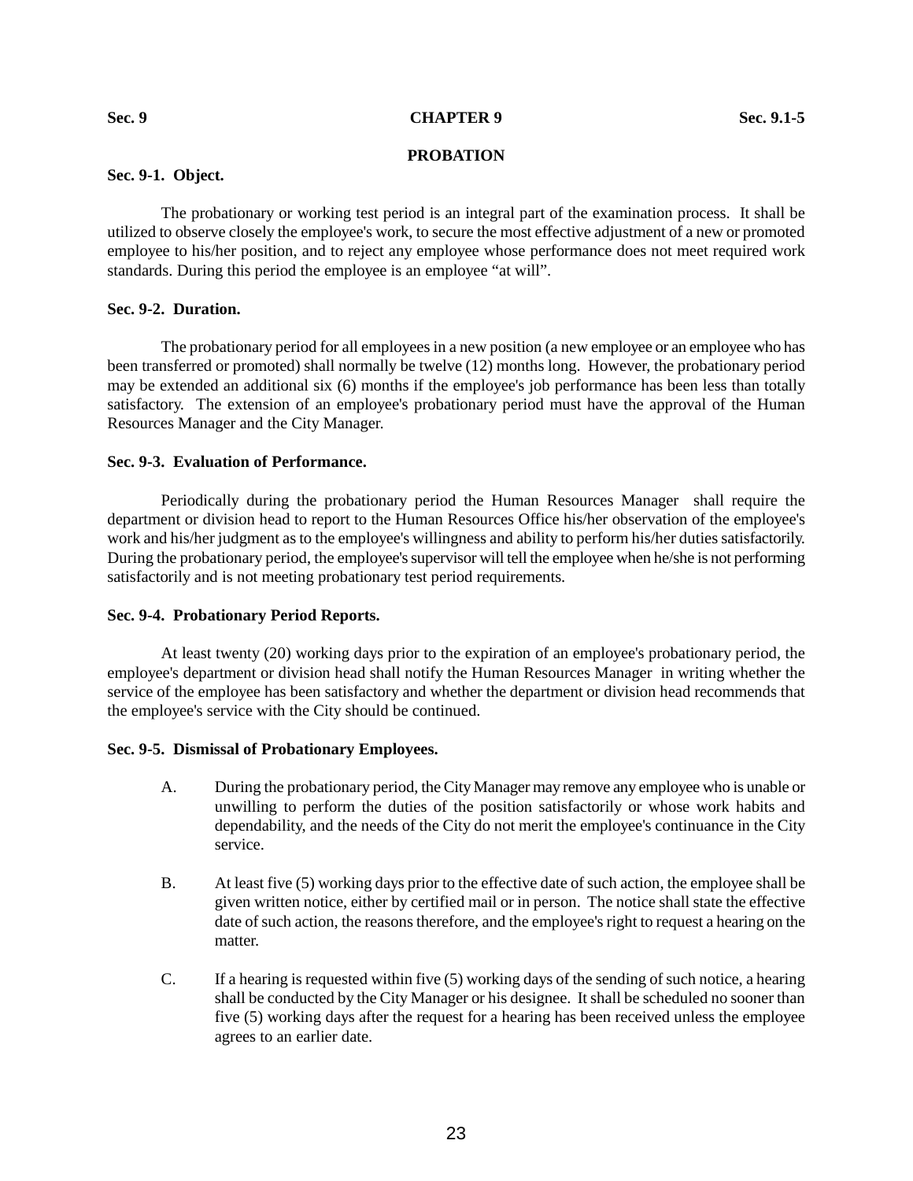# CHAPTER 9

## PROBATION

### Sec. 9-1. Object.

The probationary or working test period is an integral part of the examination process. It shall be utilized to observe closely the employee's work, to secure the most effective adjustment of a new or promoted employee to his/her position, and to reject any employee whose performance does not meet required work standards. During this period the employee is an employee "at will".

### Sec. 9-2. Duration.

The probationary period for all employees in a new position (a new employee or an employee who has been transferred or promoted) shall normally be twelve (12) months long. However, the probationary period may be extended an additional six (6) months if the employee's job performance has been less than totally satisfactory. The extension of an employee's probationary period must have the approval of the Human Resources Manager and the City Manager.

### Sec. 9-3. Evaluation of Performance.

Periodically during the probationary period the Human Resources Manager shall require the department or division head to report to the Human Resources Office his/her observation of the employee's work and his/her judgment as to the employee's willingness and ability to perform his/her duties satisfactorily. During the probationary period, the employee's supervisor will tell the employee when he/she is not performing satisfactorily and is not meeting probationary test period requirements.

### Sec. 9-4. Probationary Period Reports.

At least twenty (20) working days prior to the expiration of an employee's probationary period, the employee's department or division head shall notify the Human Resources Manager in writing whether the service of the employee has been satisfactory and whether the department or division head recommends that the employee's service with the City should be continued.

### Sec. 9-5. Dismissal of Probationary Employees.

A. During the probationary period, the City Manager may remove any employee who is unable or unwilling to perform the duties of the position satisfactorily or whose work habits and dependability, and the needs of the City do not merit the employee's continuance in the City service.

B. At least five (5) working days prior to the effective date of such action, the employee shall be given written notice, either by certified mail or in person. The notice shall state the effective date of such action, the reasons therefore, and the employee's right to request a hearing on the matter.

C. If a hearing is requested within five (5) working days of the sending of such notice, a hearing shall be conducted by the City Manager or his designee. It shall be scheduled no sooner than five (5) working days after the request for a hearing has been received unless the employee agrees to an earlier date.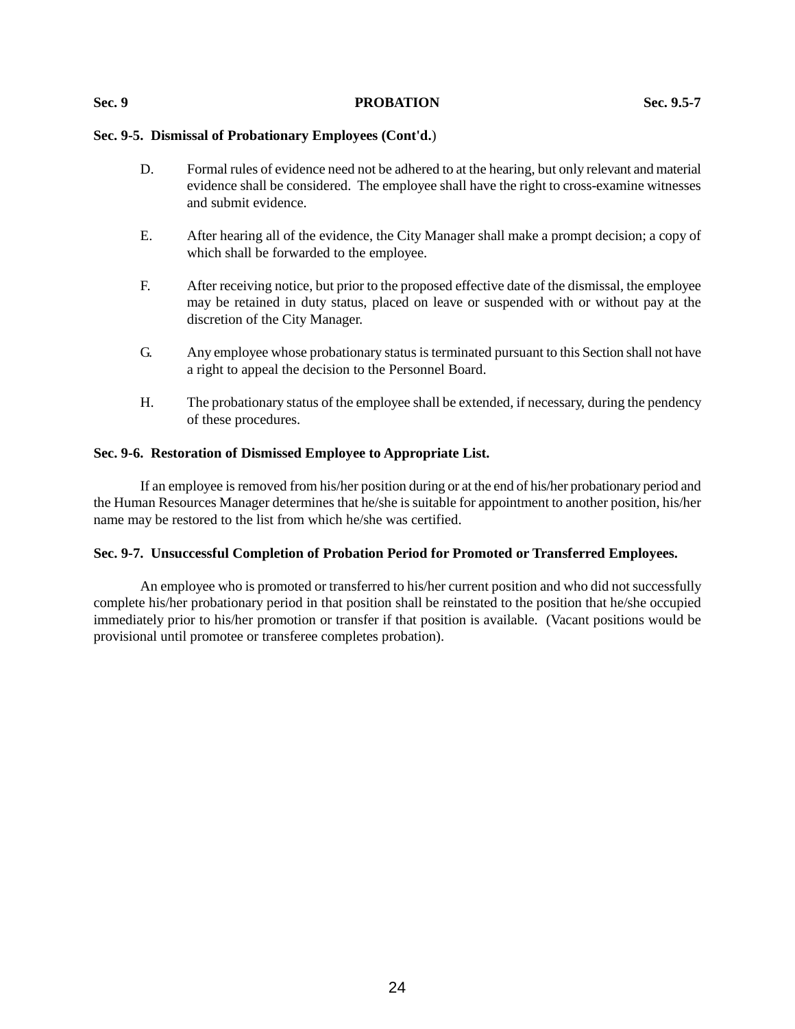### Sec. 9-5. Dismissal of Probationary Employees (Cont'd.)

D. Formal rules of evidence need not be adhered to at the hearing, but only relevant and material evidence shall be considered. The employee shall have the right to cross-examine witnesses and submit evidence.

E. After hearing all of the evidence, the City Manager shall make a prompt decision; a copy of which shall be forwarded to the employee.

F. After receiving notice, but prior to the proposed effective date of the dismissal, the employee may be retained in duty status, placed on leave or suspended with or without pay at the discretion of the City Manager.

G. Any employee whose probationary status is terminated pursuant to this Section shall not have a right to appeal the decision to the Personnel Board.

H. The probationary status of the employee shall be extended, if necessary, during the pendency of these procedures.

### Sec. 9-6. Restoration of Dismissed Employee to Appropriate List.

If an employee is removed from his/her position during or at the end of his/her probationary period and the Human Resources Manager determines that he/she is suitable for appointment to another position, his/her name may be restored to the list from which he/she was certified.

### Sec. 9-7. Unsuccessful Completion of Probation Period for Promoted or Transferred Employees.

An employee who is promoted or transferred to his/her current position and who did not successfully complete his/her probationary period in that position shall be reinstated to the position that he/she occupied immediately prior to his/her promotion or transfer if that position is available. (Vacant positions would be provisional until promotee or transferee completes probation).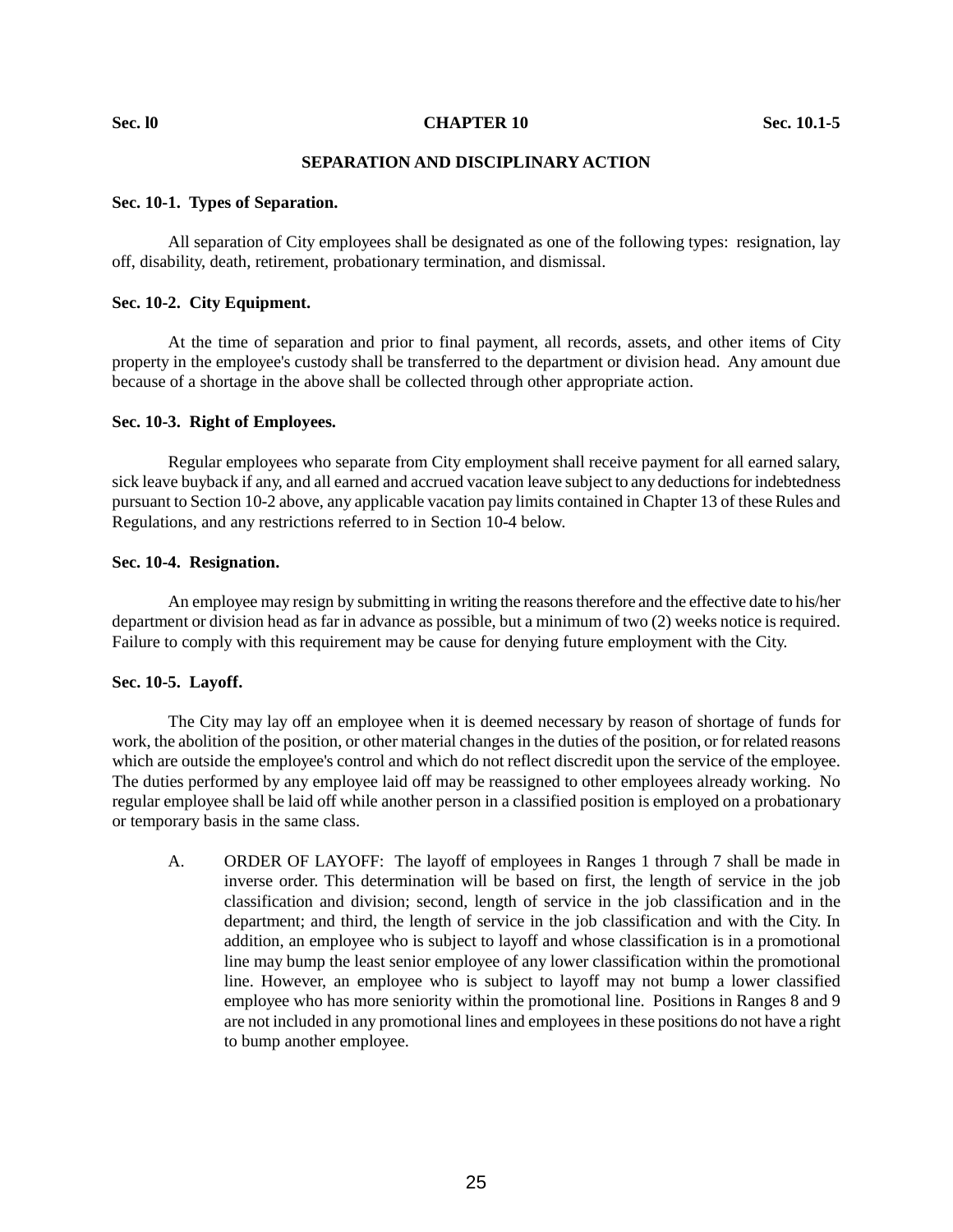# CHAPTER 10

## SEPARATION AND DISCIPLINARY ACTION

### Sec. 10-1. Types of Separation.

All separation of City employees shall be designated as one of the following types: resignation, lay off, disability, death, retirement, probationary termination, and dismissal.

### Sec. 10-2. City Equipment.

At the time of separation and prior to final payment, all records, assets, and other items of City property in the employee's custody shall be transferred to the department or division head. Any amount due because of a shortage in the above shall be collected through other appropriate action.

### Sec. 10-3. Right of Employees.

Regular employees who separate from City employment shall receive payment for all earned salary, sick leave buyback if any, and all earned and accrued vacation leave subject to any deductions for indebtedness pursuant to Section 10-2 above, any applicable vacation pay limits contained in Chapter 13 of these Rules and Regulations, and any restrictions referred to in Section 10-4 below.

### Sec. 10-4. Resignation.

An employee may resign by submitting in writing the reasons therefore and the effective date to his/her department or division head as far in advance as possible, but a minimum of two (2) weeks notice is required. Failure to comply with this requirement may be cause for denying future employment with the City.

### Sec. 10-5. Layoff.

The City may lay off an employee when it is deemed necessary by reason of shortage of funds for work, the abolition of the position, or other material changes in the duties of the position, or for related reasons which are outside the employee's control and which do not reflect discredit upon the service of the employee. The duties performed by any employee laid off may be reassigned to other employees already working. No regular employee shall be laid off while another person in a classified position is employed on a probationary or temporary basis in the same class.

A. ORDER OF LAYOFF: The layoff of employees in Ranges 1 through 7 shall be made in inverse order. This determination will be based on first, the length of service in the job classification and division; second, length of service in the job classification and in the department; and third, the length of service in the job classification and with the City. In addition, an employee who is subject to layoff and whose classification is in a promotional line may bump the least senior employee of any lower classification within the promotional line. However, an employee who is subject to layoff may not bump a lower classified employee who has more seniority within the promotional line. Positions in Ranges 8 and 9 are not included in any promotional lines and employees in these positions do not have a right to bump another employee.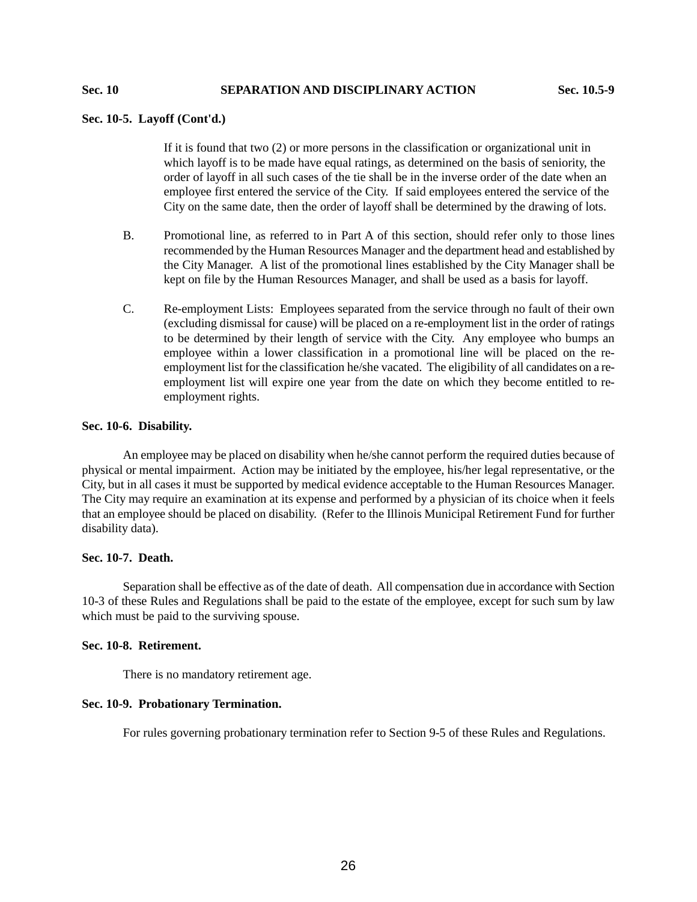### Sec. 10-5. Layoff (Cont'd.)

If it is found that two (2) or more persons in the classification or organizational unit in which layoff is to be made have equal ratings, as determined on the basis of seniority, the order of layoff in all such cases of the tie shall be in the inverse order of the date when an employee first entered the service of the City. If said employees entered the service of the City on the same date, then the order of layoff shall be determined by the drawing of lots.

B. Promotional line, as referred to in Part A of this section, should refer only to those lines recommended by the Human Resources Manager and the department head and established by the City Manager. A list of the promotional lines established by the City Manager shall be kept on file by the Human Resources Manager, and shall be used as a basis for layoff.

C. Re-employment Lists: Employees separated from the service through no fault of their own (excluding dismissal for cause) will be placed on a re-employment list in the order of ratings to be determined by their length of service with the City. Any employee who bumps an employee within a lower classification in a promotional line will be placed on the re-employment list for the classification he/she vacated. The eligibility of all candidates on a re-employment list will expire one year from the date on which they become entitled to re-employment rights.

### Sec. 10-6. Disability.

An employee may be placed on disability when he/she cannot perform the required duties because of physical or mental impairment. Action may be initiated by the employee, his/her legal representative, or the City, but in all cases it must be supported by medical evidence acceptable to the Human Resources Manager. The City may require an examination at its expense and performed by a physician of its choice when it feels that an employee should be placed on disability. (Refer to the Illinois Municipal Retirement Fund for further disability data).

### Sec. 10-7. Death.

Separation shall be effective as of the date of death. All compensation due in accordance with Section 10-3 of these Rules and Regulations shall be paid to the estate of the employee, except for such sum by law which must be paid to the surviving spouse.

### Sec. 10-8. Retirement.

There is no mandatory retirement age.

### Sec. 10-9. Probationary Termination.

For rules governing probationary termination refer to Section 9-5 of these Rules and Regulations.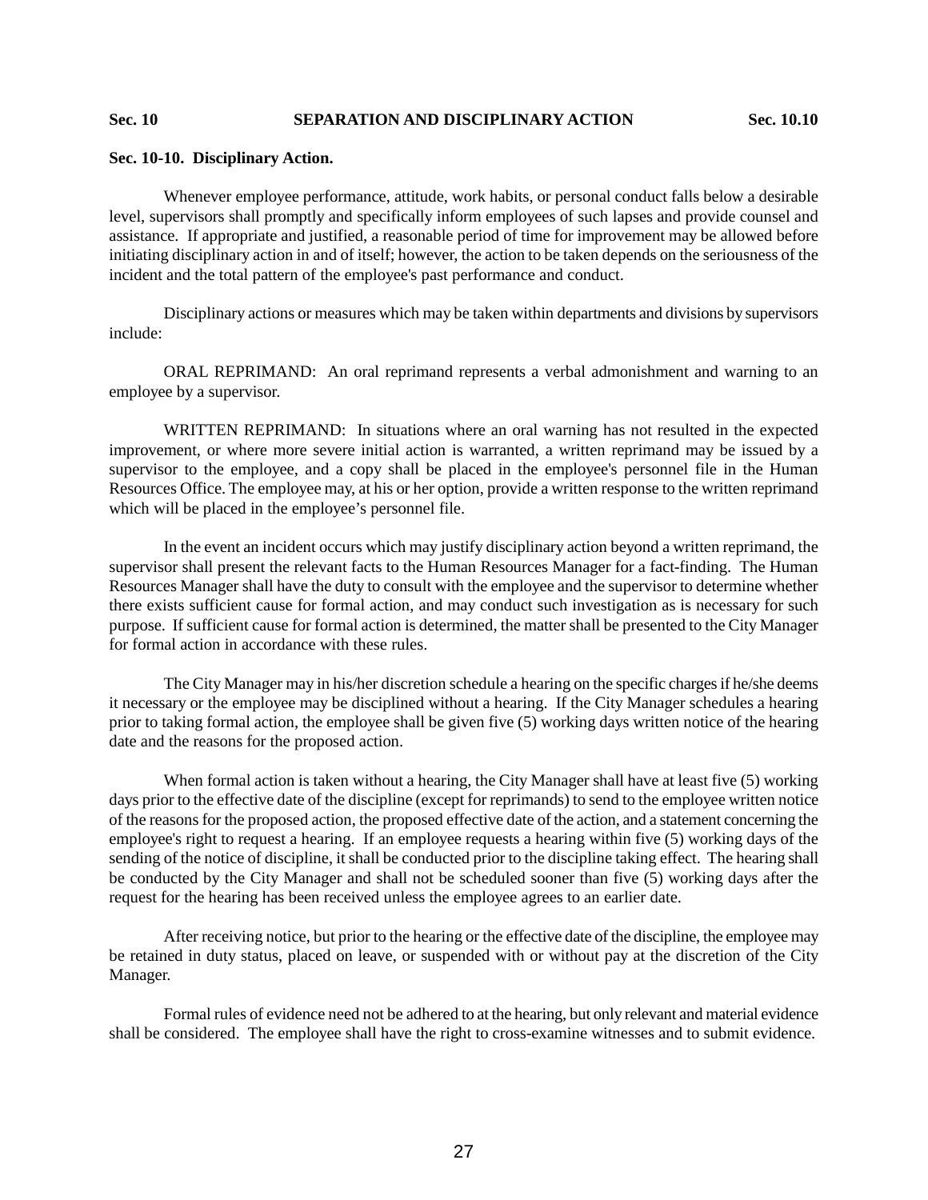## Sec. 10-10. Disciplinary Action.

Whenever employee performance, attitude, work habits, or personal conduct falls below a desirable level, supervisors shall promptly and specifically inform employees of such lapses and provide counsel and assistance. If appropriate and justified, a reasonable period of time for improvement may be allowed before initiating disciplinary action in and of itself; however, the action to be taken depends on the seriousness of the incident and the total pattern of the employee's past performance and conduct.

Disciplinary actions or measures which may be taken within departments and divisions by supervisors include:

ORAL REPRIMAND: An oral reprimand represents a verbal admonishment and warning to an employee by a supervisor.

WRITTEN REPRIMAND: In situations where an oral warning has not resulted in the expected improvement, or where more severe initial action is warranted, a written reprimand may be issued by a supervisor to the employee, and a copy shall be placed in the employee's personnel file in the Human Resources Office. The employee may, at his or her option, provide a written response to the written reprimand which will be placed in the employee's personnel file.

In the event an incident occurs which may justify disciplinary action beyond a written reprimand, the supervisor shall present the relevant facts to the Human Resources Manager for a fact-finding. The Human Resources Manager shall have the duty to consult with the employee and the supervisor to determine whether there exists sufficient cause for formal action, and may conduct such investigation as is necessary for such purpose. If sufficient cause for formal action is determined, the matter shall be presented to the City Manager for formal action in accordance with these rules.

The City Manager may in his/her discretion schedule a hearing on the specific charges if he/she deems it necessary or the employee may be disciplined without a hearing. If the City Manager schedules a hearing prior to taking formal action, the employee shall be given five (5) working days written notice of the hearing date and the reasons for the proposed action.

When formal action is taken without a hearing, the City Manager shall have at least five (5) working days prior to the effective date of the discipline (except for reprimands) to send to the employee written notice of the reasons for the proposed action, the proposed effective date of the action, and a statement concerning the employee's right to request a hearing. If an employee requests a hearing within five (5) working days of the sending of the notice of discipline, it shall be conducted prior to the discipline taking effect. The hearing shall be conducted by the City Manager and shall not be scheduled sooner than five (5) working days after the request for the hearing has been received unless the employee agrees to an earlier date.

After receiving notice, but prior to the hearing or the effective date of the discipline, the employee may be retained in duty status, placed on leave, or suspended with or without pay at the discretion of the City Manager.

Formal rules of evidence need not be adhered to at the hearing, but only relevant and material evidence shall be considered. The employee shall have the right to cross-examine witnesses and to submit evidence.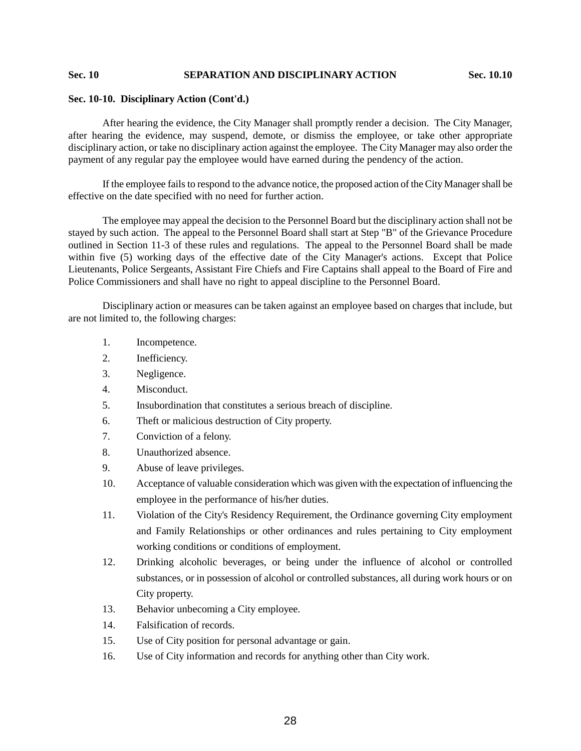## Sec. 10-10. Disciplinary Action (Cont'd.)

After hearing the evidence, the City Manager shall promptly render a decision. The City Manager, after hearing the evidence, may suspend, demote, or dismiss the employee, or take other appropriate disciplinary action, or take no disciplinary action against the employee. The City Manager may also order the payment of any regular pay the employee would have earned during the pendency of the action.

If the employee fails to respond to the advance notice, the proposed action of the City Manager shall be effective on the date specified with no need for further action.

The employee may appeal the decision to the Personnel Board but the disciplinary action shall not be stayed by such action. The appeal to the Personnel Board shall start at Step "B" of the Grievance Procedure outlined in Section 11-3 of these rules and regulations. The appeal to the Personnel Board shall be made within five (5) working days of the effective date of the City Manager's actions. Except that Police Lieutenants, Police Sergeants, Assistant Fire Chiefs and Fire Captains shall appeal to the Board of Fire and Police Commissioners and shall have no right to appeal discipline to the Personnel Board.

Disciplinary action or measures can be taken against an employee based on charges that include, but are not limited to, the following charges:

1. Incompetence.
2. Inefficiency.
3. Negligence.
4. Misconduct.
5. Insubordination that constitutes a serious breach of discipline.
6. Theft or malicious destruction of City property.
7. Conviction of a felony.
8. Unauthorized absence.
9. Abuse of leave privileges.
10. Acceptance of valuable consideration which was given with the expectation of influencing the employee in the performance of his/her duties.
11. Violation of the City's Residency Requirement, the Ordinance governing City employment and Family Relationships or other ordinances and rules pertaining to City employment working conditions or conditions of employment.
12. Drinking alcoholic beverages, or being under the influence of alcohol or controlled substances, or in possession of alcohol or controlled substances, all during work hours or on City property.
13. Behavior unbecoming a City employee.
14. Falsification of records.
15. Use of City position for personal advantage or gain.
16. Use of City information and records for anything other than City work.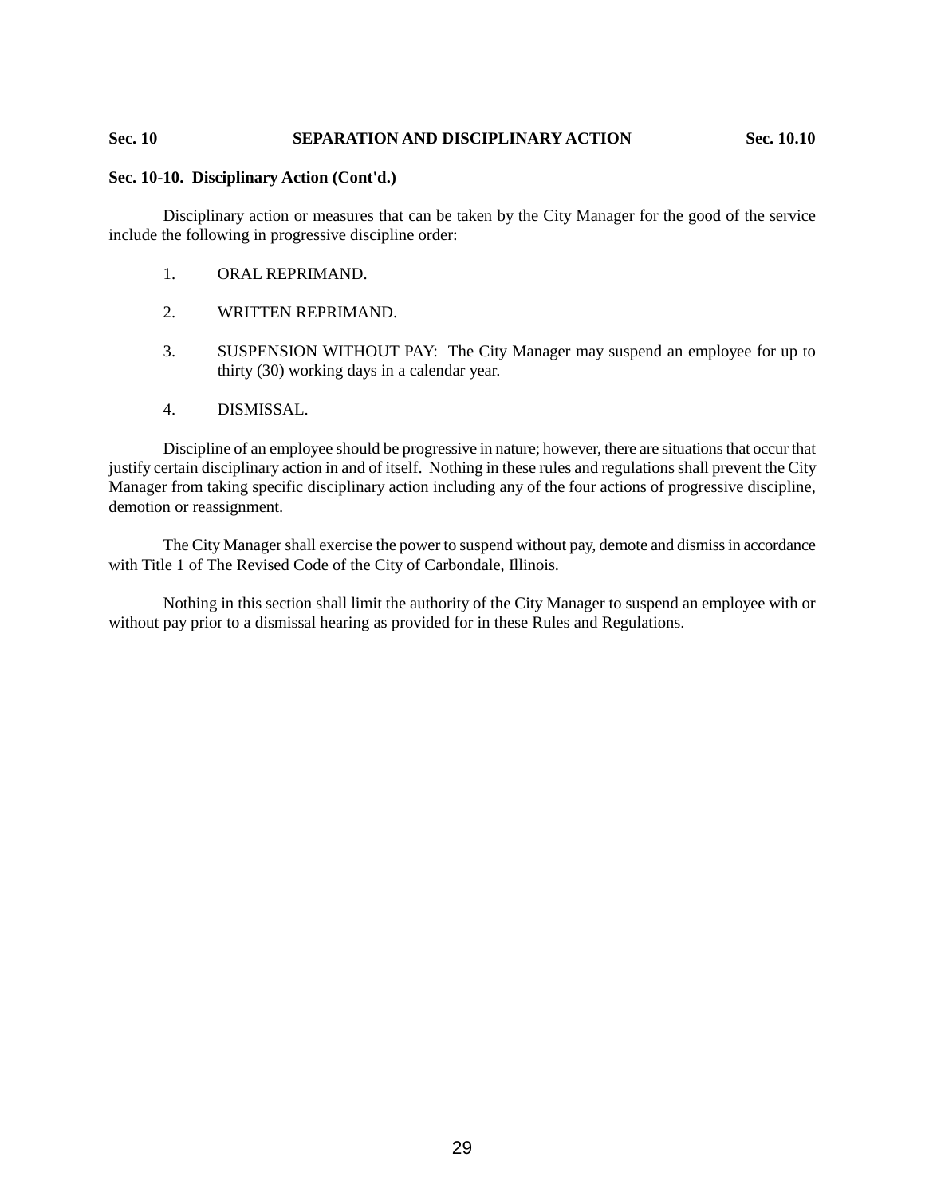### Sec. 10-10. Disciplinary Action (Cont'd.)

Disciplinary action or measures that can be taken by the City Manager for the good of the service include the following in progressive discipline order:

1. ORAL REPRIMAND.

2. WRITTEN REPRIMAND.

3. SUSPENSION WITHOUT PAY: The City Manager may suspend an employee for up to thirty (30) working days in a calendar year.

4. DISMISSAL.

Discipline of an employee should be progressive in nature; however, there are situations that occur that justify certain disciplinary action in and of itself. Nothing in these rules and regulations shall prevent the City Manager from taking specific disciplinary action including any of the four actions of progressive discipline, demotion or reassignment.

The City Manager shall exercise the power to suspend without pay, demote and dismiss in accordance with Title 1 of The Revised Code of the City of Carbondale, Illinois.

Nothing in this section shall limit the authority of the City Manager to suspend an employee with or without pay prior to a dismissal hearing as provided for in these Rules and Regulations.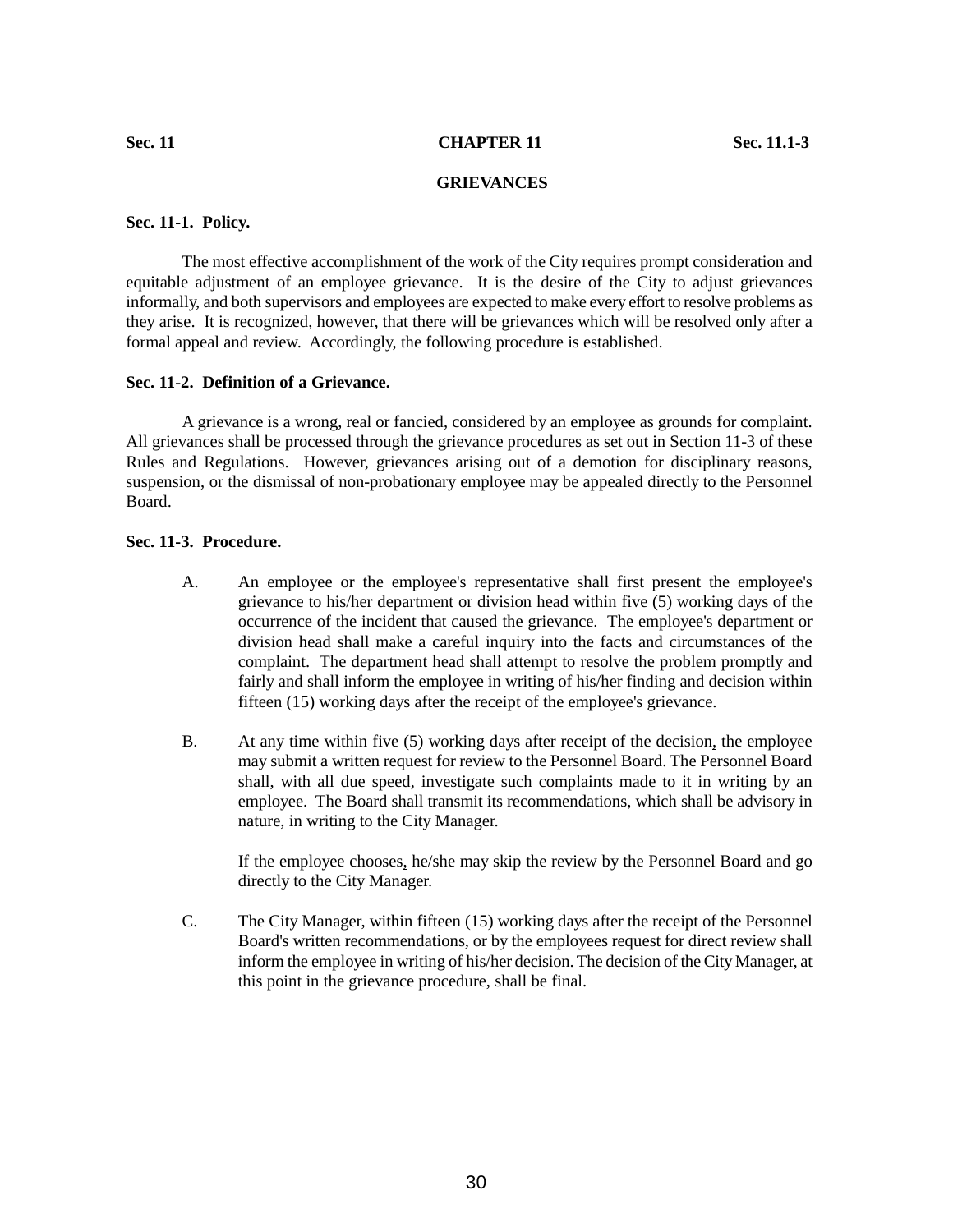Sec. 11 **CHAPTER 11** Sec. 11.1-3

# GRIEVANCES

**Sec. 11-1. Policy.**

The most effective accomplishment of the work of the City requires prompt consideration and equitable adjustment of an employee grievance. It is the desire of the City to adjust grievances informally, and both supervisors and employees are expected to make every effort to resolve problems as they arise. It is recognized, however, that there will be grievances which will be resolved only after a formal appeal and review. Accordingly, the following procedure is established.

**Sec. 11-2. Definition of a Grievance.**

A grievance is a wrong, real or fancied, considered by an employee as grounds for complaint. All grievances shall be processed through the grievance procedures as set out in Section 11-3 of these Rules and Regulations. However, grievances arising out of a demotion for disciplinary reasons, suspension, or the dismissal of non-probationary employee may be appealed directly to the Personnel Board.

**Sec. 11-3. Procedure.**

A. An employee or the employee's representative shall first present the employee's grievance to his/her department or division head within five (5) working days of the occurrence of the incident that caused the grievance. The employee's department or division head shall make a careful inquiry into the facts and circumstances of the complaint. The department head shall attempt to resolve the problem promptly and fairly and shall inform the employee in writing of his/her finding and decision within fifteen (15) working days after the receipt of the employee's grievance.

B. At any time within five (5) working days after receipt of the decision, the employee may submit a written request for review to the Personnel Board. The Personnel Board shall, with all due speed, investigate such complaints made to it in writing by an employee. The Board shall transmit its recommendations, which shall be advisory in nature, in writing to the City Manager.

   If the employee chooses, he/she may skip the review by the Personnel Board and go directly to the City Manager.

C. The City Manager, within fifteen (15) working days after the receipt of the Personnel Board's written recommendations, or by the employees request for direct review shall inform the employee in writing of his/her decision. The decision of the City Manager, at this point in the grievance procedure, shall be final.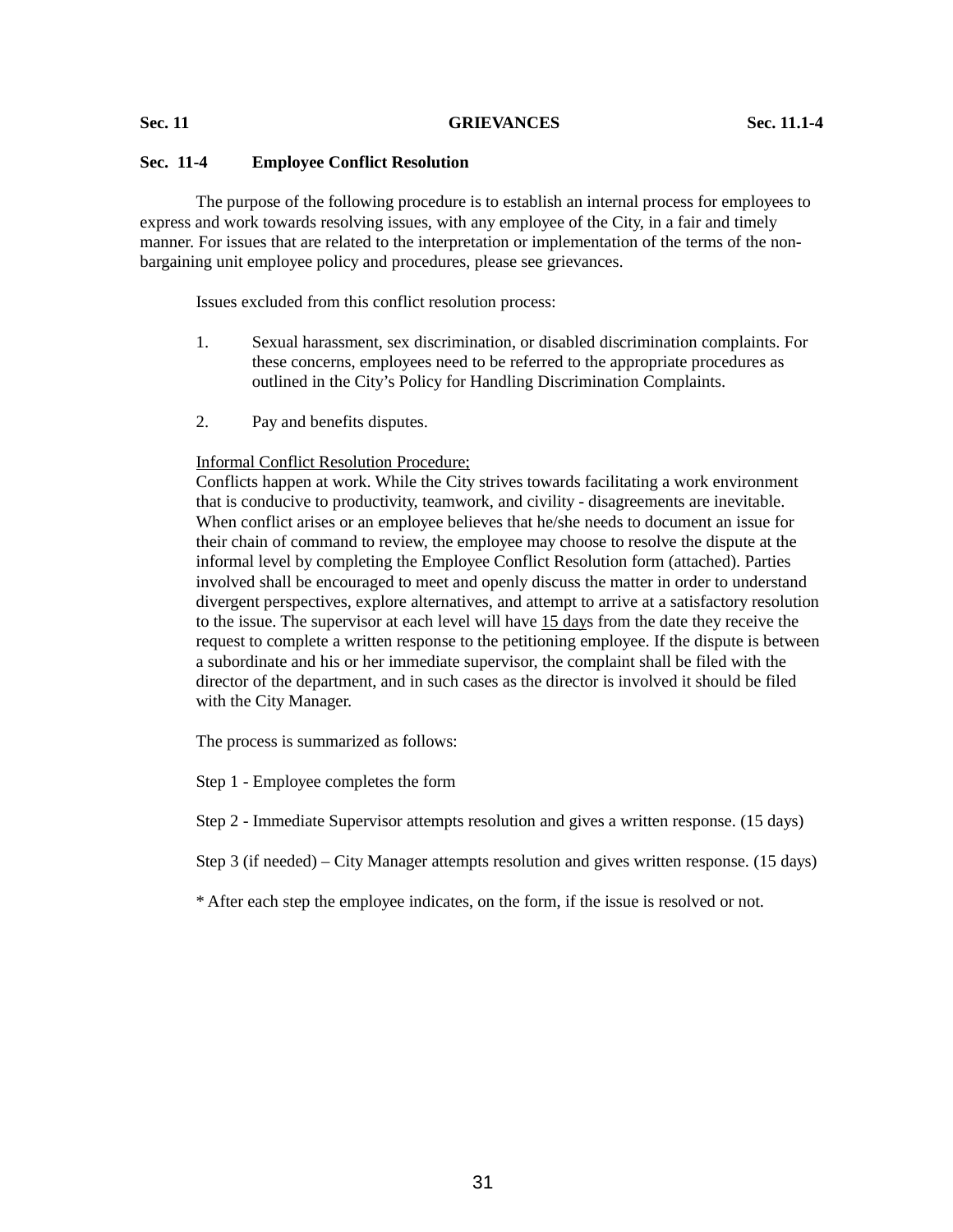## Sec. 11-4 Employee Conflict Resolution

The purpose of the following procedure is to establish an internal process for employees to express and work towards resolving issues, with any employee of the City, in a fair and timely manner. For issues that are related to the interpretation or implementation of the terms of the non-bargaining unit employee policy and procedures, please see grievances.

Issues excluded from this conflict resolution process:

1. Sexual harassment, sex discrimination, or disabled discrimination complaints. For these concerns, employees need to be referred to the appropriate procedures as outlined in the City's Policy for Handling Discrimination Complaints.

2. Pay and benefits disputes.

<u>Informal Conflict Resolution Procedure;</u>
Conflicts happen at work. While the City strives towards facilitating a work environment that is conducive to productivity, teamwork, and civility - disagreements are inevitable. When conflict arises or an employee believes that he/she needs to document an issue for their chain of command to review, the employee may choose to resolve the dispute at the informal level by completing the Employee Conflict Resolution form (attached). Parties involved shall be encouraged to meet and openly discuss the matter in order to understand divergent perspectives, explore alternatives, and attempt to arrive at a satisfactory resolution to the issue. The supervisor at each level will have <u>15 day</u>s from the date they receive the request to complete a written response to the petitioning employee. If the dispute is between a subordinate and his or her immediate supervisor, the complaint shall be filed with the director of the department, and in such cases as the director is involved it should be filed with the City Manager.

The process is summarized as follows:

Step 1 - Employee completes the form

Step 2 - Immediate Supervisor attempts resolution and gives a written response. (15 days)

Step 3 (if needed) – City Manager attempts resolution and gives written response. (15 days)

* After each step the employee indicates, on the form, if the issue is resolved or not.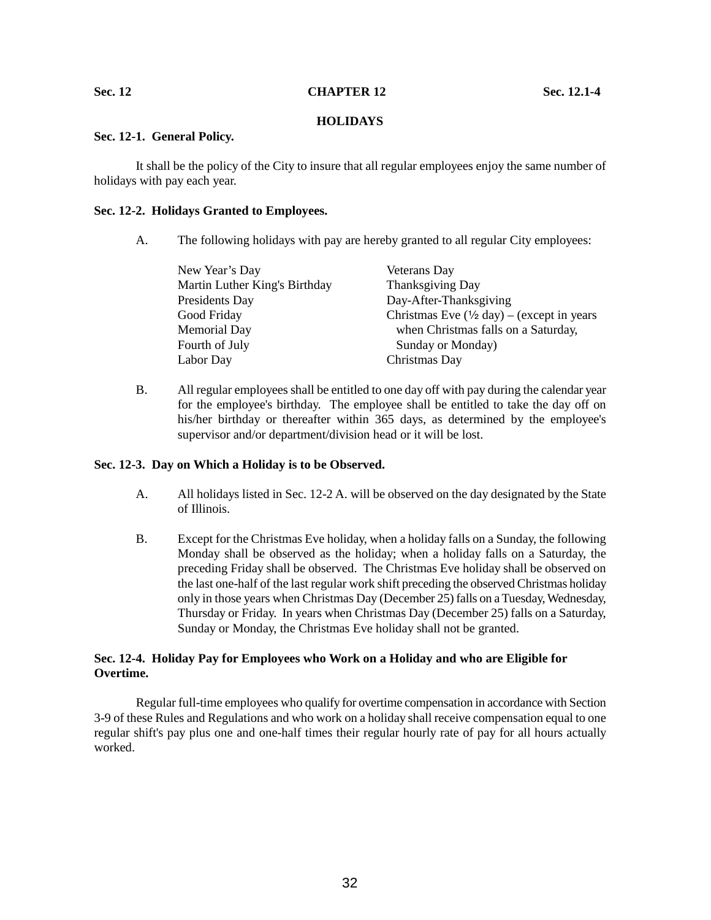# CHAPTER 12

## HOLIDAYS

### Sec. 12-1. General Policy.

It shall be the policy of the City to insure that all regular employees enjoy the same number of holidays with pay each year.

### Sec. 12-2. Holidays Granted to Employees.

A. The following holidays with pay are hereby granted to all regular City employees:

| | |
|---|---|
| New Year's Day | Veterans Day |
| Martin Luther King's Birthday | Thanksgiving Day |
| Presidents Day | Day-After-Thanksgiving |
| Good Friday | Christmas Eve (½ day) – (except in years when Christmas falls on a Saturday, Sunday or Monday) |
| Memorial Day | Christmas Day |
| Fourth of July | |
| Labor Day | |

B. All regular employees shall be entitled to one day off with pay during the calendar year for the employee's birthday. The employee shall be entitled to take the day off on his/her birthday or thereafter within 365 days, as determined by the employee's supervisor and/or department/division head or it will be lost.

### Sec. 12-3. Day on Which a Holiday is to be Observed.

A. All holidays listed in Sec. 12-2 A. will be observed on the day designated by the State of Illinois.

B. Except for the Christmas Eve holiday, when a holiday falls on a Sunday, the following Monday shall be observed as the holiday; when a holiday falls on a Saturday, the preceding Friday shall be observed. The Christmas Eve holiday shall be observed on the last one-half of the last regular work shift preceding the observed Christmas holiday only in those years when Christmas Day (December 25) falls on a Tuesday, Wednesday, Thursday or Friday. In years when Christmas Day (December 25) falls on a Saturday, Sunday or Monday, the Christmas Eve holiday shall not be granted.

### Sec. 12-4. Holiday Pay for Employees who Work on a Holiday and who are Eligible for Overtime.

Regular full-time employees who qualify for overtime compensation in accordance with Section 3-9 of these Rules and Regulations and who work on a holiday shall receive compensation equal to one regular shift's pay plus one and one-half times their regular hourly rate of pay for all hours actually worked.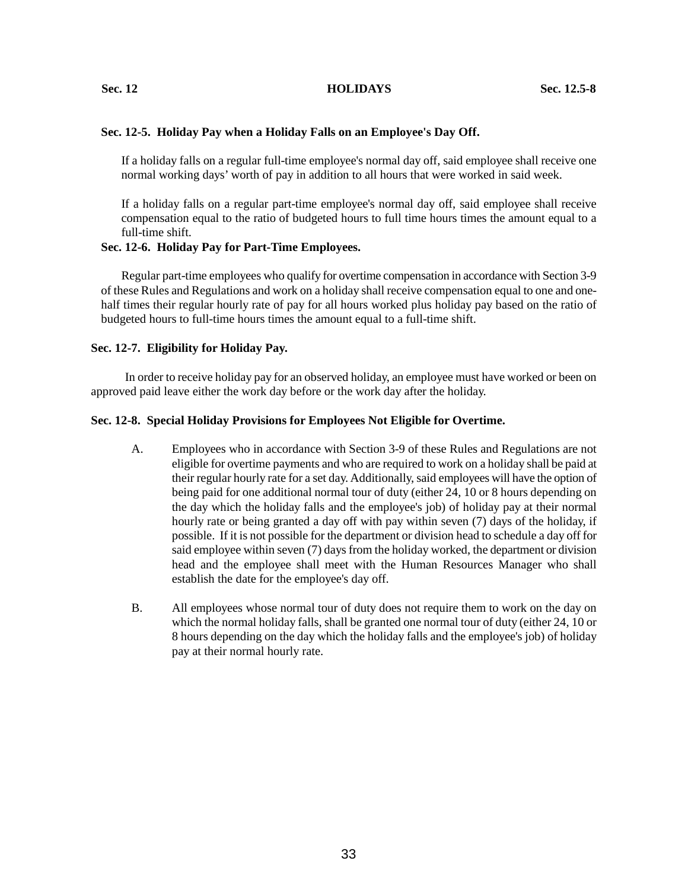### Sec. 12-5. Holiday Pay when a Holiday Falls on an Employee's Day Off.

If a holiday falls on a regular full-time employee's normal day off, said employee shall receive one normal working days' worth of pay in addition to all hours that were worked in said week.

If a holiday falls on a regular part-time employee's normal day off, said employee shall receive compensation equal to the ratio of budgeted hours to full time hours times the amount equal to a full-time shift.

### Sec. 12-6. Holiday Pay for Part-Time Employees.

Regular part-time employees who qualify for overtime compensation in accordance with Section 3-9 of these Rules and Regulations and work on a holiday shall receive compensation equal to one and one-half times their regular hourly rate of pay for all hours worked plus holiday pay based on the ratio of budgeted hours to full-time hours times the amount equal to a full-time shift.

### Sec. 12-7. Eligibility for Holiday Pay.

In order to receive holiday pay for an observed holiday, an employee must have worked or been on approved paid leave either the work day before or the work day after the holiday.

### Sec. 12-8. Special Holiday Provisions for Employees Not Eligible for Overtime.

A. Employees who in accordance with Section 3-9 of these Rules and Regulations are not eligible for overtime payments and who are required to work on a holiday shall be paid at their regular hourly rate for a set day. Additionally, said employees will have the option of being paid for one additional normal tour of duty (either 24, 10 or 8 hours depending on the day which the holiday falls and the employee's job) of holiday pay at their normal hourly rate or being granted a day off with pay within seven (7) days of the holiday, if possible. If it is not possible for the department or division head to schedule a day off for said employee within seven (7) days from the holiday worked, the department or division head and the employee shall meet with the Human Resources Manager who shall establish the date for the employee's day off.

B. All employees whose normal tour of duty does not require them to work on the day on which the normal holiday falls, shall be granted one normal tour of duty (either 24, 10 or 8 hours depending on the day which the holiday falls and the employee's job) of holiday pay at their normal hourly rate.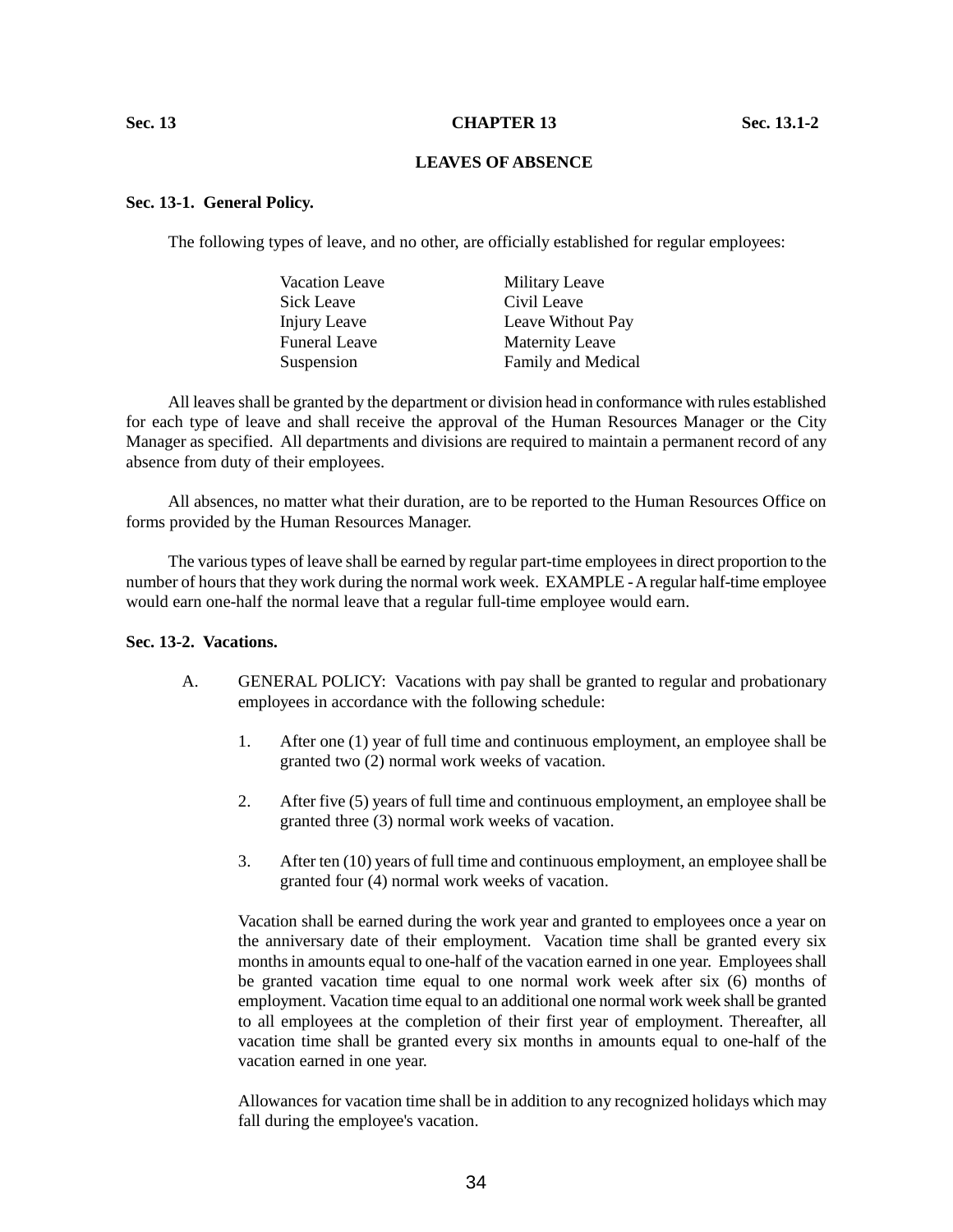# CHAPTER 13

## LEAVES OF ABSENCE

### Sec. 13-1. General Policy.

The following types of leave, and no other, are officially established for regular employees:

| | |
|---|---|
| Vacation Leave | Military Leave |
| Sick Leave | Civil Leave |
| Injury Leave | Leave Without Pay |
| Funeral Leave | Maternity Leave |
| Suspension | Family and Medical |

All leaves shall be granted by the department or division head in conformance with rules established for each type of leave and shall receive the approval of the Human Resources Manager or the City Manager as specified. All departments and divisions are required to maintain a permanent record of any absence from duty of their employees.

All absences, no matter what their duration, are to be reported to the Human Resources Office on forms provided by the Human Resources Manager.

The various types of leave shall be earned by regular part-time employees in direct proportion to the number of hours that they work during the normal work week. EXAMPLE - A regular half-time employee would earn one-half the normal leave that a regular full-time employee would earn.

### Sec. 13-2. Vacations.

A. GENERAL POLICY: Vacations with pay shall be granted to regular and probationary employees in accordance with the following schedule:

1. After one (1) year of full time and continuous employment, an employee shall be granted two (2) normal work weeks of vacation.

2. After five (5) years of full time and continuous employment, an employee shall be granted three (3) normal work weeks of vacation.

3. After ten (10) years of full time and continuous employment, an employee shall be granted four (4) normal work weeks of vacation.

Vacation shall be earned during the work year and granted to employees once a year on the anniversary date of their employment. Vacation time shall be granted every six months in amounts equal to one-half of the vacation earned in one year. Employees shall be granted vacation time equal to one normal work week after six (6) months of employment. Vacation time equal to an additional one normal work week shall be granted to all employees at the completion of their first year of employment. Thereafter, all vacation time shall be granted every six months in amounts equal to one-half of the vacation earned in one year.

Allowances for vacation time shall be in addition to any recognized holidays which may fall during the employee's vacation.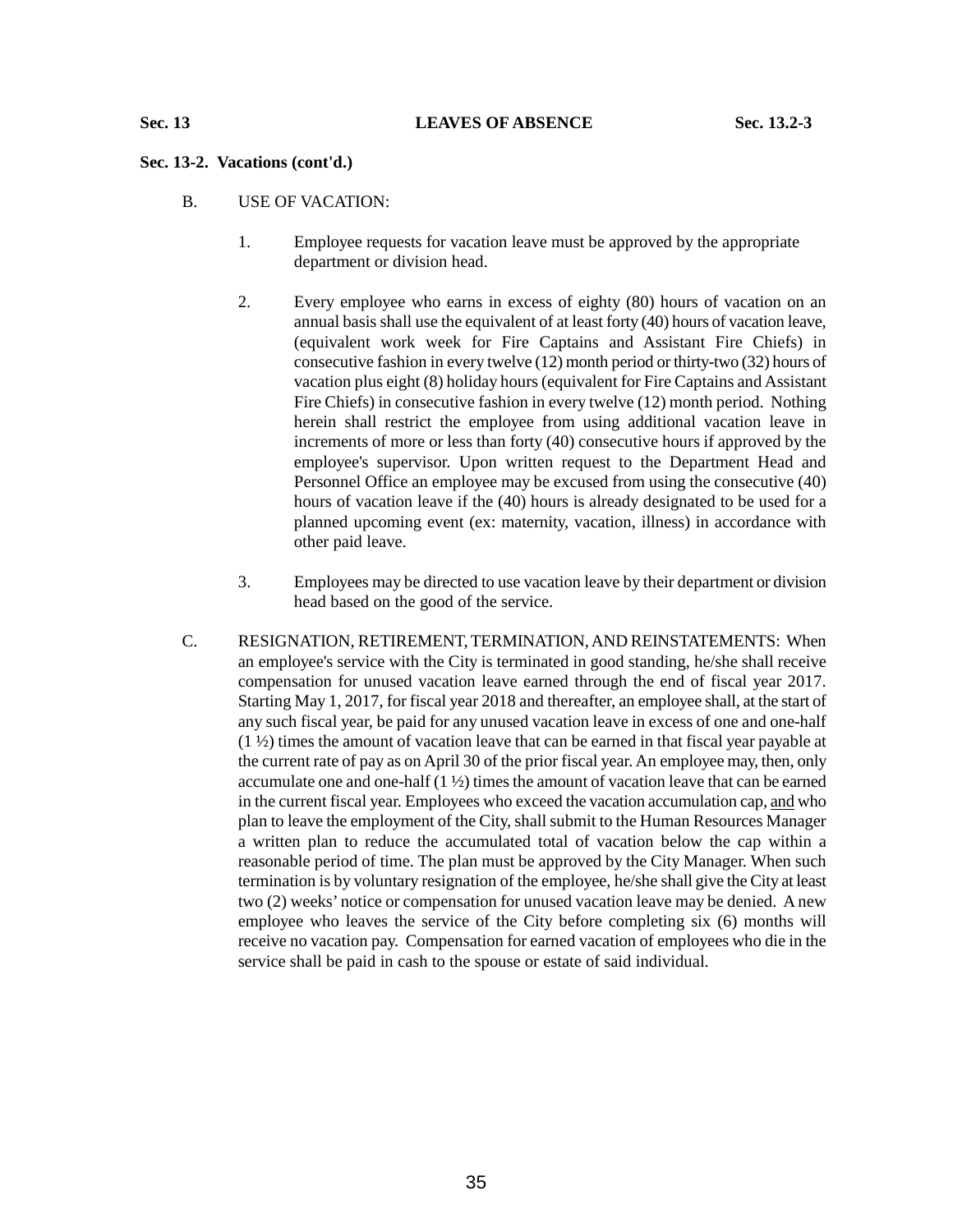**Sec. 13-2. Vacations (cont'd.)**

B. USE OF VACATION:

1. Employee requests for vacation leave must be approved by the appropriate department or division head.

2. Every employee who earns in excess of eighty (80) hours of vacation on an annual basis shall use the equivalent of at least forty (40) hours of vacation leave, (equivalent work week for Fire Captains and Assistant Fire Chiefs) in consecutive fashion in every twelve (12) month period or thirty-two (32) hours of vacation plus eight (8) holiday hours (equivalent for Fire Captains and Assistant Fire Chiefs) in consecutive fashion in every twelve (12) month period. Nothing herein shall restrict the employee from using additional vacation leave in increments of more or less than forty (40) consecutive hours if approved by the employee's supervisor. Upon written request to the Department Head and Personnel Office an employee may be excused from using the consecutive (40) hours of vacation leave if the (40) hours is already designated to be used for a planned upcoming event (ex: maternity, vacation, illness) in accordance with other paid leave.

3. Employees may be directed to use vacation leave by their department or division head based on the good of the service.

C. RESIGNATION, RETIREMENT, TERMINATION, AND REINSTATEMENTS: When an employee's service with the City is terminated in good standing, he/she shall receive compensation for unused vacation leave earned through the end of fiscal year 2017. Starting May 1, 2017, for fiscal year 2018 and thereafter, an employee shall, at the start of any such fiscal year, be paid for any unused vacation leave in excess of one and one-half (1 ½) times the amount of vacation leave that can be earned in that fiscal year payable at the current rate of pay as on April 30 of the prior fiscal year. An employee may, then, only accumulate one and one-half (1 ½) times the amount of vacation leave that can be earned in the current fiscal year. Employees who exceed the vacation accumulation cap, <u>and</u> who plan to leave the employment of the City, shall submit to the Human Resources Manager a written plan to reduce the accumulated total of vacation below the cap within a reasonable period of time. The plan must be approved by the City Manager. When such termination is by voluntary resignation of the employee, he/she shall give the City at least two (2) weeks' notice or compensation for unused vacation leave may be denied. A new employee who leaves the service of the City before completing six (6) months will receive no vacation pay. Compensation for earned vacation of employees who die in the service shall be paid in cash to the spouse or estate of said individual.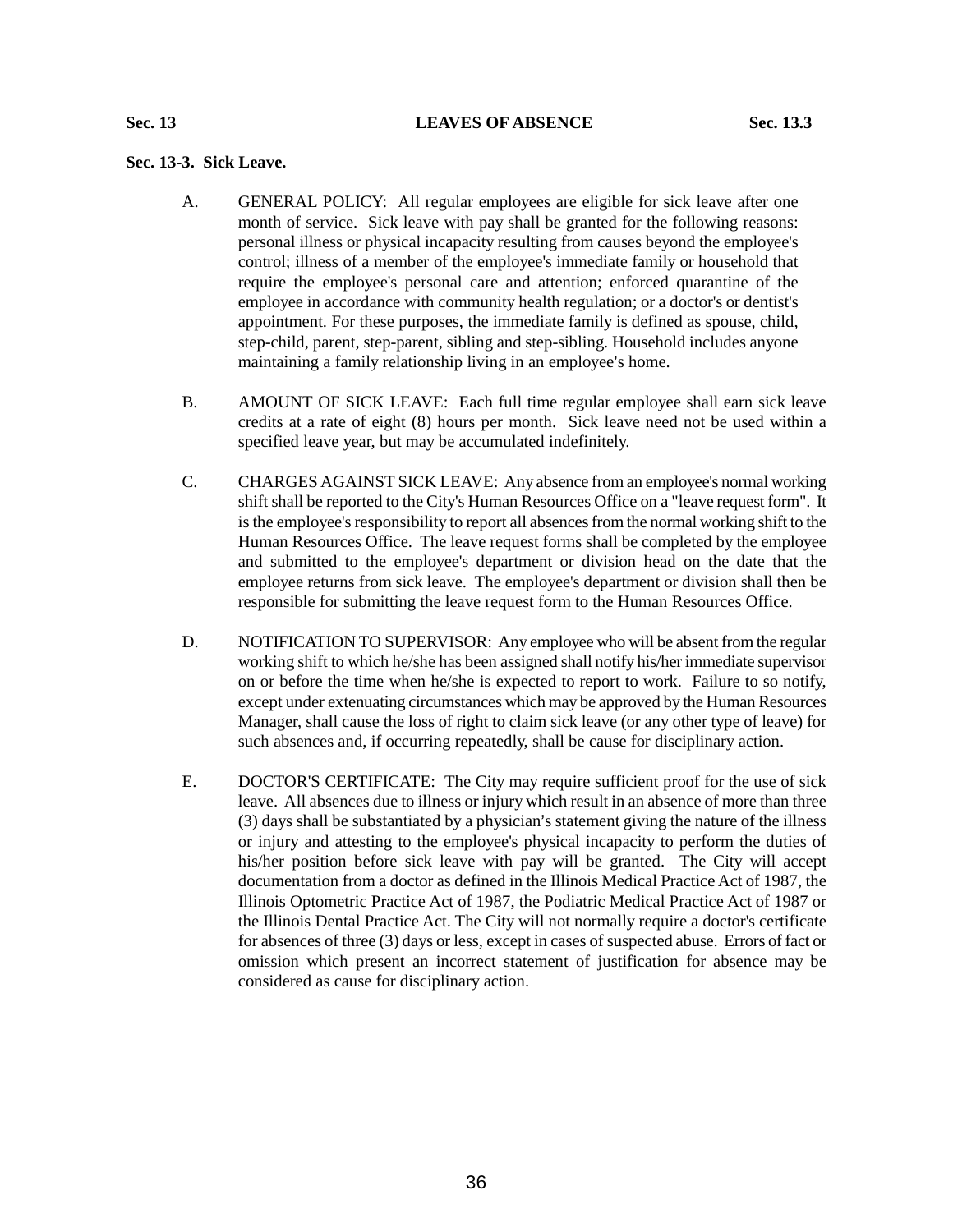## Sec. 13-3. Sick Leave.

A. GENERAL POLICY: All regular employees are eligible for sick leave after one month of service. Sick leave with pay shall be granted for the following reasons: personal illness or physical incapacity resulting from causes beyond the employee's control; illness of a member of the employee's immediate family or household that require the employee's personal care and attention; enforced quarantine of the employee in accordance with community health regulation; or a doctor's or dentist's appointment. For these purposes, the immediate family is defined as spouse, child, step-child, parent, step-parent, sibling and step-sibling. Household includes anyone maintaining a family relationship living in an employee's home.

B. AMOUNT OF SICK LEAVE: Each full time regular employee shall earn sick leave credits at a rate of eight (8) hours per month. Sick leave need not be used within a specified leave year, but may be accumulated indefinitely.

C. CHARGES AGAINST SICK LEAVE: Any absence from an employee's normal working shift shall be reported to the City's Human Resources Office on a "leave request form". It is the employee's responsibility to report all absences from the normal working shift to the Human Resources Office. The leave request forms shall be completed by the employee and submitted to the employee's department or division head on the date that the employee returns from sick leave. The employee's department or division shall then be responsible for submitting the leave request form to the Human Resources Office.

D. NOTIFICATION TO SUPERVISOR: Any employee who will be absent from the regular working shift to which he/she has been assigned shall notify his/her immediate supervisor on or before the time when he/she is expected to report to work. Failure to so notify, except under extenuating circumstances which may be approved by the Human Resources Manager, shall cause the loss of right to claim sick leave (or any other type of leave) for such absences and, if occurring repeatedly, shall be cause for disciplinary action.

E. DOCTOR'S CERTIFICATE: The City may require sufficient proof for the use of sick leave. All absences due to illness or injury which result in an absence of more than three (3) days shall be substantiated by a physician's statement giving the nature of the illness or injury and attesting to the employee's physical incapacity to perform the duties of his/her position before sick leave with pay will be granted. The City will accept documentation from a doctor as defined in the Illinois Medical Practice Act of 1987, the Illinois Optometric Practice Act of 1987, the Podiatric Medical Practice Act of 1987 or the Illinois Dental Practice Act. The City will not normally require a doctor's certificate for absences of three (3) days or less, except in cases of suspected abuse. Errors of fact or omission which present an incorrect statement of justification for absence may be considered as cause for disciplinary action.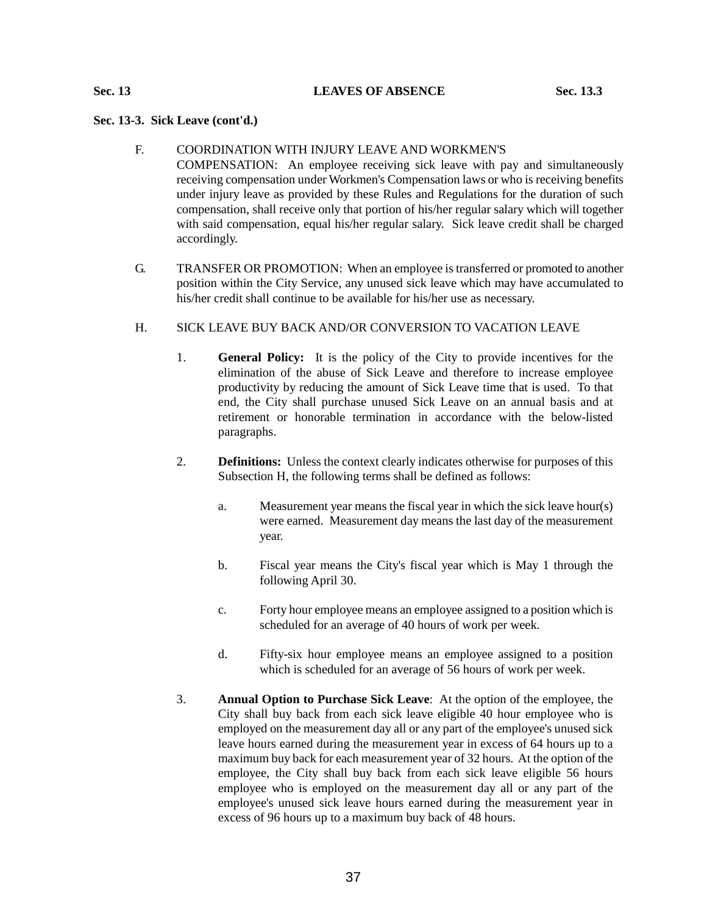**Sec. 13-3. Sick Leave (cont'd.)**

F. COORDINATION WITH INJURY LEAVE AND WORKMEN'S COMPENSATION: An employee receiving sick leave with pay and simultaneously receiving compensation under Workmen's Compensation laws or who is receiving benefits under injury leave as provided by these Rules and Regulations for the duration of such compensation, shall receive only that portion of his/her regular salary which will together with said compensation, equal his/her regular salary. Sick leave credit shall be charged accordingly.

G. TRANSFER OR PROMOTION: When an employee is transferred or promoted to another position within the City Service, any unused sick leave which may have accumulated to his/her credit shall continue to be available for his/her use as necessary.

H. SICK LEAVE BUY BACK AND/OR CONVERSION TO VACATION LEAVE

1. **General Policy:** It is the policy of the City to provide incentives for the elimination of the abuse of Sick Leave and therefore to increase employee productivity by reducing the amount of Sick Leave time that is used. To that end, the City shall purchase unused Sick Leave on an annual basis and at retirement or honorable termination in accordance with the below-listed paragraphs.

2. **Definitions:** Unless the context clearly indicates otherwise for purposes of this Subsection H, the following terms shall be defined as follows:

   a. Measurement year means the fiscal year in which the sick leave hour(s) were earned. Measurement day means the last day of the measurement year.

   b. Fiscal year means the City's fiscal year which is May 1 through the following April 30.

   c. Forty hour employee means an employee assigned to a position which is scheduled for an average of 40 hours of work per week.

   d. Fifty-six hour employee means an employee assigned to a position which is scheduled for an average of 56 hours of work per week.

3. **Annual Option to Purchase Sick Leave**: At the option of the employee, the City shall buy back from each sick leave eligible 40 hour employee who is employed on the measurement day all or any part of the employee's unused sick leave hours earned during the measurement year in excess of 64 hours up to a maximum buy back for each measurement year of 32 hours. At the option of the employee, the City shall buy back from each sick leave eligible 56 hours employee who is employed on the measurement day all or any part of the employee's unused sick leave hours earned during the measurement year in excess of 96 hours up to a maximum buy back of 48 hours.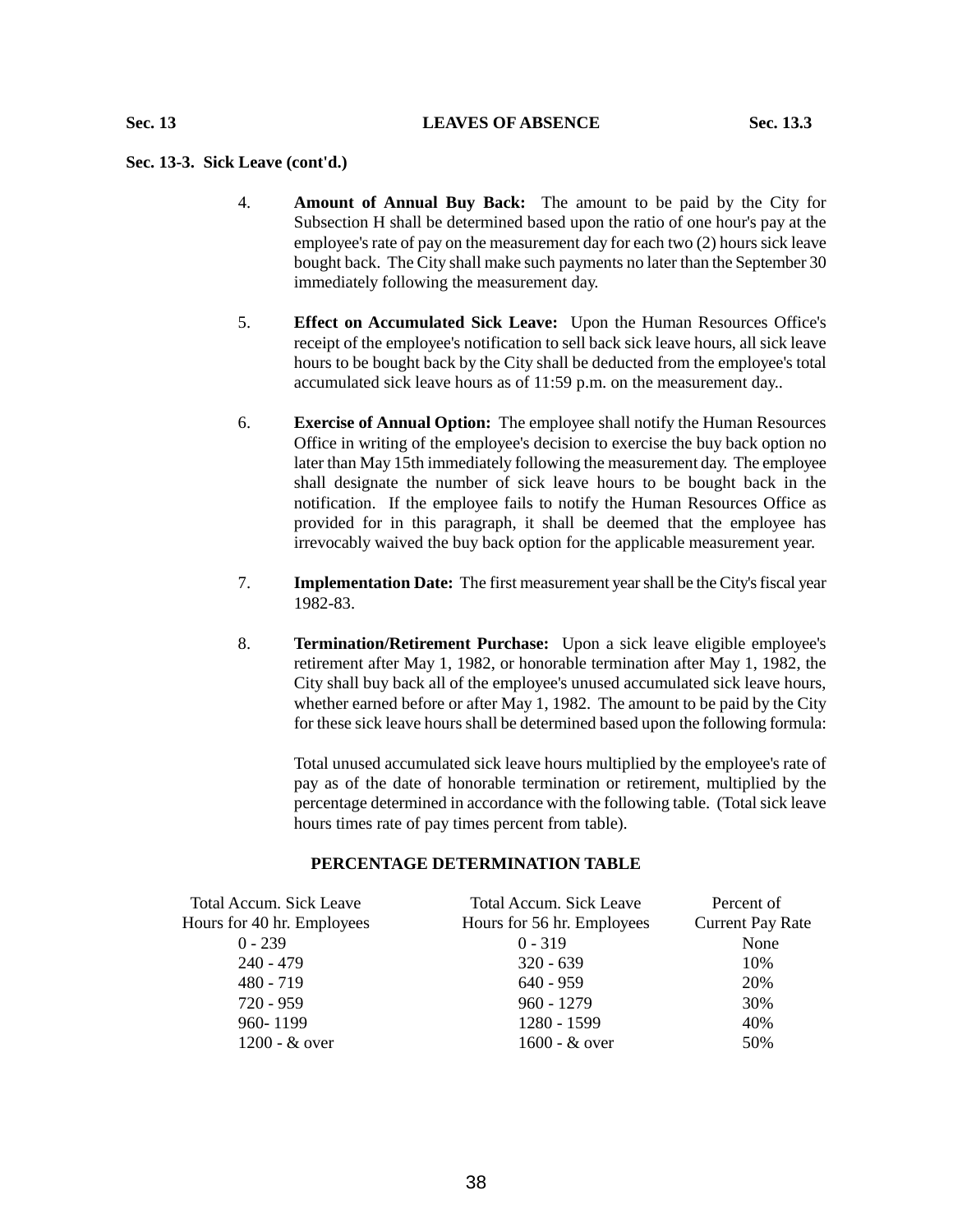**Sec. 13-3. Sick Leave (cont'd.)**

4. **Amount of Annual Buy Back:** The amount to be paid by the City for Subsection H shall be determined based upon the ratio of one hour's pay at the employee's rate of pay on the measurement day for each two (2) hours sick leave bought back. The City shall make such payments no later than the September 30 immediately following the measurement day.

5. **Effect on Accumulated Sick Leave:** Upon the Human Resources Office's receipt of the employee's notification to sell back sick leave hours, all sick leave hours to be bought back by the City shall be deducted from the employee's total accumulated sick leave hours as of 11:59 p.m. on the measurement day..

6. **Exercise of Annual Option:** The employee shall notify the Human Resources Office in writing of the employee's decision to exercise the buy back option no later than May 15th immediately following the measurement day. The employee shall designate the number of sick leave hours to be bought back in the notification. If the employee fails to notify the Human Resources Office as provided for in this paragraph, it shall be deemed that the employee has irrevocably waived the buy back option for the applicable measurement year.

7. **Implementation Date:** The first measurement year shall be the City's fiscal year 1982-83.

8. **Termination/Retirement Purchase:** Upon a sick leave eligible employee's retirement after May 1, 1982, or honorable termination after May 1, 1982, the City shall buy back all of the employee's unused accumulated sick leave hours, whether earned before or after May 1, 1982. The amount to be paid by the City for these sick leave hours shall be determined based upon the following formula:

   Total unused accumulated sick leave hours multiplied by the employee's rate of pay as of the date of honorable termination or retirement, multiplied by the percentage determined in accordance with the following table. (Total sick leave hours times rate of pay times percent from table).

**PERCENTAGE DETERMINATION TABLE**

| Total Accum. Sick Leave Hours for 40 hr. Employees | Total Accum. Sick Leave Hours for 56 hr. Employees | Percent of Current Pay Rate |
|---|---|---|
| 0 - 239 | 0 - 319 | None |
| 240 - 479 | 320 - 639 | 10% |
| 480 - 719 | 640 - 959 | 20% |
| 720 - 959 | 960 - 1279 | 30% |
| 960- 1199 | 1280 - 1599 | 40% |
| 1200 - & over | 1600 - & over | 50% |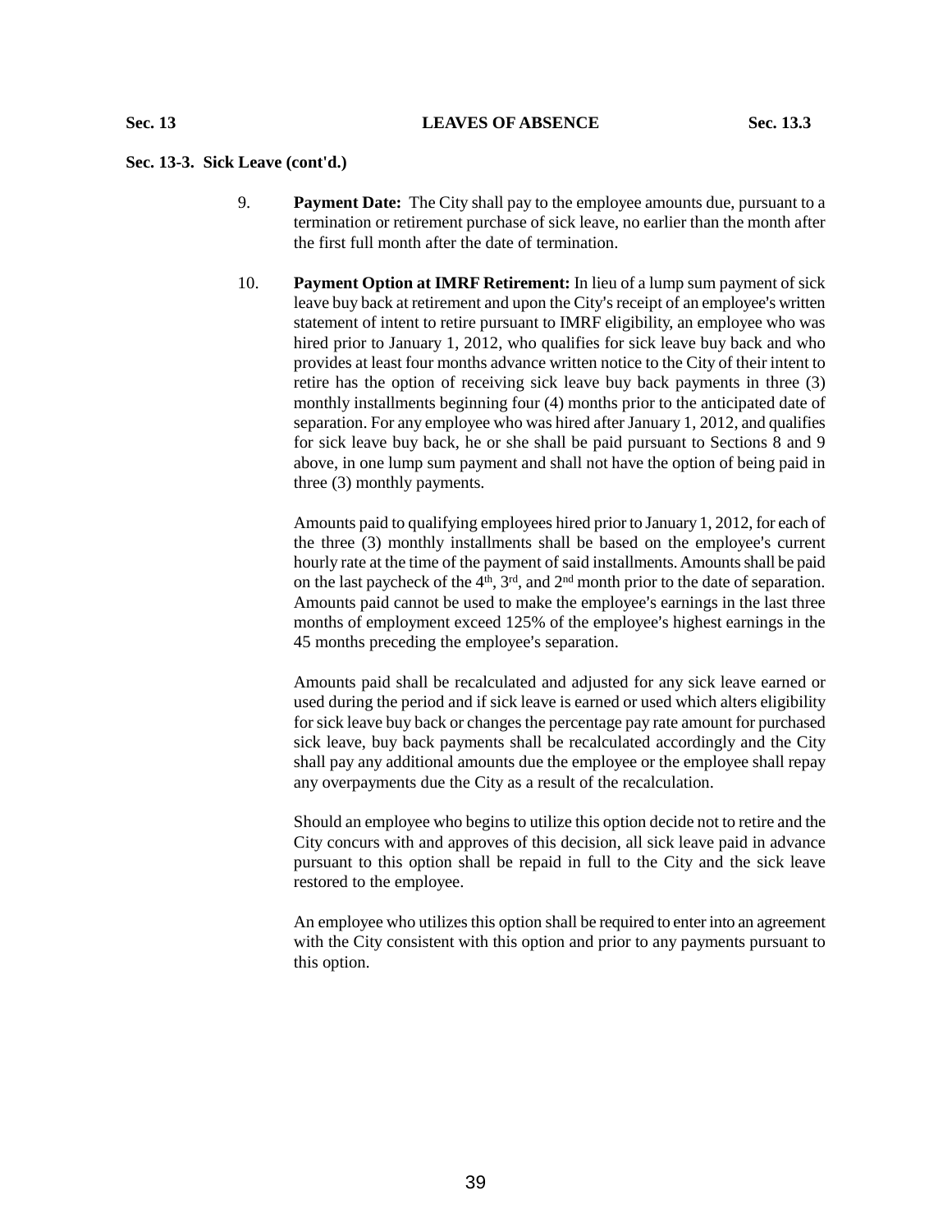**Sec. 13-3. Sick Leave (cont'd.)**

9. **Payment Date:** The City shall pay to the employee amounts due, pursuant to a termination or retirement purchase of sick leave, no earlier than the month after the first full month after the date of termination.

10. **Payment Option at IMRF Retirement:** In lieu of a lump sum payment of sick leave buy back at retirement and upon the City's receipt of an employee's written statement of intent to retire pursuant to IMRF eligibility, an employee who was hired prior to January 1, 2012, who qualifies for sick leave buy back and who provides at least four months advance written notice to the City of their intent to retire has the option of receiving sick leave buy back payments in three (3) monthly installments beginning four (4) months prior to the anticipated date of separation. For any employee who was hired after January 1, 2012, and qualifies for sick leave buy back, he or she shall be paid pursuant to Sections 8 and 9 above, in one lump sum payment and shall not have the option of being paid in three (3) monthly payments.

    Amounts paid to qualifying employees hired prior to January 1, 2012, for each of the three (3) monthly installments shall be based on the employee's current hourly rate at the time of the payment of said installments. Amounts shall be paid on the last paycheck of the 4th, 3rd, and 2nd month prior to the date of separation. Amounts paid cannot be used to make the employee's earnings in the last three months of employment exceed 125% of the employee's highest earnings in the 45 months preceding the employee's separation.

    Amounts paid shall be recalculated and adjusted for any sick leave earned or used during the period and if sick leave is earned or used which alters eligibility for sick leave buy back or changes the percentage pay rate amount for purchased sick leave, buy back payments shall be recalculated accordingly and the City shall pay any additional amounts due the employee or the employee shall repay any overpayments due the City as a result of the recalculation.

    Should an employee who begins to utilize this option decide not to retire and the City concurs with and approves of this decision, all sick leave paid in advance pursuant to this option shall be repaid in full to the City and the sick leave restored to the employee.

    An employee who utilizes this option shall be required to enter into an agreement with the City consistent with this option and prior to any payments pursuant to this option.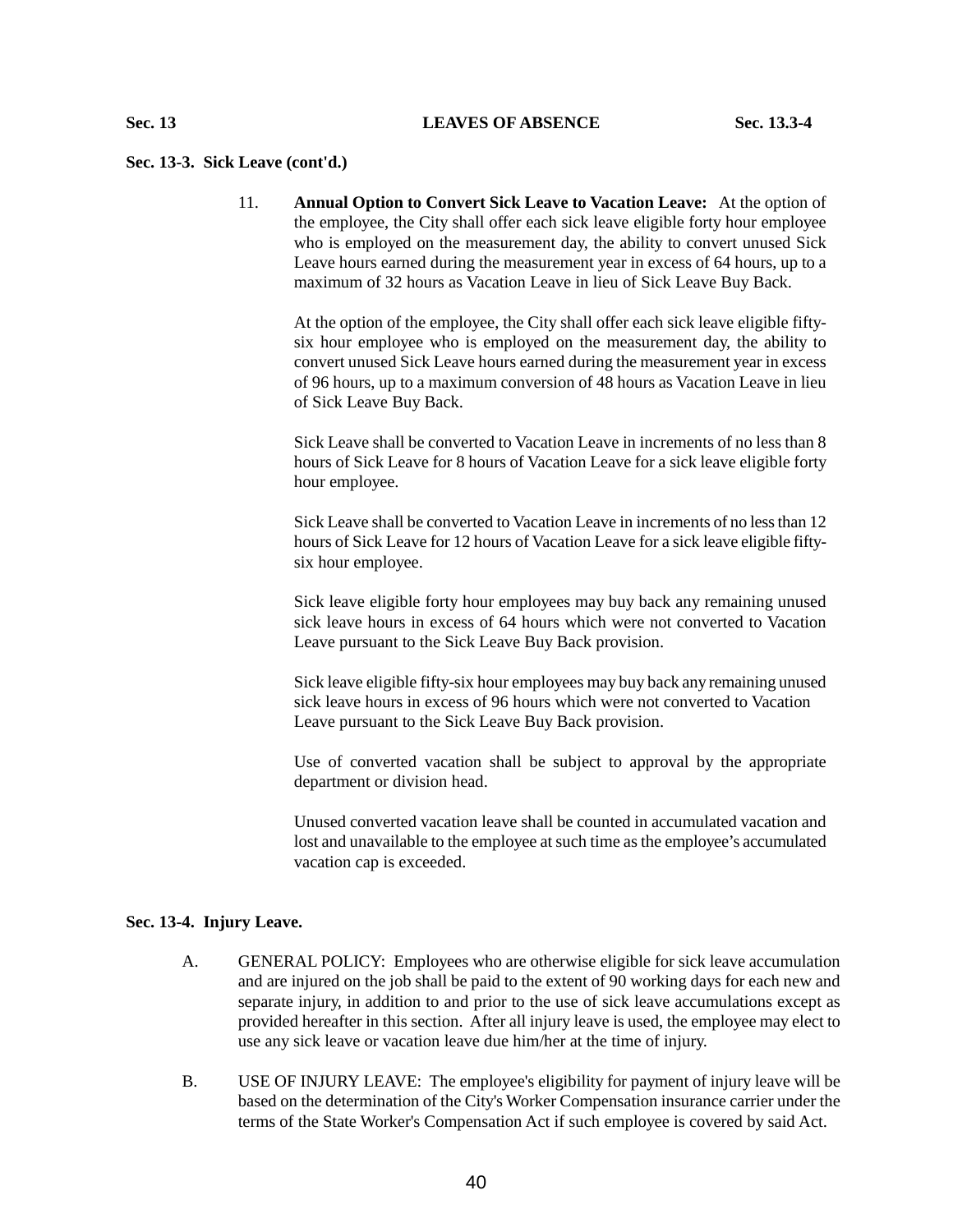**Sec. 13-3. Sick Leave (cont'd.)**

11. **Annual Option to Convert Sick Leave to Vacation Leave:** At the option of the employee, the City shall offer each sick leave eligible forty hour employee who is employed on the measurement day, the ability to convert unused Sick Leave hours earned during the measurement year in excess of 64 hours, up to a maximum of 32 hours as Vacation Leave in lieu of Sick Leave Buy Back.

    At the option of the employee, the City shall offer each sick leave eligible fifty-six hour employee who is employed on the measurement day, the ability to convert unused Sick Leave hours earned during the measurement year in excess of 96 hours, up to a maximum conversion of 48 hours as Vacation Leave in lieu of Sick Leave Buy Back.

    Sick Leave shall be converted to Vacation Leave in increments of no less than 8 hours of Sick Leave for 8 hours of Vacation Leave for a sick leave eligible forty hour employee.

    Sick Leave shall be converted to Vacation Leave in increments of no less than 12 hours of Sick Leave for 12 hours of Vacation Leave for a sick leave eligible fifty-six hour employee.

    Sick leave eligible forty hour employees may buy back any remaining unused sick leave hours in excess of 64 hours which were not converted to Vacation Leave pursuant to the Sick Leave Buy Back provision.

    Sick leave eligible fifty-six hour employees may buy back any remaining unused sick leave hours in excess of 96 hours which were not converted to Vacation Leave pursuant to the Sick Leave Buy Back provision.

    Use of converted vacation shall be subject to approval by the appropriate department or division head.

    Unused converted vacation leave shall be counted in accumulated vacation and lost and unavailable to the employee at such time as the employee's accumulated vacation cap is exceeded.

**Sec. 13-4. Injury Leave.**

A. GENERAL POLICY: Employees who are otherwise eligible for sick leave accumulation and are injured on the job shall be paid to the extent of 90 working days for each new and separate injury, in addition to and prior to the use of sick leave accumulations except as provided hereafter in this section. After all injury leave is used, the employee may elect to use any sick leave or vacation leave due him/her at the time of injury.

B. USE OF INJURY LEAVE: The employee's eligibility for payment of injury leave will be based on the determination of the City's Worker Compensation insurance carrier under the terms of the State Worker's Compensation Act if such employee is covered by said Act.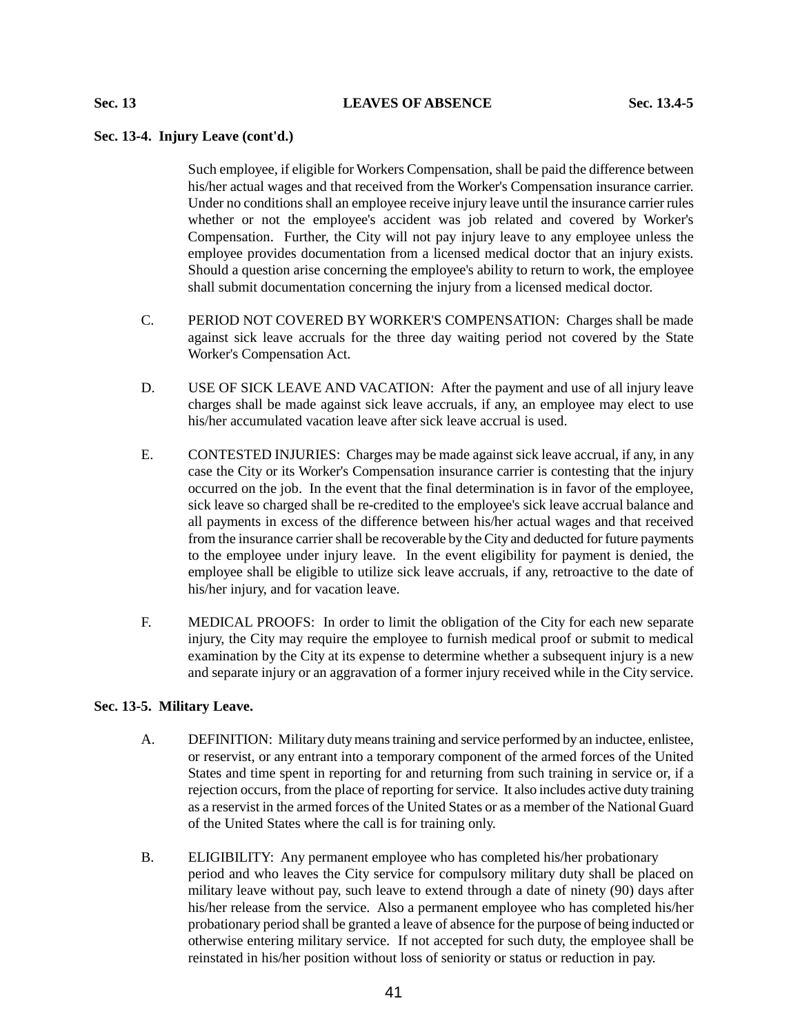### Sec. 13-4. Injury Leave (cont'd.)

Such employee, if eligible for Workers Compensation, shall be paid the difference between his/her actual wages and that received from the Worker's Compensation insurance carrier. Under no conditions shall an employee receive injury leave until the insurance carrier rules whether or not the employee's accident was job related and covered by Worker's Compensation. Further, the City will not pay injury leave to any employee unless the employee provides documentation from a licensed medical doctor that an injury exists. Should a question arise concerning the employee's ability to return to work, the employee shall submit documentation concerning the injury from a licensed medical doctor.

C. PERIOD NOT COVERED BY WORKER'S COMPENSATION: Charges shall be made against sick leave accruals for the three day waiting period not covered by the State Worker's Compensation Act.

D. USE OF SICK LEAVE AND VACATION: After the payment and use of all injury leave charges shall be made against sick leave accruals, if any, an employee may elect to use his/her accumulated vacation leave after sick leave accrual is used.

E. CONTESTED INJURIES: Charges may be made against sick leave accrual, if any, in any case the City or its Worker's Compensation insurance carrier is contesting that the injury occurred on the job. In the event that the final determination is in favor of the employee, sick leave so charged shall be re-credited to the employee's sick leave accrual balance and all payments in excess of the difference between his/her actual wages and that received from the insurance carrier shall be recoverable by the City and deducted for future payments to the employee under injury leave. In the event eligibility for payment is denied, the employee shall be eligible to utilize sick leave accruals, if any, retroactive to the date of his/her injury, and for vacation leave.

F. MEDICAL PROOFS: In order to limit the obligation of the City for each new separate injury, the City may require the employee to furnish medical proof or submit to medical examination by the City at its expense to determine whether a subsequent injury is a new and separate injury or an aggravation of a former injury received while in the City service.

### Sec. 13-5. Military Leave.

A. DEFINITION: Military duty means training and service performed by an inductee, enlistee, or reservist, or any entrant into a temporary component of the armed forces of the United States and time spent in reporting for and returning from such training in service or, if a rejection occurs, from the place of reporting for service. It also includes active duty training as a reservist in the armed forces of the United States or as a member of the National Guard of the United States where the call is for training only.

B. ELIGIBILITY: Any permanent employee who has completed his/her probationary period and who leaves the City service for compulsory military duty shall be placed on military leave without pay, such leave to extend through a date of ninety (90) days after his/her release from the service. Also a permanent employee who has completed his/her probationary period shall be granted a leave of absence for the purpose of being inducted or otherwise entering military service. If not accepted for such duty, the employee shall be reinstated in his/her position without loss of seniority or status or reduction in pay.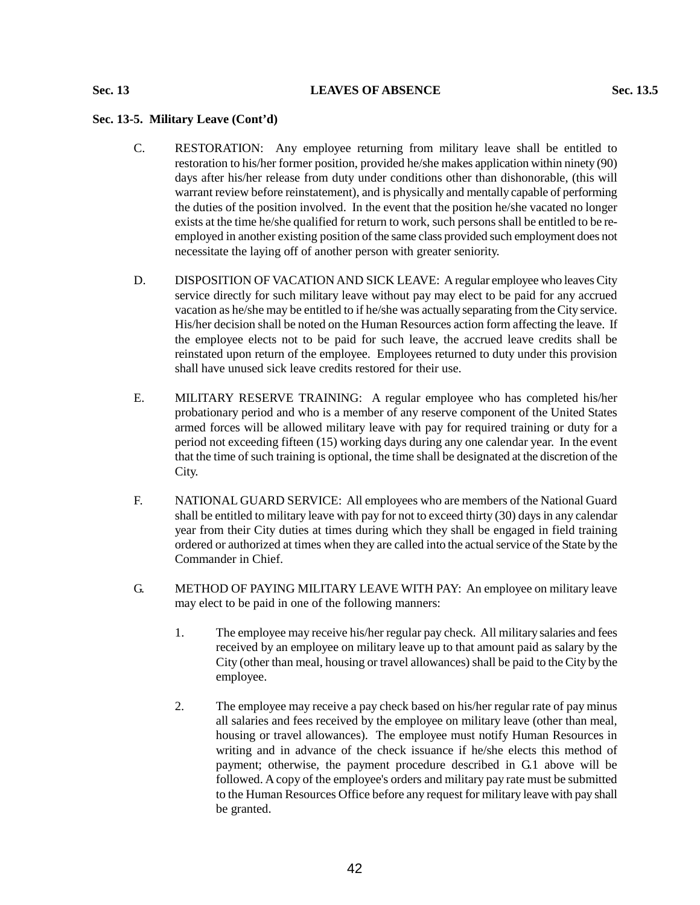**Sec. 13-5. Military Leave (Cont'd)**

C. RESTORATION: Any employee returning from military leave shall be entitled to restoration to his/her former position, provided he/she makes application within ninety (90) days after his/her release from duty under conditions other than dishonorable, (this will warrant review before reinstatement), and is physically and mentally capable of performing the duties of the position involved. In the event that the position he/she vacated no longer exists at the time he/she qualified for return to work, such persons shall be entitled to be re-employed in another existing position of the same class provided such employment does not necessitate the laying off of another person with greater seniority.

D. DISPOSITION OF VACATION AND SICK LEAVE: A regular employee who leaves City service directly for such military leave without pay may elect to be paid for any accrued vacation as he/she may be entitled to if he/she was actually separating from the City service. His/her decision shall be noted on the Human Resources action form affecting the leave. If the employee elects not to be paid for such leave, the accrued leave credits shall be reinstated upon return of the employee. Employees returned to duty under this provision shall have unused sick leave credits restored for their use.

E. MILITARY RESERVE TRAINING: A regular employee who has completed his/her probationary period and who is a member of any reserve component of the United States armed forces will be allowed military leave with pay for required training or duty for a period not exceeding fifteen (15) working days during any one calendar year. In the event that the time of such training is optional, the time shall be designated at the discretion of the City.

F. NATIONAL GUARD SERVICE: All employees who are members of the National Guard shall be entitled to military leave with pay for not to exceed thirty (30) days in any calendar year from their City duties at times during which they shall be engaged in field training ordered or authorized at times when they are called into the actual service of the State by the Commander in Chief.

G. METHOD OF PAYING MILITARY LEAVE WITH PAY: An employee on military leave may elect to be paid in one of the following manners:

1. The employee may receive his/her regular pay check. All military salaries and fees received by an employee on military leave up to that amount paid as salary by the City (other than meal, housing or travel allowances) shall be paid to the City by the employee.

2. The employee may receive a pay check based on his/her regular rate of pay minus all salaries and fees received by the employee on military leave (other than meal, housing or travel allowances). The employee must notify Human Resources in writing and in advance of the check issuance if he/she elects this method of payment; otherwise, the payment procedure described in G.1 above will be followed. A copy of the employee's orders and military pay rate must be submitted to the Human Resources Office before any request for military leave with pay shall be granted.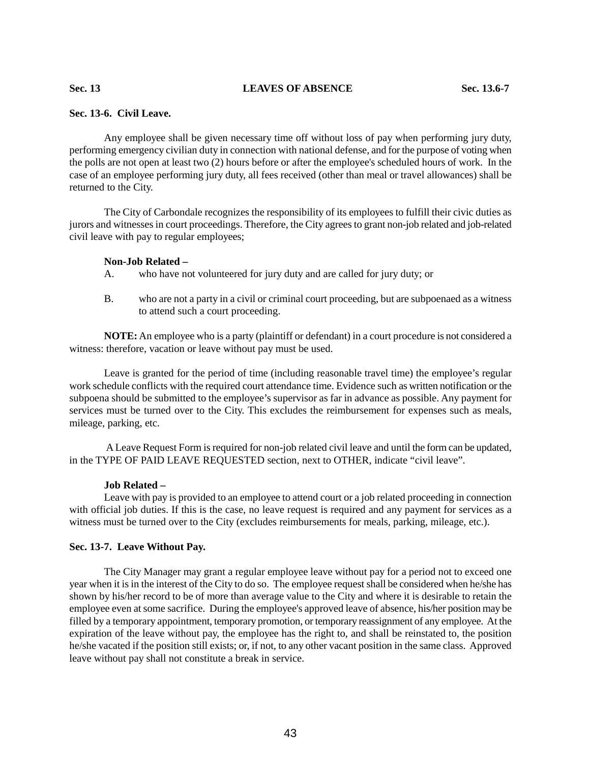## Sec. 13-6. Civil Leave.

Any employee shall be given necessary time off without loss of pay when performing jury duty, performing emergency civilian duty in connection with national defense, and for the purpose of voting when the polls are not open at least two (2) hours before or after the employee's scheduled hours of work. In the case of an employee performing jury duty, all fees received (other than meal or travel allowances) shall be returned to the City.

The City of Carbondale recognizes the responsibility of its employees to fulfill their civic duties as jurors and witnesses in court proceedings. Therefore, the City agrees to grant non-job related and job-related civil leave with pay to regular employees;

**Non-Job Related –**

A. who have not volunteered for jury duty and are called for jury duty; or

B. who are not a party in a civil or criminal court proceeding, but are subpoenaed as a witness to attend such a court proceeding.

**NOTE:** An employee who is a party (plaintiff or defendant) in a court procedure is not considered a witness: therefore, vacation or leave without pay must be used.

Leave is granted for the period of time (including reasonable travel time) the employee's regular work schedule conflicts with the required court attendance time. Evidence such as written notification or the subpoena should be submitted to the employee's supervisor as far in advance as possible. Any payment for services must be turned over to the City. This excludes the reimbursement for expenses such as meals, mileage, parking, etc.

A Leave Request Form is required for non-job related civil leave and until the form can be updated, in the TYPE OF PAID LEAVE REQUESTED section, next to OTHER, indicate "civil leave".

**Job Related –**

Leave with pay is provided to an employee to attend court or a job related proceeding in connection with official job duties. If this is the case, no leave request is required and any payment for services as a witness must be turned over to the City (excludes reimbursements for meals, parking, mileage, etc.).

## Sec. 13-7. Leave Without Pay.

The City Manager may grant a regular employee leave without pay for a period not to exceed one year when it is in the interest of the City to do so. The employee request shall be considered when he/she has shown by his/her record to be of more than average value to the City and where it is desirable to retain the employee even at some sacrifice. During the employee's approved leave of absence, his/her position may be filled by a temporary appointment, temporary promotion, or temporary reassignment of any employee. At the expiration of the leave without pay, the employee has the right to, and shall be reinstated to, the position he/she vacated if the position still exists; or, if not, to any other vacant position in the same class. Approved leave without pay shall not constitute a break in service.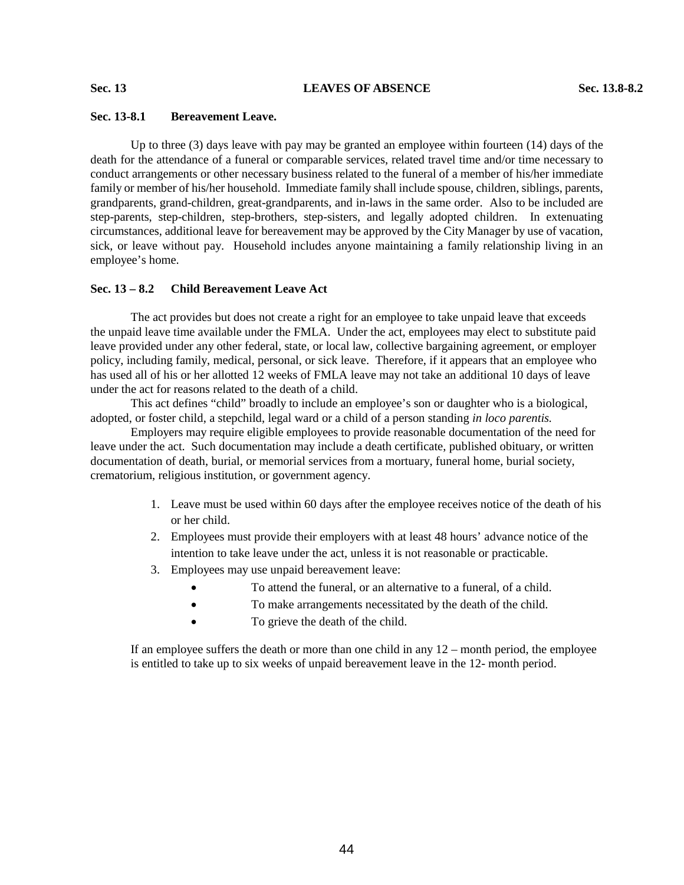### Sec. 13-8.1 Bereavement Leave.

Up to three (3) days leave with pay may be granted an employee within fourteen (14) days of the death for the attendance of a funeral or comparable services, related travel time and/or time necessary to conduct arrangements or other necessary business related to the funeral of a member of his/her immediate family or member of his/her household. Immediate family shall include spouse, children, siblings, parents, grandparents, grand-children, great-grandparents, and in-laws in the same order. Also to be included are step-parents, step-children, step-brothers, step-sisters, and legally adopted children. In extenuating circumstances, additional leave for bereavement may be approved by the City Manager by use of vacation, sick, or leave without pay. Household includes anyone maintaining a family relationship living in an employee's home.

### Sec. 13 – 8.2 Child Bereavement Leave Act

The act provides but does not create a right for an employee to take unpaid leave that exceeds the unpaid leave time available under the FMLA. Under the act, employees may elect to substitute paid leave provided under any other federal, state, or local law, collective bargaining agreement, or employer policy, including family, medical, personal, or sick leave. Therefore, if it appears that an employee who has used all of his or her allotted 12 weeks of FMLA leave may not take an additional 10 days of leave under the act for reasons related to the death of a child.

This act defines "child" broadly to include an employee's son or daughter who is a biological, adopted, or foster child, a stepchild, legal ward or a child of a person standing *in loco parentis.*

Employers may require eligible employees to provide reasonable documentation of the need for leave under the act. Such documentation may include a death certificate, published obituary, or written documentation of death, burial, or memorial services from a mortuary, funeral home, burial society, crematorium, religious institution, or government agency.

1. Leave must be used within 60 days after the employee receives notice of the death of his or her child.
2. Employees must provide their employers with at least 48 hours' advance notice of the intention to take leave under the act, unless it is not reasonable or practicable.
3. Employees may use unpaid bereavement leave:
    - To attend the funeral, or an alternative to a funeral, of a child.
    - To make arrangements necessitated by the death of the child.
    - To grieve the death of the child.

If an employee suffers the death or more than one child in any 12 – month period, the employee is entitled to take up to six weeks of unpaid bereavement leave in the 12- month period.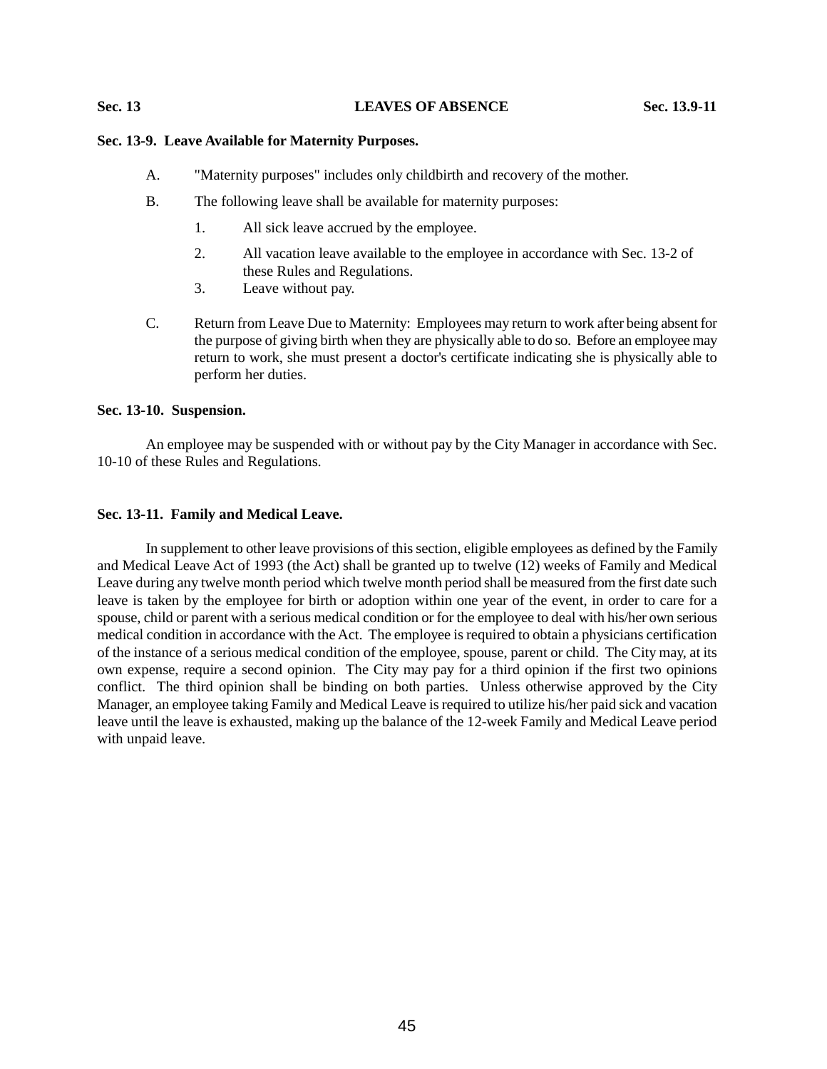### Sec. 13-9. Leave Available for Maternity Purposes.

A. "Maternity purposes" includes only childbirth and recovery of the mother.

B. The following leave shall be available for maternity purposes:

   1. All sick leave accrued by the employee.
   2. All vacation leave available to the employee in accordance with Sec. 13-2 of these Rules and Regulations.
   3. Leave without pay.

C. Return from Leave Due to Maternity: Employees may return to work after being absent for the purpose of giving birth when they are physically able to do so. Before an employee may return to work, she must present a doctor's certificate indicating she is physically able to perform her duties.

### Sec. 13-10. Suspension.

An employee may be suspended with or without pay by the City Manager in accordance with Sec. 10-10 of these Rules and Regulations.

### Sec. 13-11. Family and Medical Leave.

In supplement to other leave provisions of this section, eligible employees as defined by the Family and Medical Leave Act of 1993 (the Act) shall be granted up to twelve (12) weeks of Family and Medical Leave during any twelve month period which twelve month period shall be measured from the first date such leave is taken by the employee for birth or adoption within one year of the event, in order to care for a spouse, child or parent with a serious medical condition or for the employee to deal with his/her own serious medical condition in accordance with the Act. The employee is required to obtain a physicians certification of the instance of a serious medical condition of the employee, spouse, parent or child. The City may, at its own expense, require a second opinion. The City may pay for a third opinion if the first two opinions conflict. The third opinion shall be binding on both parties. Unless otherwise approved by the City Manager, an employee taking Family and Medical Leave is required to utilize his/her paid sick and vacation leave until the leave is exhausted, making up the balance of the 12-week Family and Medical Leave period with unpaid leave.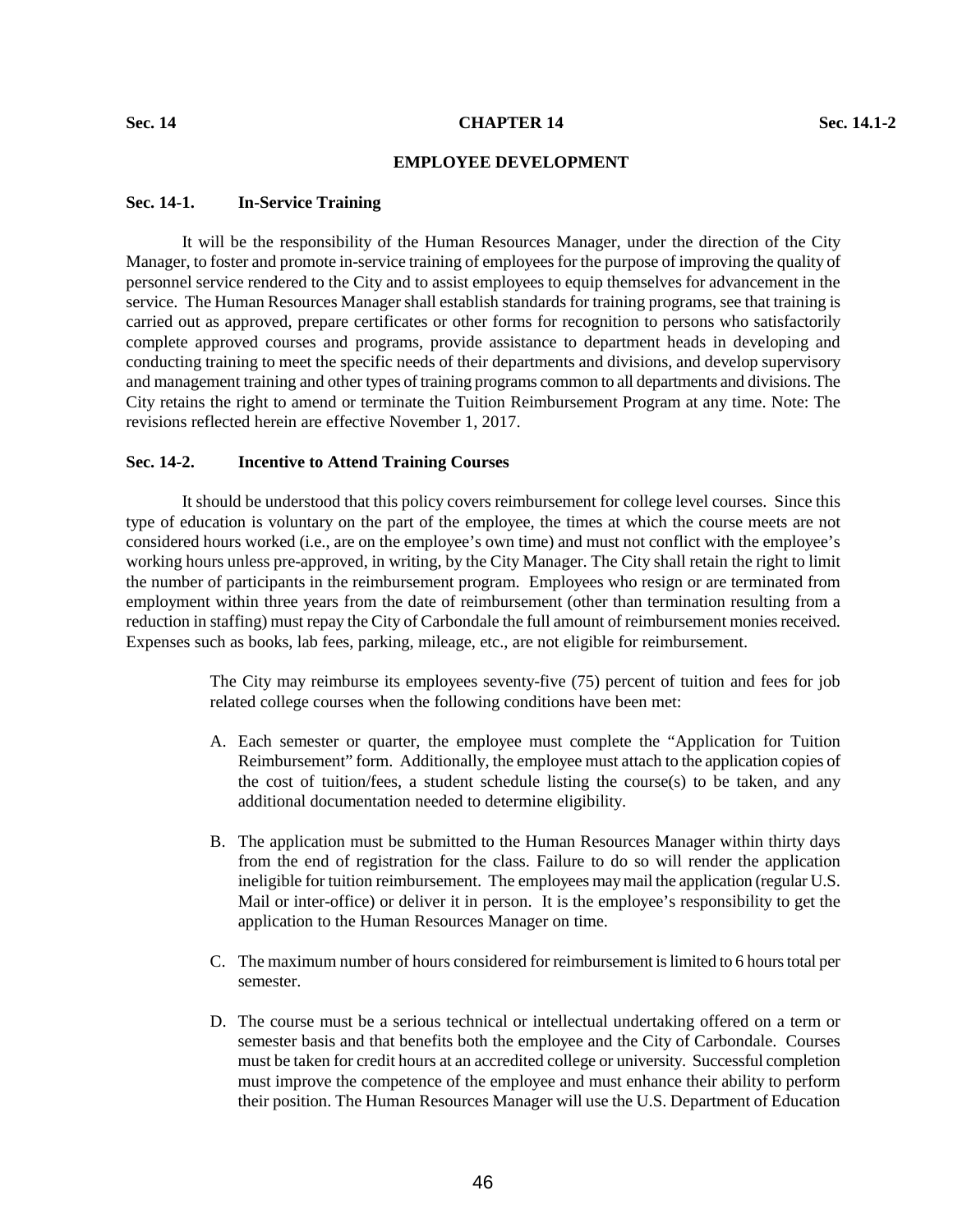# CHAPTER 14

## EMPLOYEE DEVELOPMENT

### Sec. 14-1. In-Service Training

It will be the responsibility of the Human Resources Manager, under the direction of the City Manager, to foster and promote in-service training of employees for the purpose of improving the quality of personnel service rendered to the City and to assist employees to equip themselves for advancement in the service. The Human Resources Manager shall establish standards for training programs, see that training is carried out as approved, prepare certificates or other forms for recognition to persons who satisfactorily complete approved courses and programs, provide assistance to department heads in developing and conducting training to meet the specific needs of their departments and divisions, and develop supervisory and management training and other types of training programs common to all departments and divisions. The City retains the right to amend or terminate the Tuition Reimbursement Program at any time. Note: The revisions reflected herein are effective November 1, 2017.

### Sec. 14-2. Incentive to Attend Training Courses

It should be understood that this policy covers reimbursement for college level courses. Since this type of education is voluntary on the part of the employee, the times at which the course meets are not considered hours worked (i.e., are on the employee's own time) and must not conflict with the employee's working hours unless pre-approved, in writing, by the City Manager. The City shall retain the right to limit the number of participants in the reimbursement program. Employees who resign or are terminated from employment within three years from the date of reimbursement (other than termination resulting from a reduction in staffing) must repay the City of Carbondale the full amount of reimbursement monies received. Expenses such as books, lab fees, parking, mileage, etc., are not eligible for reimbursement.

The City may reimburse its employees seventy-five (75) percent of tuition and fees for job related college courses when the following conditions have been met:

A. Each semester or quarter, the employee must complete the "Application for Tuition Reimbursement" form. Additionally, the employee must attach to the application copies of the cost of tuition/fees, a student schedule listing the course(s) to be taken, and any additional documentation needed to determine eligibility.

B. The application must be submitted to the Human Resources Manager within thirty days from the end of registration for the class. Failure to do so will render the application ineligible for tuition reimbursement. The employees may mail the application (regular U.S. Mail or inter-office) or deliver it in person. It is the employee's responsibility to get the application to the Human Resources Manager on time.

C. The maximum number of hours considered for reimbursement is limited to 6 hours total per semester.

D. The course must be a serious technical or intellectual undertaking offered on a term or semester basis and that benefits both the employee and the City of Carbondale. Courses must be taken for credit hours at an accredited college or university. Successful completion must improve the competence of the employee and must enhance their ability to perform their position. The Human Resources Manager will use the U.S. Department of Education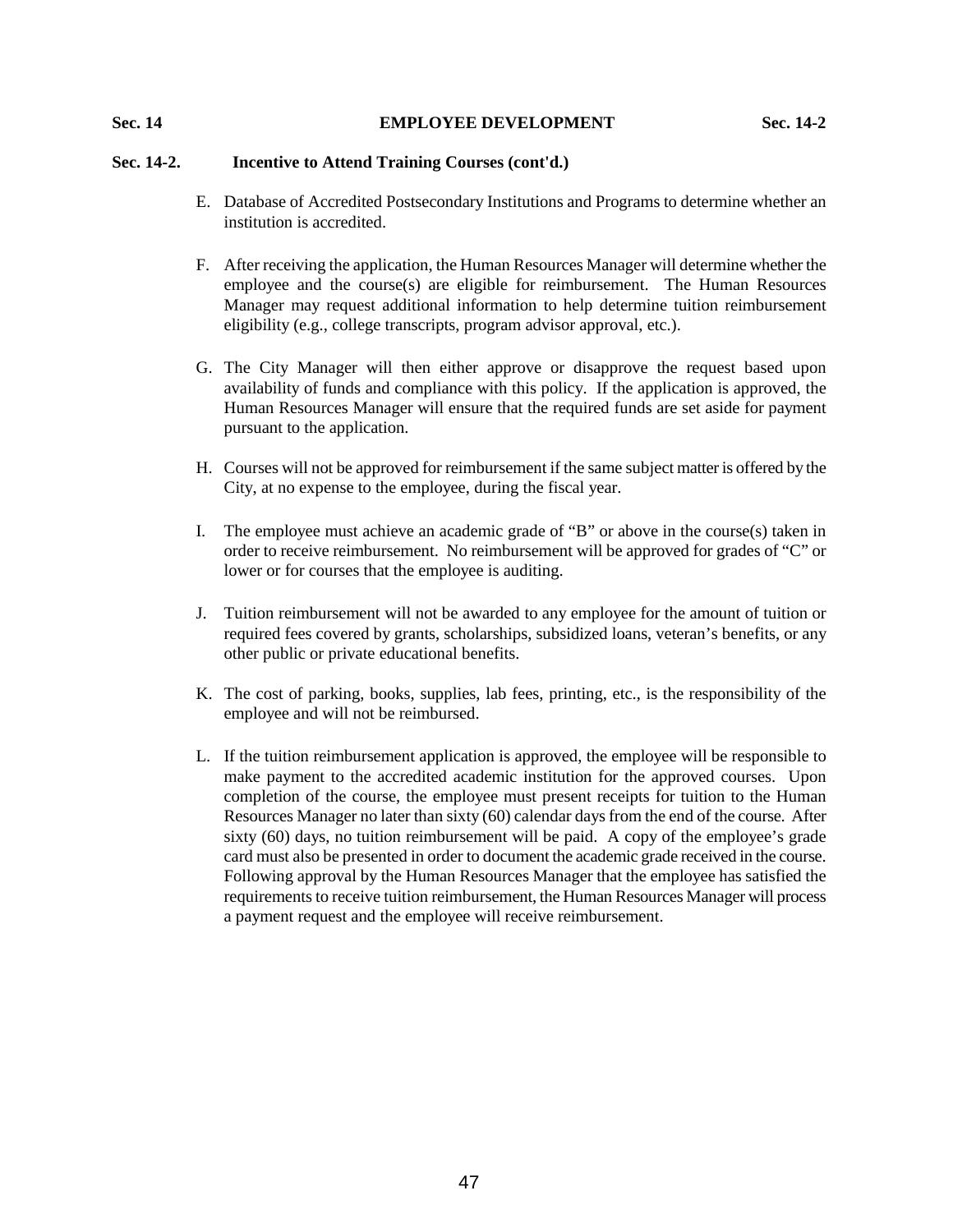### Sec. 14-2. Incentive to Attend Training Courses (cont'd.)

E. Database of Accredited Postsecondary Institutions and Programs to determine whether an institution is accredited.

F. After receiving the application, the Human Resources Manager will determine whether the employee and the course(s) are eligible for reimbursement. The Human Resources Manager may request additional information to help determine tuition reimbursement eligibility (e.g., college transcripts, program advisor approval, etc.).

G. The City Manager will then either approve or disapprove the request based upon availability of funds and compliance with this policy. If the application is approved, the Human Resources Manager will ensure that the required funds are set aside for payment pursuant to the application.

H. Courses will not be approved for reimbursement if the same subject matter is offered by the City, at no expense to the employee, during the fiscal year.

I. The employee must achieve an academic grade of "B" or above in the course(s) taken in order to receive reimbursement. No reimbursement will be approved for grades of "C" or lower or for courses that the employee is auditing.

J. Tuition reimbursement will not be awarded to any employee for the amount of tuition or required fees covered by grants, scholarships, subsidized loans, veteran's benefits, or any other public or private educational benefits.

K. The cost of parking, books, supplies, lab fees, printing, etc., is the responsibility of the employee and will not be reimbursed.

L. If the tuition reimbursement application is approved, the employee will be responsible to make payment to the accredited academic institution for the approved courses. Upon completion of the course, the employee must present receipts for tuition to the Human Resources Manager no later than sixty (60) calendar days from the end of the course. After sixty (60) days, no tuition reimbursement will be paid. A copy of the employee's grade card must also be presented in order to document the academic grade received in the course. Following approval by the Human Resources Manager that the employee has satisfied the requirements to receive tuition reimbursement, the Human Resources Manager will process a payment request and the employee will receive reimbursement.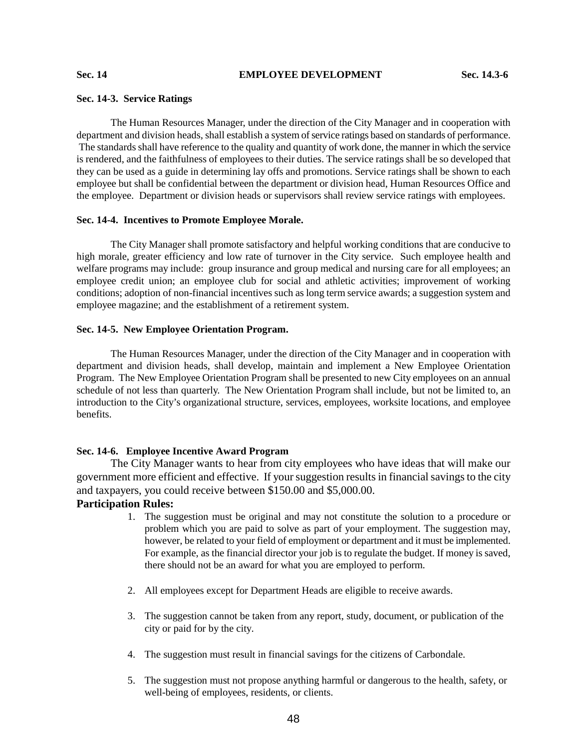### Sec. 14-3. Service Ratings

The Human Resources Manager, under the direction of the City Manager and in cooperation with department and division heads, shall establish a system of service ratings based on standards of performance. The standards shall have reference to the quality and quantity of work done, the manner in which the service is rendered, and the faithfulness of employees to their duties. The service ratings shall be so developed that they can be used as a guide in determining lay offs and promotions. Service ratings shall be shown to each employee but shall be confidential between the department or division head, Human Resources Office and the employee. Department or division heads or supervisors shall review service ratings with employees.

### Sec. 14-4. Incentives to Promote Employee Morale.

The City Manager shall promote satisfactory and helpful working conditions that are conducive to high morale, greater efficiency and low rate of turnover in the City service. Such employee health and welfare programs may include: group insurance and group medical and nursing care for all employees; an employee credit union; an employee club for social and athletic activities; improvement of working conditions; adoption of non-financial incentives such as long term service awards; a suggestion system and employee magazine; and the establishment of a retirement system.

### Sec. 14-5. New Employee Orientation Program.

The Human Resources Manager, under the direction of the City Manager and in cooperation with department and division heads, shall develop, maintain and implement a New Employee Orientation Program. The New Employee Orientation Program shall be presented to new City employees on an annual schedule of not less than quarterly. The New Orientation Program shall include, but not be limited to, an introduction to the City's organizational structure, services, employees, worksite locations, and employee benefits.

### Sec. 14-6. Employee Incentive Award Program

The City Manager wants to hear from city employees who have ideas that will make our government more efficient and effective. If your suggestion results in financial savings to the city and taxpayers, you could receive between $150.00 and $5,000.00.

**Participation Rules:**

1. The suggestion must be original and may not constitute the solution to a procedure or problem which you are paid to solve as part of your employment. The suggestion may, however, be related to your field of employment or department and it must be implemented. For example, as the financial director your job is to regulate the budget. If money is saved, there should not be an award for what you are employed to perform.

2. All employees except for Department Heads are eligible to receive awards.

3. The suggestion cannot be taken from any report, study, document, or publication of the city or paid for by the city.

4. The suggestion must result in financial savings for the citizens of Carbondale.

5. The suggestion must not propose anything harmful or dangerous to the health, safety, or well-being of employees, residents, or clients.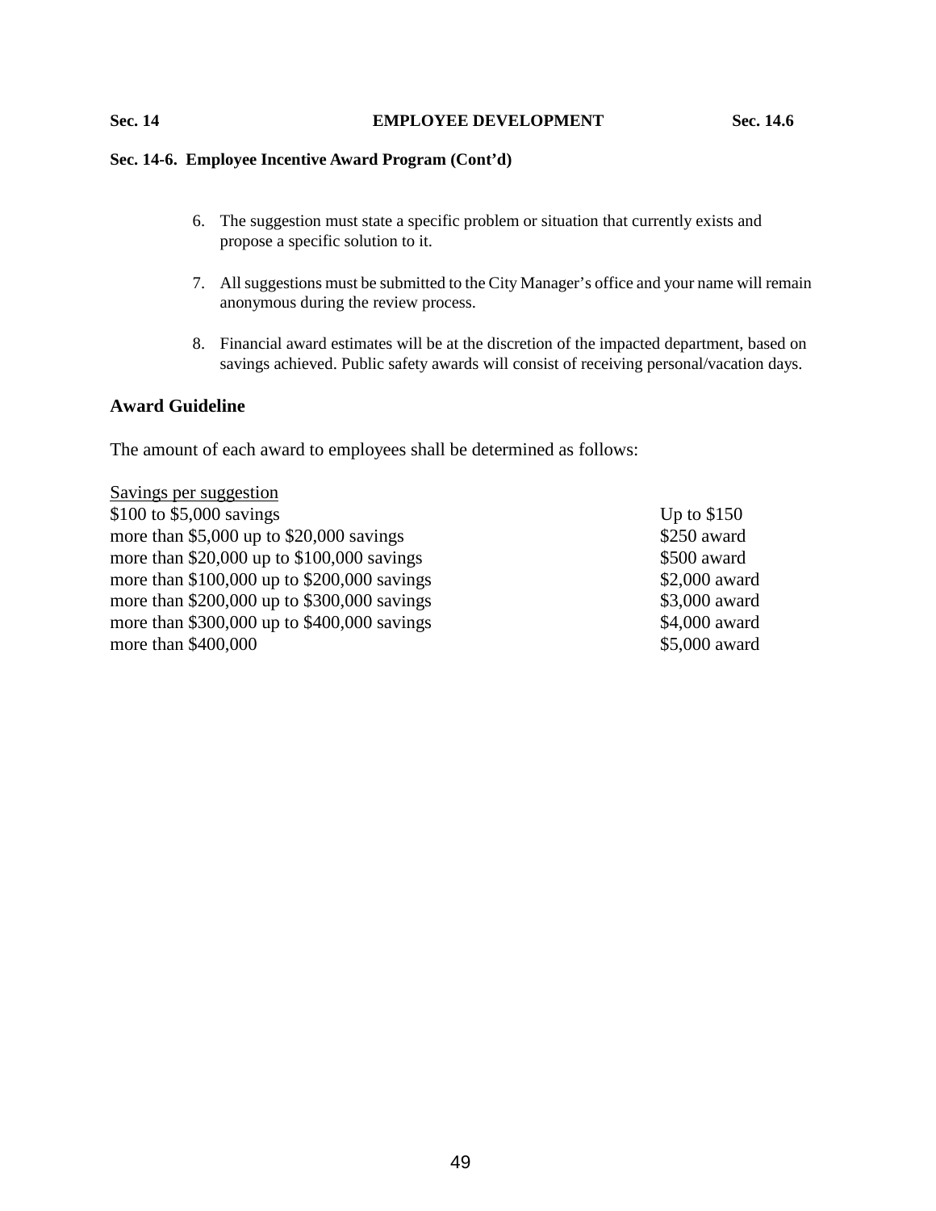### Sec. 14-6. Employee Incentive Award Program (Cont'd)

6. The suggestion must state a specific problem or situation that currently exists and propose a specific solution to it.

7. All suggestions must be submitted to the City Manager's office and your name will remain anonymous during the review process.

8. Financial award estimates will be at the discretion of the impacted department, based on savings achieved. Public safety awards will consist of receiving personal/vacation days.

## Award Guideline

The amount of each award to employees shall be determined as follows:

| Savings per suggestion | |
|---|---|
| $100 to $5,000 savings | Up to $150 |
| more than $5,000 up to $20,000 savings | $250 award |
| more than $20,000 up to $100,000 savings | $500 award |
| more than $100,000 up to $200,000 savings | $2,000 award |
| more than $200,000 up to $300,000 savings | $3,000 award |
| more than $300,000 up to $400,000 savings | $4,000 award |
| more than $400,000 | $5,000 award |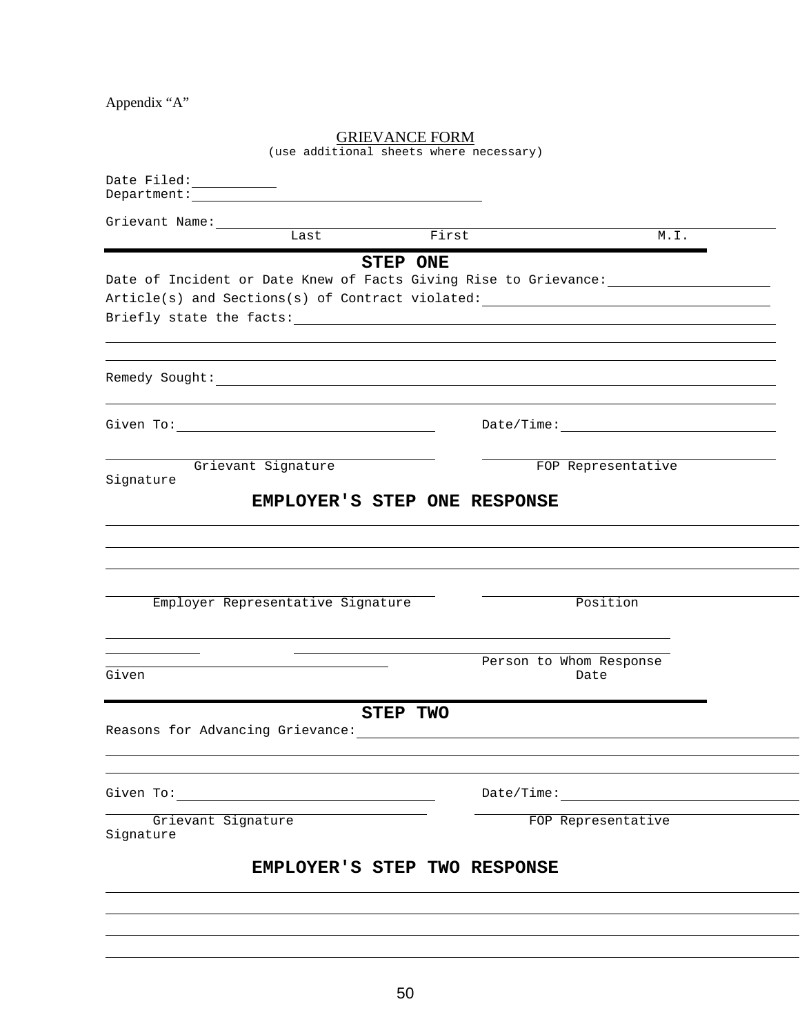Appendix "A"

## GRIEVANCE FORM

(use additional sheets where necessary)

Date Filed: ___________

Department: _______________________________________

Grievant Name: ______________________________________________________________

Last First M.I.

---

### STEP ONE

Date of Incident or Date Knew of Facts Giving Rise to Grievance: ____________________

Article(s) and Sections(s) of Contract violated: ____________________________________

Briefly state the facts: _______________________________________________________

_________________________________________________________________________________

_________________________________________________________________________________

Remedy Sought: _________________________________________________________________

_________________________________________________________________________________

Given To: ___________________________________ Date/Time: ____________________________

___________________________________ ___________________________________

Grievant Signature FOP Representative Signature

### EMPLOYER'S STEP ONE RESPONSE

_________________________________________________________________________________

_________________________________________________________________________________

_________________________________________________________________________________

___________________________________ ___________________________________

Employer Representative Signature Position

_________________________________________________________________________________

___________________________________ ___________________________________

Person to Whom Response Given Date

---

### STEP TWO

Reasons for Advancing Grievance: ______________________________________________________

_________________________________________________________________________________

_________________________________________________________________________________

Given To: ___________________________________ Date/Time: ____________________________

___________________________________ ___________________________________

Grievant Signature FOP Representative Signature

### EMPLOYER'S STEP TWO RESPONSE

_________________________________________________________________________________

_________________________________________________________________________________

_________________________________________________________________________________

_________________________________________________________________________________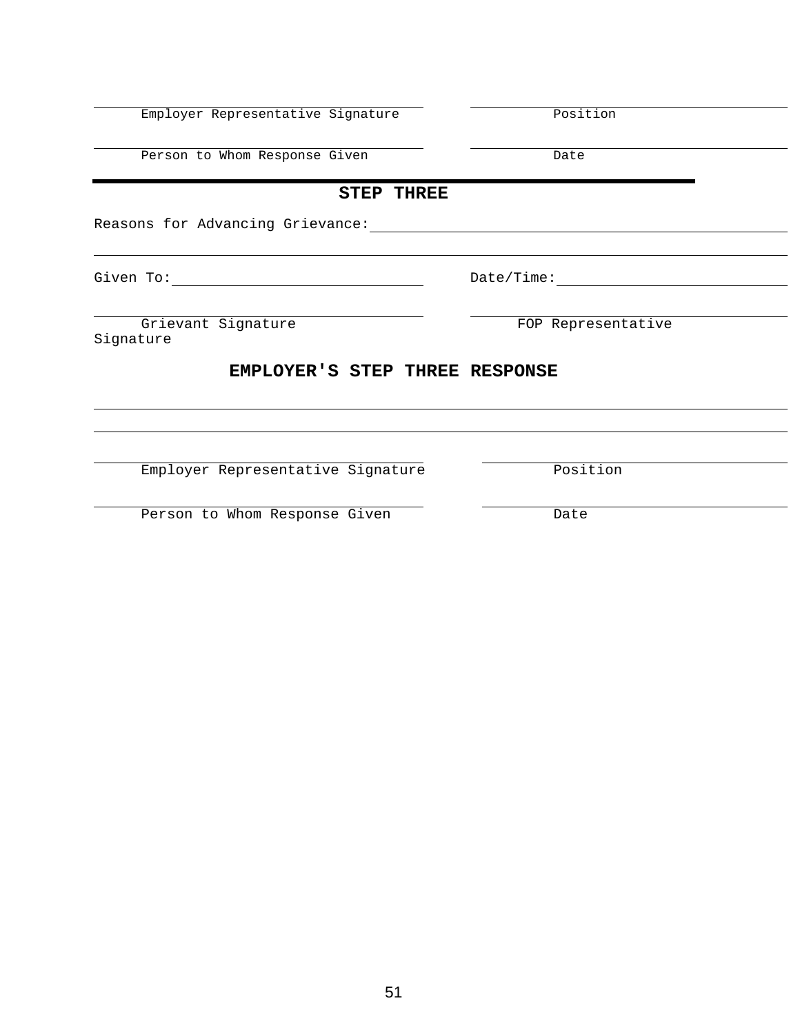\_\_\_\_\_\_\_\_\_\_\_\_\_\_\_\_\_\_\_\_\_\_\_\_\_\_\_\_\_\_\_\_ \_\_\_\_\_\_\_\_\_\_\_\_\_\_\_\_\_\_\_\_\_\_\_\_\_\_\_\_\_\_\_\_

Employer Representative Signature Position

\_\_\_\_\_\_\_\_\_\_\_\_\_\_\_\_\_\_\_\_\_\_\_\_\_\_\_\_\_\_\_\_ \_\_\_\_\_\_\_\_\_\_\_\_\_\_\_\_\_\_\_\_\_\_\_\_\_\_\_\_\_\_\_\_

Person to Whom Response Given Date

---

## STEP THREE

Reasons for Advancing Grievance: \_\_\_\_\_\_\_\_\_\_\_\_\_\_\_\_\_\_\_\_\_\_\_\_\_\_\_\_\_\_\_\_\_\_\_\_\_\_\_\_

\_\_\_\_\_\_\_\_\_\_\_\_\_\_\_\_\_\_\_\_\_\_\_\_\_\_\_\_\_\_\_\_\_\_\_\_\_\_\_\_\_\_\_\_\_\_\_\_\_\_\_\_\_\_\_\_\_\_\_\_\_\_\_\_\_\_\_\_\_\_

Given To: \_\_\_\_\_\_\_\_\_\_\_\_\_\_\_\_\_\_\_\_\_\_\_\_\_\_ Date/Time: \_\_\_\_\_\_\_\_\_\_\_\_\_\_\_\_\_\_\_\_\_\_\_\_\_\_

\_\_\_\_\_\_\_\_\_\_\_\_\_\_\_\_\_\_\_\_\_\_\_\_\_\_\_\_\_\_\_\_ \_\_\_\_\_\_\_\_\_\_\_\_\_\_\_\_\_\_\_\_\_\_\_\_\_\_\_\_\_\_\_\_

Grievant Signature FOP Representative Signature

## EMPLOYER'S STEP THREE RESPONSE

\_\_\_\_\_\_\_\_\_\_\_\_\_\_\_\_\_\_\_\_\_\_\_\_\_\_\_\_\_\_\_\_\_\_\_\_\_\_\_\_\_\_\_\_\_\_\_\_\_\_\_\_\_\_\_\_\_\_\_\_\_\_\_\_\_\_\_\_\_\_

\_\_\_\_\_\_\_\_\_\_\_\_\_\_\_\_\_\_\_\_\_\_\_\_\_\_\_\_\_\_\_\_\_\_\_\_\_\_\_\_\_\_\_\_\_\_\_\_\_\_\_\_\_\_\_\_\_\_\_\_\_\_\_\_\_\_\_\_\_\_

\_\_\_\_\_\_\_\_\_\_\_\_\_\_\_\_\_\_\_\_\_\_\_\_\_\_\_\_\_\_\_\_ \_\_\_\_\_\_\_\_\_\_\_\_\_\_\_\_\_\_\_\_\_\_\_\_\_\_\_\_\_\_\_\_

Employer Representative Signature Position

\_\_\_\_\_\_\_\_\_\_\_\_\_\_\_\_\_\_\_\_\_\_\_\_\_\_\_\_\_\_\_\_ \_\_\_\_\_\_\_\_\_\_\_\_\_\_\_\_\_\_\_\_\_\_\_\_\_\_\_\_\_\_\_\_

Person to Whom Response Given Date